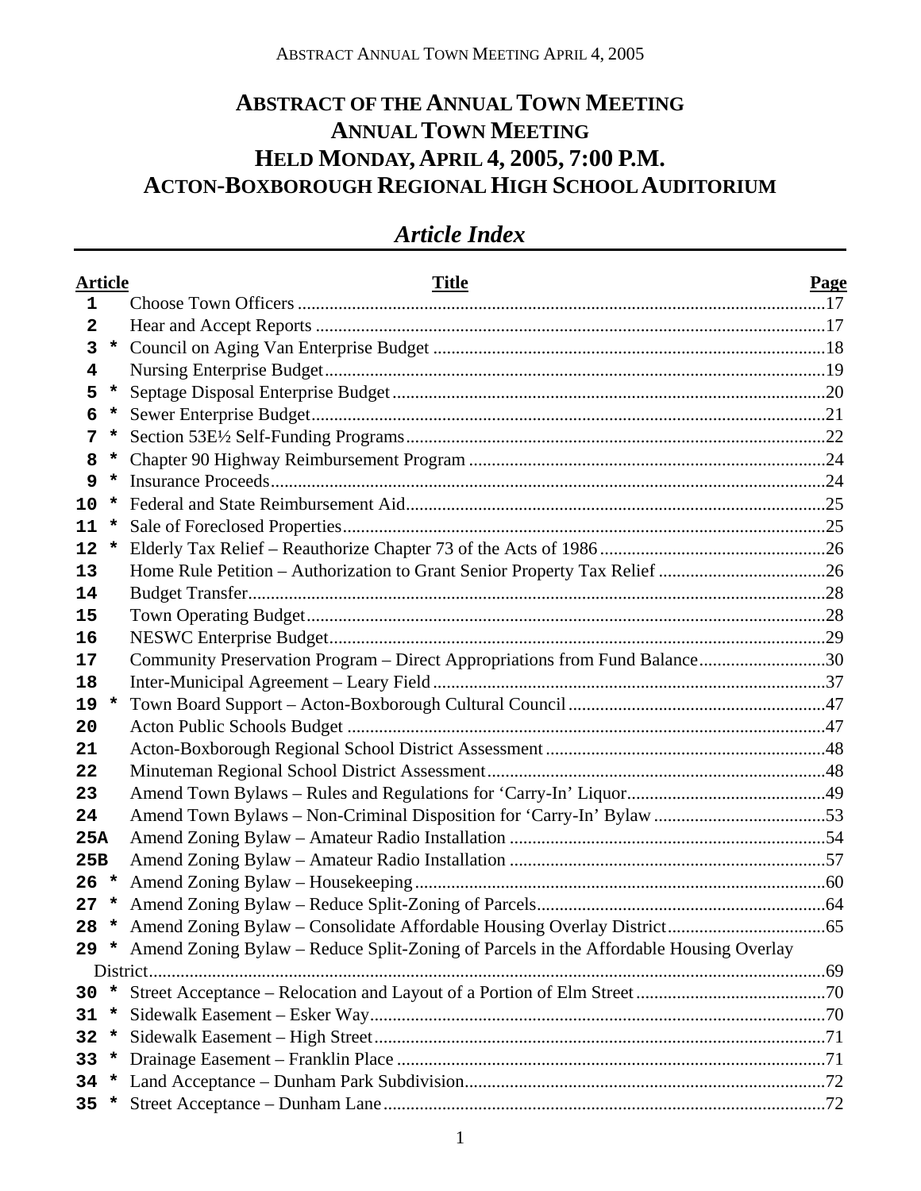# ABSTRACT OF THE ANNUAL TOWN MEETING
# ANNUAL TOWN MEETING
# HELD MONDAY, APRIL 4, 2005, 7:00 P.M.
# ACTON-BOXBOROUGH REGIONAL HIGH SCHOOL AUDITORIUM

## *Article Index*

| Article | | Title | Page |
|---|---|---|---|
| 1 | | Choose Town Officers | 17 |
| 2 | | Hear and Accept Reports | 17 |
| 3 | * | Council on Aging Van Enterprise Budget | 18 |
| 4 | | Nursing Enterprise Budget | 19 |
| 5 | * | Septage Disposal Enterprise Budget | 20 |
| 6 | * | Sewer Enterprise Budget | 21 |
| 7 | * | Section 53E½ Self-Funding Programs | 22 |
| 8 | * | Chapter 90 Highway Reimbursement Program | 24 |
| 9 | * | Insurance Proceeds | 24 |
| 10 | * | Federal and State Reimbursement Aid | 25 |
| 11 | * | Sale of Foreclosed Properties | 25 |
| 12 | * | Elderly Tax Relief – Reauthorize Chapter 73 of the Acts of 1986 | 26 |
| 13 | | Home Rule Petition – Authorization to Grant Senior Property Tax Relief | 26 |
| 14 | | Budget Transfer | 28 |
| 15 | | Town Operating Budget | 28 |
| 16 | | NESWC Enterprise Budget | 29 |
| 17 | | Community Preservation Program – Direct Appropriations from Fund Balance | 30 |
| 18 | | Inter-Municipal Agreement – Leary Field | 37 |
| 19 | * | Town Board Support – Acton-Boxborough Cultural Council | 47 |
| 20 | | Acton Public Schools Budget | 47 |
| 21 | | Acton-Boxborough Regional School District Assessment | 48 |
| 22 | | Minuteman Regional School District Assessment | 48 |
| 23 | | Amend Town Bylaws – Rules and Regulations for 'Carry-In' Liquor | 49 |
| 24 | | Amend Town Bylaws – Non-Criminal Disposition for 'Carry-In' Bylaw | 53 |
| 25A | | Amend Zoning Bylaw – Amateur Radio Installation | 54 |
| 25B | | Amend Zoning Bylaw – Amateur Radio Installation | 57 |
| 26 | * | Amend Zoning Bylaw – Housekeeping | 60 |
| 27 | * | Amend Zoning Bylaw – Reduce Split-Zoning of Parcels | 64 |
| 28 | * | Amend Zoning Bylaw – Consolidate Affordable Housing Overlay District | 65 |
| 29 | * | Amend Zoning Bylaw – Reduce Split-Zoning of Parcels in the Affordable Housing Overlay District | 69 |
| 30 | * | Street Acceptance – Relocation and Layout of a Portion of Elm Street | 70 |
| 31 | * | Sidewalk Easement – Esker Way | 70 |
| 32 | * | Sidewalk Easement – High Street | 71 |
| 33 | * | Drainage Easement – Franklin Place | 71 |
| 34 | * | Land Acceptance – Dunham Park Subdivision | 72 |
| 35 | * | Street Acceptance – Dunham Lane | 72 |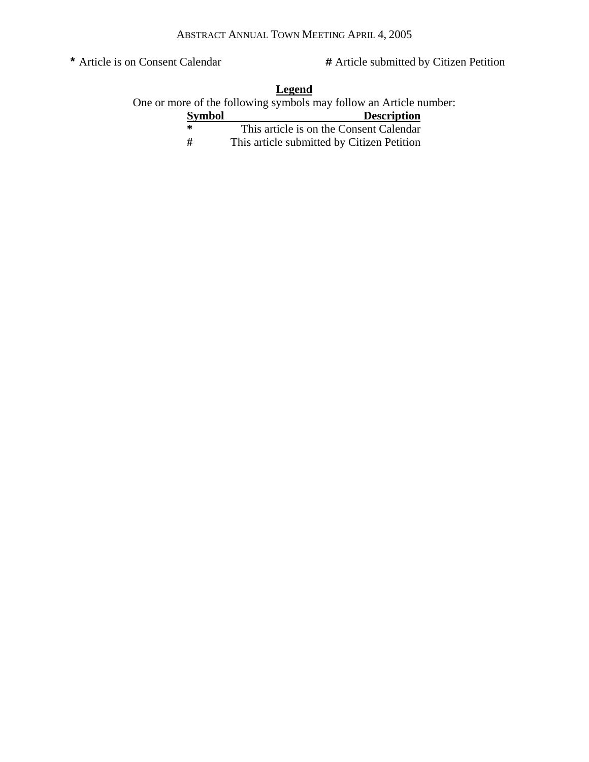**\*** Article is on Consent Calendar

**#** Article submitted by Citizen Petition

**Legend**

One or more of the following symbols may follow an Article number:

| Symbol | Description |
| --- | --- |
| * | This article is on the Consent Calendar |
| # | This article submitted by Citizen Petition |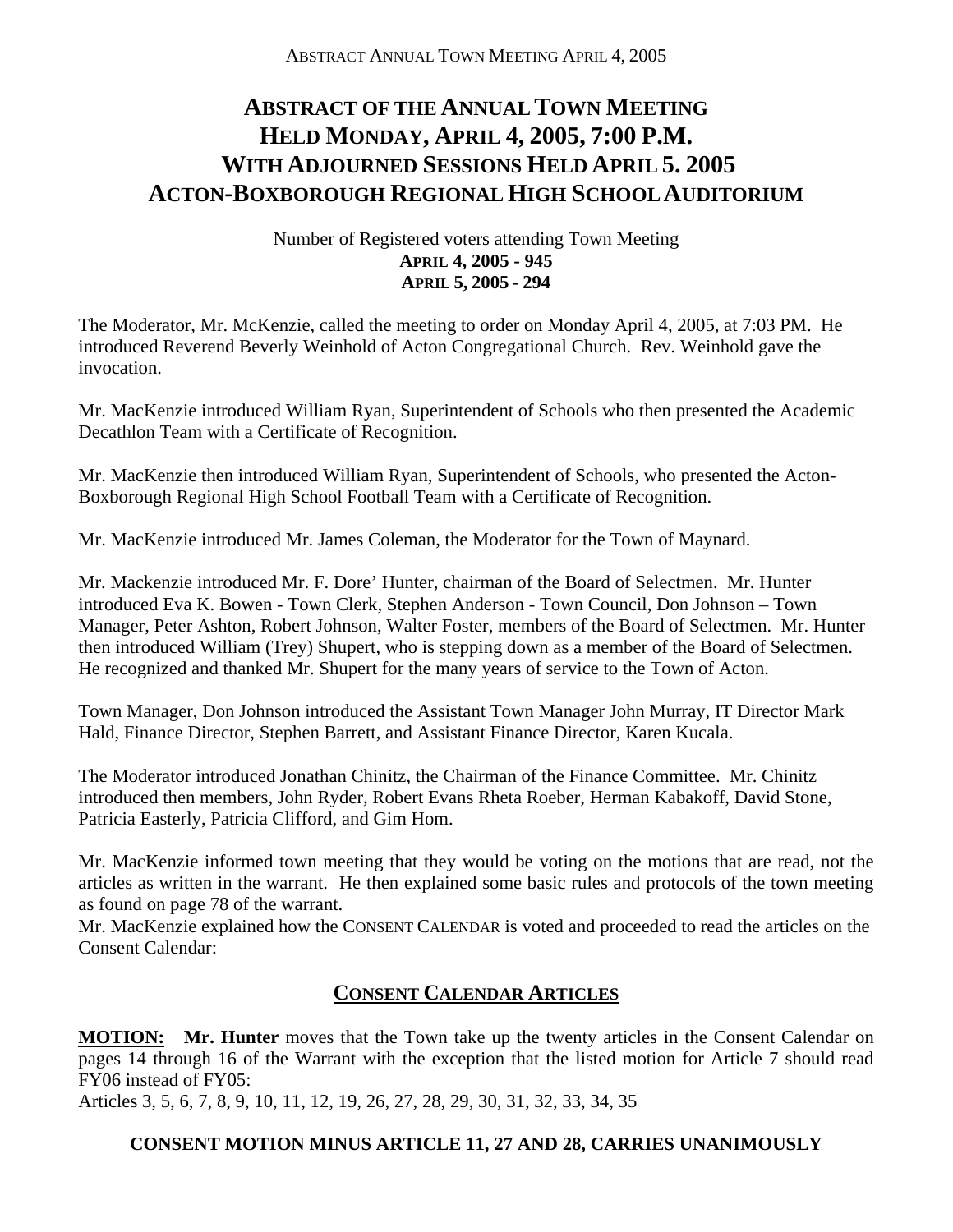# ABSTRACT OF THE ANNUAL TOWN MEETING HELD MONDAY, APRIL 4, 2005, 7:00 P.M. WITH ADJOURNED SESSIONS HELD APRIL 5. 2005 ACTON-BOXBOROUGH REGIONAL HIGH SCHOOL AUDITORIUM

Number of Registered voters attending Town Meeting
**APRIL 4, 2005 - 945**
**APRIL 5, 2005 - 294**

The Moderator, Mr. McKenzie, called the meeting to order on Monday April 4, 2005, at 7:03 PM. He introduced Reverend Beverly Weinhold of Acton Congregational Church. Rev. Weinhold gave the invocation.

Mr. MacKenzie introduced William Ryan, Superintendent of Schools who then presented the Academic Decathlon Team with a Certificate of Recognition.

Mr. MacKenzie then introduced William Ryan, Superintendent of Schools, who presented the Acton-Boxborough Regional High School Football Team with a Certificate of Recognition.

Mr. MacKenzie introduced Mr. James Coleman, the Moderator for the Town of Maynard.

Mr. Mackenzie introduced Mr. F. Dore' Hunter, chairman of the Board of Selectmen. Mr. Hunter introduced Eva K. Bowen - Town Clerk, Stephen Anderson - Town Council, Don Johnson – Town Manager, Peter Ashton, Robert Johnson, Walter Foster, members of the Board of Selectmen. Mr. Hunter then introduced William (Trey) Shupert, who is stepping down as a member of the Board of Selectmen. He recognized and thanked Mr. Shupert for the many years of service to the Town of Acton.

Town Manager, Don Johnson introduced the Assistant Town Manager John Murray, IT Director Mark Hald, Finance Director, Stephen Barrett, and Assistant Finance Director, Karen Kucala.

The Moderator introduced Jonathan Chinitz, the Chairman of the Finance Committee. Mr. Chinitz introduced then members, John Ryder, Robert Evans Rheta Roeber, Herman Kabakoff, David Stone, Patricia Easterly, Patricia Clifford, and Gim Hom.

Mr. MacKenzie informed town meeting that they would be voting on the motions that are read, not the articles as written in the warrant. He then explained some basic rules and protocols of the town meeting as found on page 78 of the warrant.

Mr. MacKenzie explained how the CONSENT CALENDAR is voted and proceeded to read the articles on the Consent Calendar:

## CONSENT CALENDAR ARTICLES

**MOTION:** **Mr. Hunter** moves that the Town take up the twenty articles in the Consent Calendar on pages 14 through 16 of the Warrant with the exception that the listed motion for Article 7 should read FY06 instead of FY05:

Articles 3, 5, 6, 7, 8, 9, 10, 11, 12, 19, 26, 27, 28, 29, 30, 31, 32, 33, 34, 35

**CONSENT MOTION MINUS ARTICLE 11, 27 AND 28, CARRIES UNANIMOUSLY**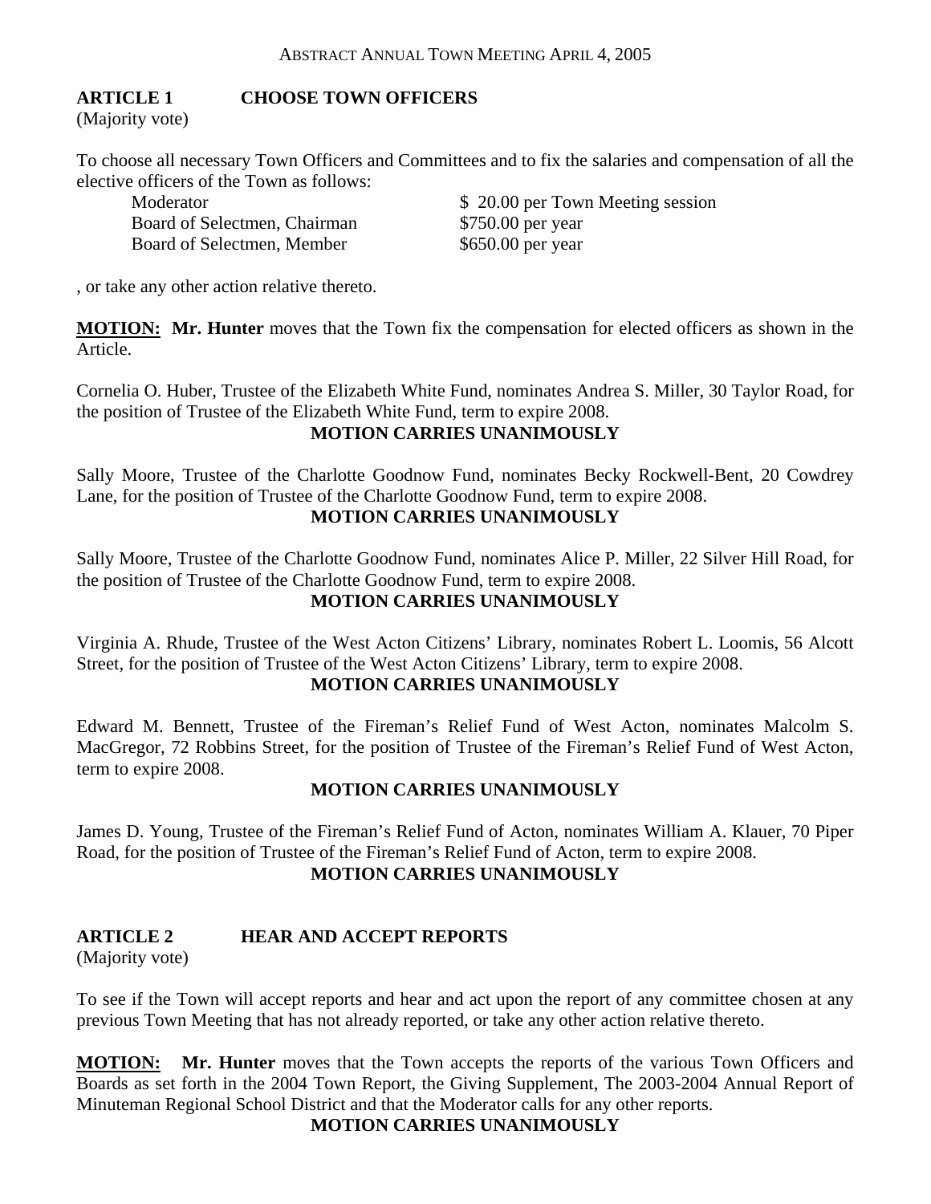ABSTRACT ANNUAL TOWN MEETING APRIL 4, 2005

## ARTICLE 1 CHOOSE TOWN OFFICERS

(Majority vote)

To choose all necessary Town Officers and Committees and to fix the salaries and compensation of all the elective officers of the Town as follows:

| | |
|---|---|
| Moderator | $ 20.00 per Town Meeting session |
| Board of Selectmen, Chairman | $750.00 per year |
| Board of Selectmen, Member | $650.00 per year |

, or take any other action relative thereto.

**MOTION:** **Mr. Hunter** moves that the Town fix the compensation for elected officers as shown in the Article.

Cornelia O. Huber, Trustee of the Elizabeth White Fund, nominates Andrea S. Miller, 30 Taylor Road, for the position of Trustee of the Elizabeth White Fund, term to expire 2008.

**MOTION CARRIES UNANIMOUSLY**

Sally Moore, Trustee of the Charlotte Goodnow Fund, nominates Becky Rockwell-Bent, 20 Cowdrey Lane, for the position of Trustee of the Charlotte Goodnow Fund, term to expire 2008.

**MOTION CARRIES UNANIMOUSLY**

Sally Moore, Trustee of the Charlotte Goodnow Fund, nominates Alice P. Miller, 22 Silver Hill Road, for the position of Trustee of the Charlotte Goodnow Fund, term to expire 2008.

**MOTION CARRIES UNANIMOUSLY**

Virginia A. Rhude, Trustee of the West Acton Citizens' Library, nominates Robert L. Loomis, 56 Alcott Street, for the position of Trustee of the West Acton Citizens' Library, term to expire 2008.

**MOTION CARRIES UNANIMOUSLY**

Edward M. Bennett, Trustee of the Fireman's Relief Fund of West Acton, nominates Malcolm S. MacGregor, 72 Robbins Street, for the position of Trustee of the Fireman's Relief Fund of West Acton, term to expire 2008.

**MOTION CARRIES UNANIMOUSLY**

James D. Young, Trustee of the Fireman's Relief Fund of Acton, nominates William A. Klauer, 70 Piper Road, for the position of Trustee of the Fireman's Relief Fund of Acton, term to expire 2008.

**MOTION CARRIES UNANIMOUSLY**

## ARTICLE 2 HEAR AND ACCEPT REPORTS

(Majority vote)

To see if the Town will accept reports and hear and act upon the report of any committee chosen at any previous Town Meeting that has not already reported, or take any other action relative thereto.

**MOTION:** **Mr. Hunter** moves that the Town accepts the reports of the various Town Officers and Boards as set forth in the 2004 Town Report, the Giving Supplement, The 2003-2004 Annual Report of Minuteman Regional School District and that the Moderator calls for any other reports.

**MOTION CARRIES UNANIMOUSLY**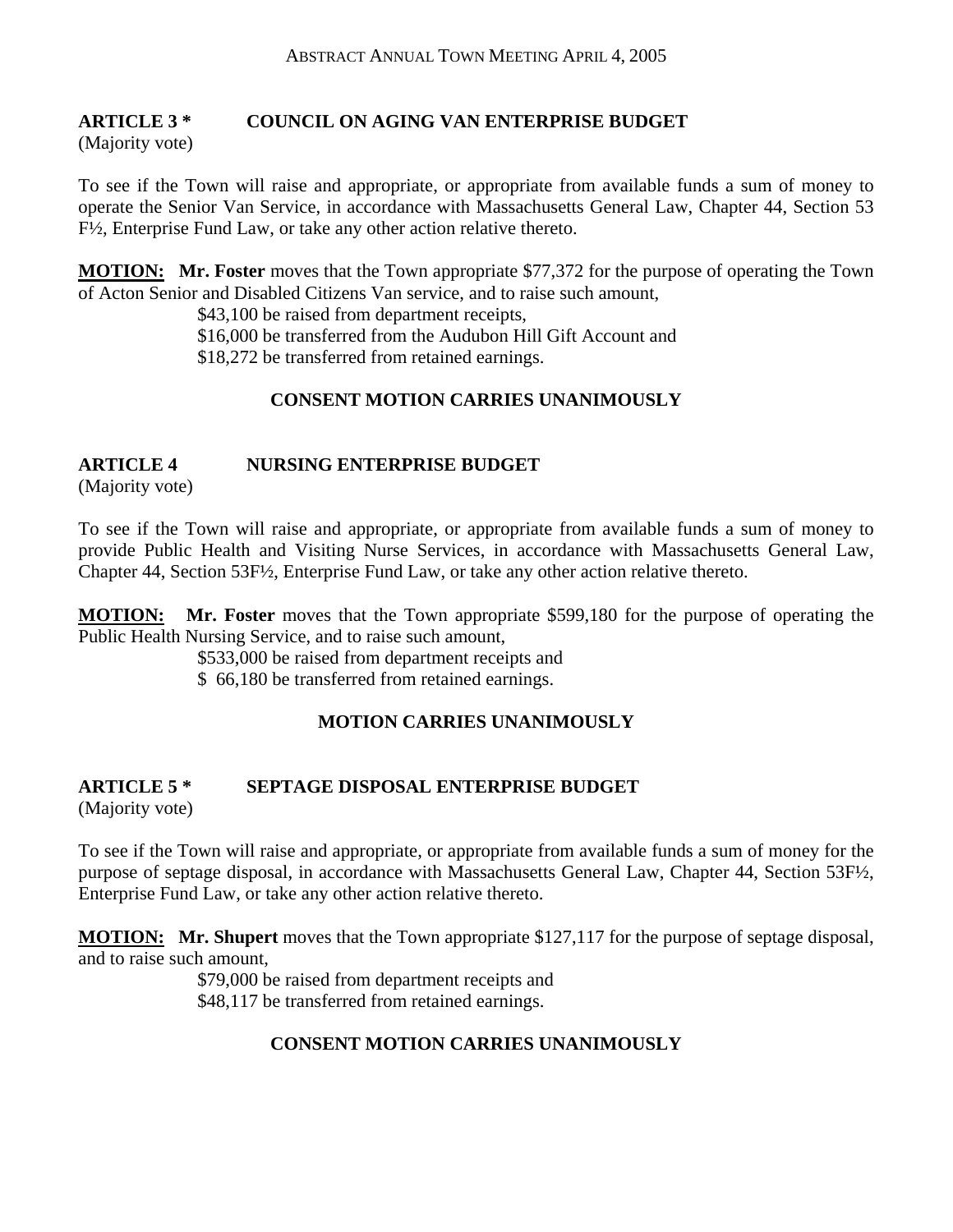## ARTICLE 3 * COUNCIL ON AGING VAN ENTERPRISE BUDGET

(Majority vote)

To see if the Town will raise and appropriate, or appropriate from available funds a sum of money to operate the Senior Van Service, in accordance with Massachusetts General Law, Chapter 44, Section 53 F½, Enterprise Fund Law, or take any other action relative thereto.

**MOTION:** **Mr. Foster** moves that the Town appropriate $77,372 for the purpose of operating the Town of Acton Senior and Disabled Citizens Van service, and to raise such amount,

$43,100 be raised from department receipts,
$16,000 be transferred from the Audubon Hill Gift Account and
$18,272 be transferred from retained earnings.

**CONSENT MOTION CARRIES UNANIMOUSLY**

## ARTICLE 4 NURSING ENTERPRISE BUDGET

(Majority vote)

To see if the Town will raise and appropriate, or appropriate from available funds a sum of money to provide Public Health and Visiting Nurse Services, in accordance with Massachusetts General Law, Chapter 44, Section 53F½, Enterprise Fund Law, or take any other action relative thereto.

**MOTION:** **Mr. Foster** moves that the Town appropriate $599,180 for the purpose of operating the Public Health Nursing Service, and to raise such amount,

$533,000 be raised from department receipts and
$ 66,180 be transferred from retained earnings.

**MOTION CARRIES UNANIMOUSLY**

## ARTICLE 5 * SEPTAGE DISPOSAL ENTERPRISE BUDGET

(Majority vote)

To see if the Town will raise and appropriate, or appropriate from available funds a sum of money for the purpose of septage disposal, in accordance with Massachusetts General Law, Chapter 44, Section 53F½, Enterprise Fund Law, or take any other action relative thereto.

**MOTION:** **Mr. Shupert** moves that the Town appropriate $127,117 for the purpose of septage disposal, and to raise such amount,

$79,000 be raised from department receipts and
$48,117 be transferred from retained earnings.

**CONSENT MOTION CARRIES UNANIMOUSLY**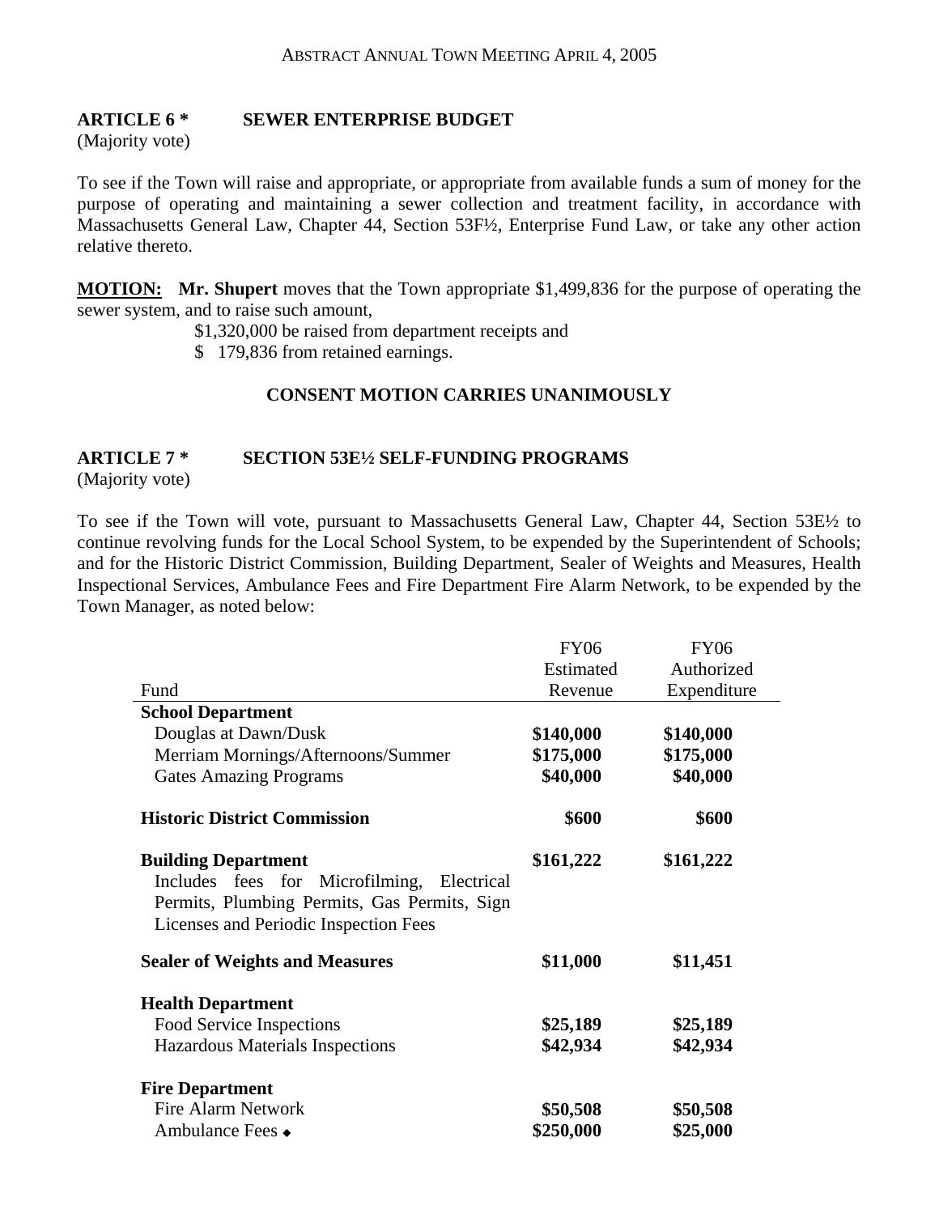## ARTICLE 6 * SEWER ENTERPRISE BUDGET

(Majority vote)

To see if the Town will raise and appropriate, or appropriate from available funds a sum of money for the purpose of operating and maintaining a sewer collection and treatment facility, in accordance with Massachusetts General Law, Chapter 44, Section 53F½, Enterprise Fund Law, or take any other action relative thereto.

**MOTION:** **Mr. Shupert** moves that the Town appropriate $1,499,836 for the purpose of operating the sewer system, and to raise such amount,

$1,320,000 be raised from department receipts and
$ 179,836 from retained earnings.

**CONSENT MOTION CARRIES UNANIMOUSLY**

## ARTICLE 7 * SECTION 53E½ SELF-FUNDING PROGRAMS

(Majority vote)

To see if the Town will vote, pursuant to Massachusetts General Law, Chapter 44, Section 53E½ to continue revolving funds for the Local School System, to be expended by the Superintendent of Schools; and for the Historic District Commission, Building Department, Sealer of Weights and Measures, Health Inspectional Services, Ambulance Fees and Fire Department Fire Alarm Network, to be expended by the Town Manager, as noted below:

| Fund | FY06 Estimated Revenue | FY06 Authorized Expenditure |
|---|---|---|
| **School Department** | | |
| Douglas at Dawn/Dusk | **$140,000** | **$140,000** |
| Merriam Mornings/Afternoons/Summer | **$175,000** | **$175,000** |
| Gates Amazing Programs | **$40,000** | **$40,000** |
| **Historic District Commission** | **$600** | **$600** |
| **Building Department** Includes fees for Microfilming, Electrical Permits, Plumbing Permits, Gas Permits, Sign Licenses and Periodic Inspection Fees | **$161,222** | **$161,222** |
| **Sealer of Weights and Measures** | **$11,000** | **$11,451** |
| **Health Department** | | |
| Food Service Inspections | **$25,189** | **$25,189** |
| Hazardous Materials Inspections | **$42,934** | **$42,934** |
| **Fire Department** | | |
| Fire Alarm Network | **$50,508** | **$50,508** |
| Ambulance Fees ◆ | **$250,000** | **$25,000** |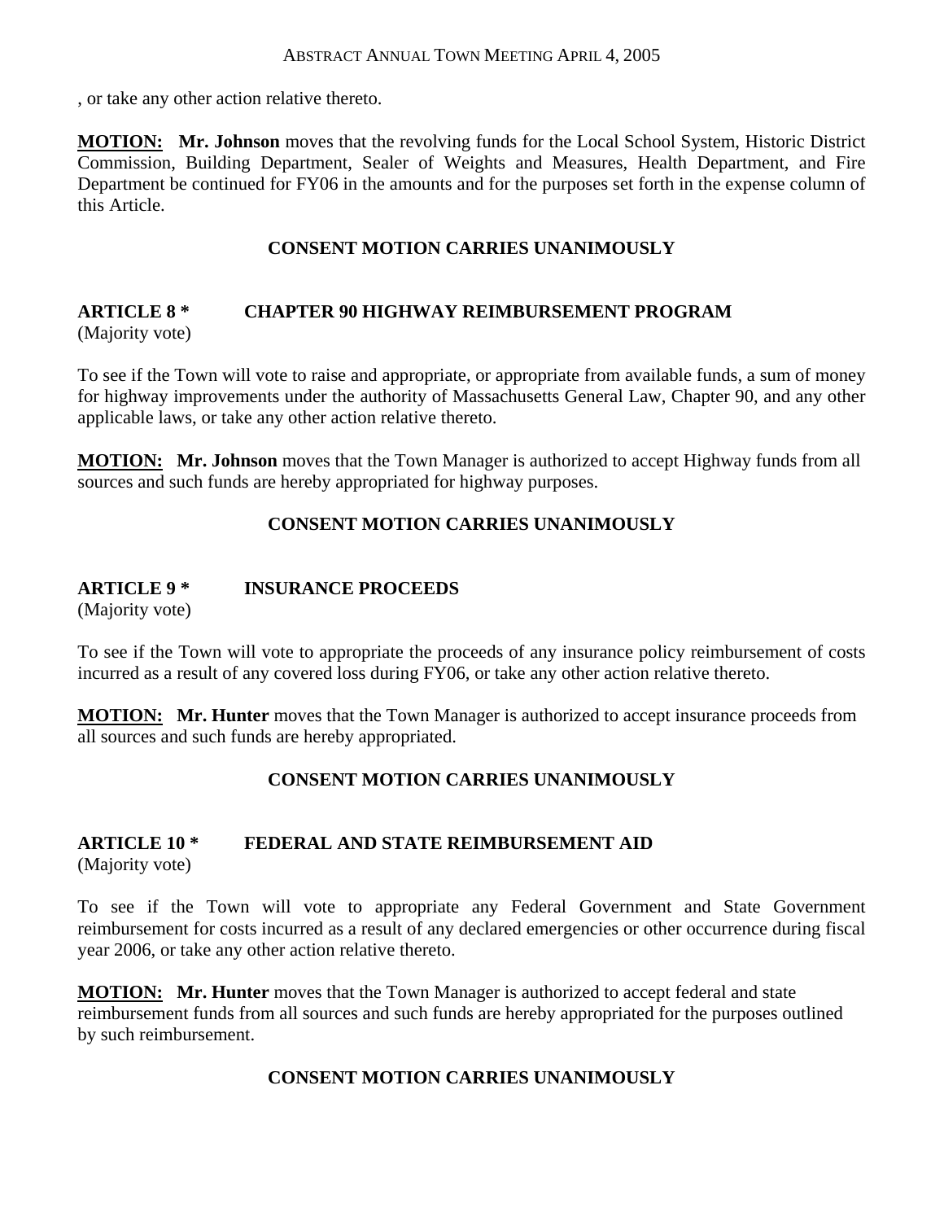, or take any other action relative thereto.

**MOTION:** **Mr. Johnson** moves that the revolving funds for the Local School System, Historic District Commission, Building Department, Sealer of Weights and Measures, Health Department, and Fire Department be continued for FY06 in the amounts and for the purposes set forth in the expense column of this Article.

**CONSENT MOTION CARRIES UNANIMOUSLY**

**ARTICLE 8 * CHAPTER 90 HIGHWAY REIMBURSEMENT PROGRAM**
(Majority vote)

To see if the Town will vote to raise and appropriate, or appropriate from available funds, a sum of money for highway improvements under the authority of Massachusetts General Law, Chapter 90, and any other applicable laws, or take any other action relative thereto.

**MOTION:** **Mr. Johnson** moves that the Town Manager is authorized to accept Highway funds from all sources and such funds are hereby appropriated for highway purposes.

**CONSENT MOTION CARRIES UNANIMOUSLY**

**ARTICLE 9 * INSURANCE PROCEEDS**
(Majority vote)

To see if the Town will vote to appropriate the proceeds of any insurance policy reimbursement of costs incurred as a result of any covered loss during FY06, or take any other action relative thereto.

**MOTION:** **Mr. Hunter** moves that the Town Manager is authorized to accept insurance proceeds from all sources and such funds are hereby appropriated.

**CONSENT MOTION CARRIES UNANIMOUSLY**

**ARTICLE 10 * FEDERAL AND STATE REIMBURSEMENT AID**
(Majority vote)

To see if the Town will vote to appropriate any Federal Government and State Government reimbursement for costs incurred as a result of any declared emergencies or other occurrence during fiscal year 2006, or take any other action relative thereto.

**MOTION:** **Mr. Hunter** moves that the Town Manager is authorized to accept federal and state reimbursement funds from all sources and such funds are hereby appropriated for the purposes outlined by such reimbursement.

**CONSENT MOTION CARRIES UNANIMOUSLY**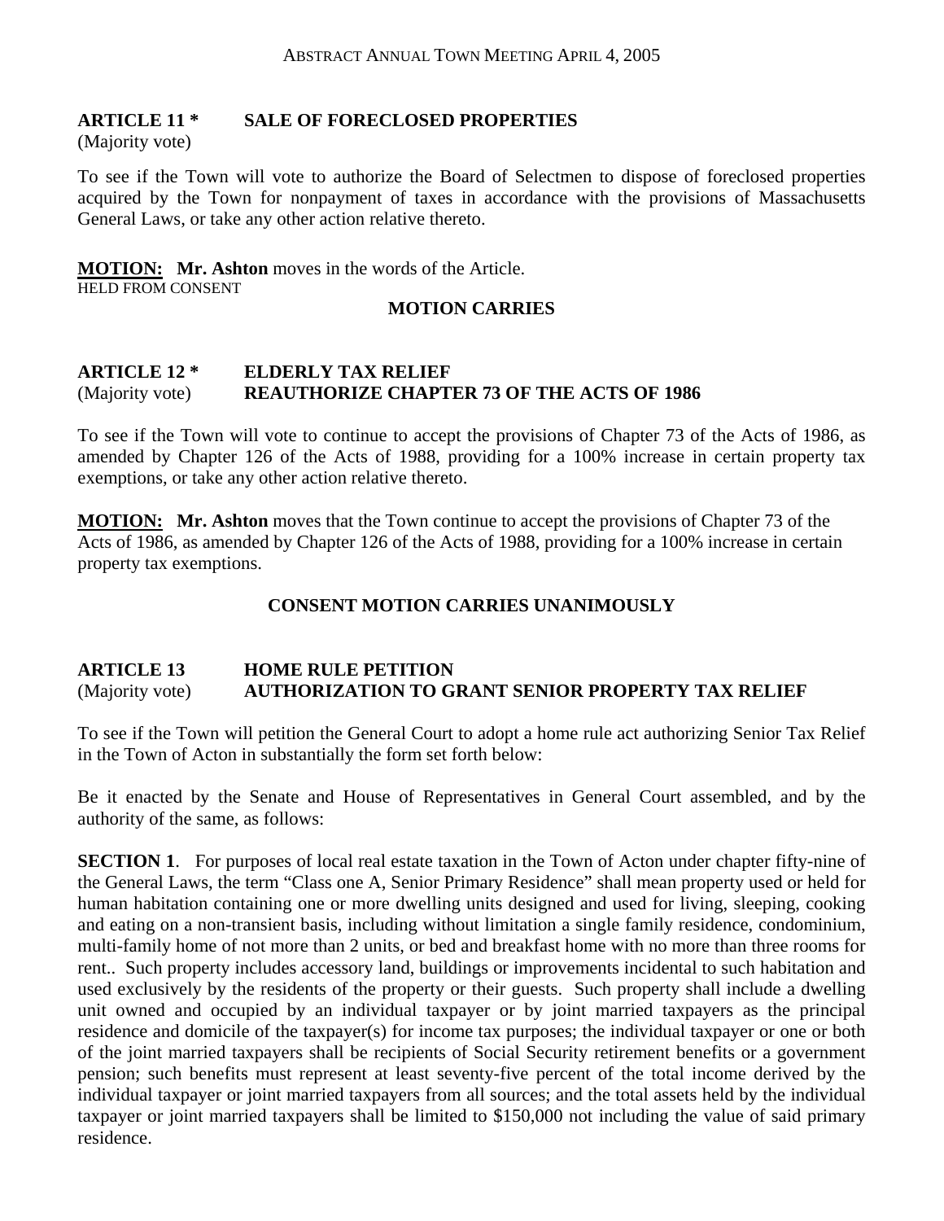## ARTICLE 11 * SALE OF FORECLOSED PROPERTIES

(Majority vote)

To see if the Town will vote to authorize the Board of Selectmen to dispose of foreclosed properties acquired by the Town for nonpayment of taxes in accordance with the provisions of Massachusetts General Laws, or take any other action relative thereto.

**MOTION: Mr. Ashton** moves in the words of the Article.
HELD FROM CONSENT

**MOTION CARRIES**

## ARTICLE 12 * ELDERLY TAX RELIEF
(Majority vote) **REAUTHORIZE CHAPTER 73 OF THE ACTS OF 1986**

To see if the Town will vote to continue to accept the provisions of Chapter 73 of the Acts of 1986, as amended by Chapter 126 of the Acts of 1988, providing for a 100% increase in certain property tax exemptions, or take any other action relative thereto.

**MOTION: Mr. Ashton** moves that the Town continue to accept the provisions of Chapter 73 of the Acts of 1986, as amended by Chapter 126 of the Acts of 1988, providing for a 100% increase in certain property tax exemptions.

**CONSENT MOTION CARRIES UNANIMOUSLY**

## ARTICLE 13 HOME RULE PETITION
(Majority vote) **AUTHORIZATION TO GRANT SENIOR PROPERTY TAX RELIEF**

To see if the Town will petition the General Court to adopt a home rule act authorizing Senior Tax Relief in the Town of Acton in substantially the form set forth below:

Be it enacted by the Senate and House of Representatives in General Court assembled, and by the authority of the same, as follows:

**SECTION 1**. For purposes of local real estate taxation in the Town of Acton under chapter fifty-nine of the General Laws, the term "Class one A, Senior Primary Residence" shall mean property used or held for human habitation containing one or more dwelling units designed and used for living, sleeping, cooking and eating on a non-transient basis, including without limitation a single family residence, condominium, multi-family home of not more than 2 units, or bed and breakfast home with no more than three rooms for rent.. Such property includes accessory land, buildings or improvements incidental to such habitation and used exclusively by the residents of the property or their guests. Such property shall include a dwelling unit owned and occupied by an individual taxpayer or by joint married taxpayers as the principal residence and domicile of the taxpayer(s) for income tax purposes; the individual taxpayer or one or both of the joint married taxpayers shall be recipients of Social Security retirement benefits or a government pension; such benefits must represent at least seventy-five percent of the total income derived by the individual taxpayer or joint married taxpayers from all sources; and the total assets held by the individual taxpayer or joint married taxpayers shall be limited to $150,000 not including the value of said primary residence.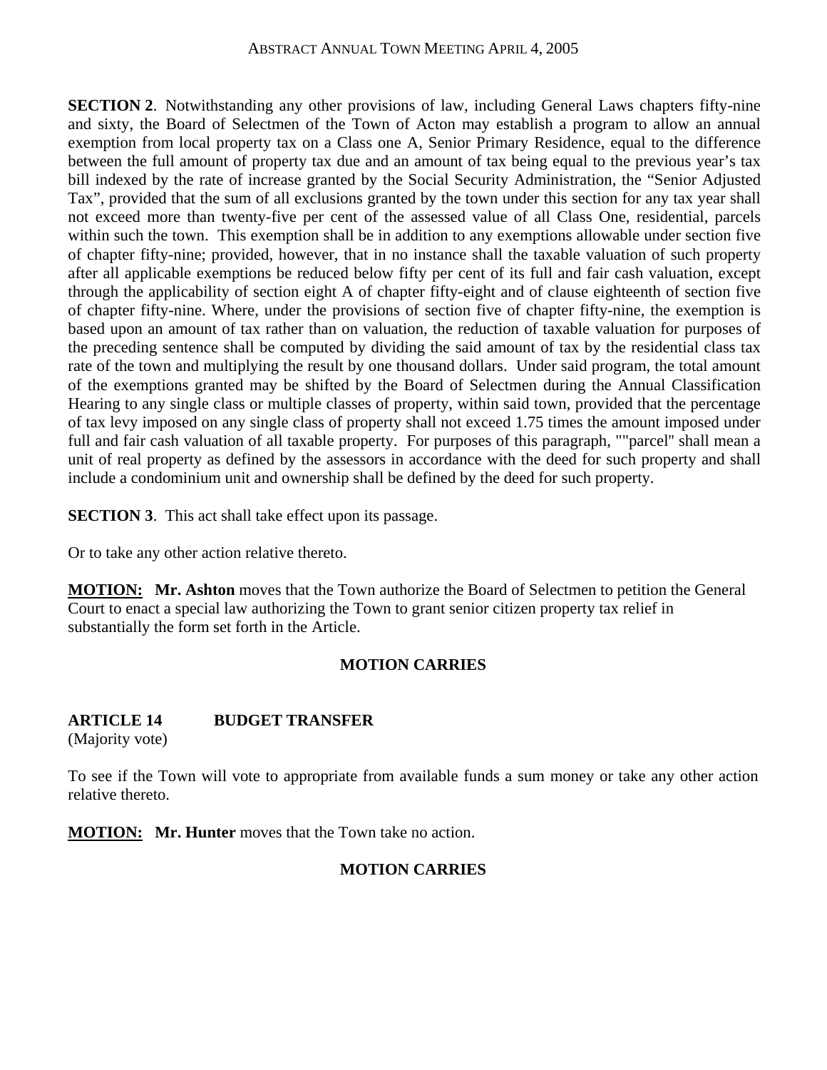**SECTION 2**. Notwithstanding any other provisions of law, including General Laws chapters fifty-nine and sixty, the Board of Selectmen of the Town of Acton may establish a program to allow an annual exemption from local property tax on a Class one A, Senior Primary Residence, equal to the difference between the full amount of property tax due and an amount of tax being equal to the previous year's tax bill indexed by the rate of increase granted by the Social Security Administration, the "Senior Adjusted Tax", provided that the sum of all exclusions granted by the town under this section for any tax year shall not exceed more than twenty-five per cent of the assessed value of all Class One, residential, parcels within such the town. This exemption shall be in addition to any exemptions allowable under section five of chapter fifty-nine; provided, however, that in no instance shall the taxable valuation of such property after all applicable exemptions be reduced below fifty per cent of its full and fair cash valuation, except through the applicability of section eight A of chapter fifty-eight and of clause eighteenth of section five of chapter fifty-nine. Where, under the provisions of section five of chapter fifty-nine, the exemption is based upon an amount of tax rather than on valuation, the reduction of taxable valuation for purposes of the preceding sentence shall be computed by dividing the said amount of tax by the residential class tax rate of the town and multiplying the result by one thousand dollars. Under said program, the total amount of the exemptions granted may be shifted by the Board of Selectmen during the Annual Classification Hearing to any single class or multiple classes of property, within said town, provided that the percentage of tax levy imposed on any single class of property shall not exceed 1.75 times the amount imposed under full and fair cash valuation of all taxable property. For purposes of this paragraph, ""parcel" shall mean a unit of real property as defined by the assessors in accordance with the deed for such property and shall include a condominium unit and ownership shall be defined by the deed for such property.

**SECTION 3**. This act shall take effect upon its passage.

Or to take any other action relative thereto.

**MOTION:** **Mr. Ashton** moves that the Town authorize the Board of Selectmen to petition the General Court to enact a special law authorizing the Town to grant senior citizen property tax relief in substantially the form set forth in the Article.

**MOTION CARRIES**

## ARTICLE 14 BUDGET TRANSFER

(Majority vote)

To see if the Town will vote to appropriate from available funds a sum money or take any other action relative thereto.

**MOTION:** **Mr. Hunter** moves that the Town take no action.

**MOTION CARRIES**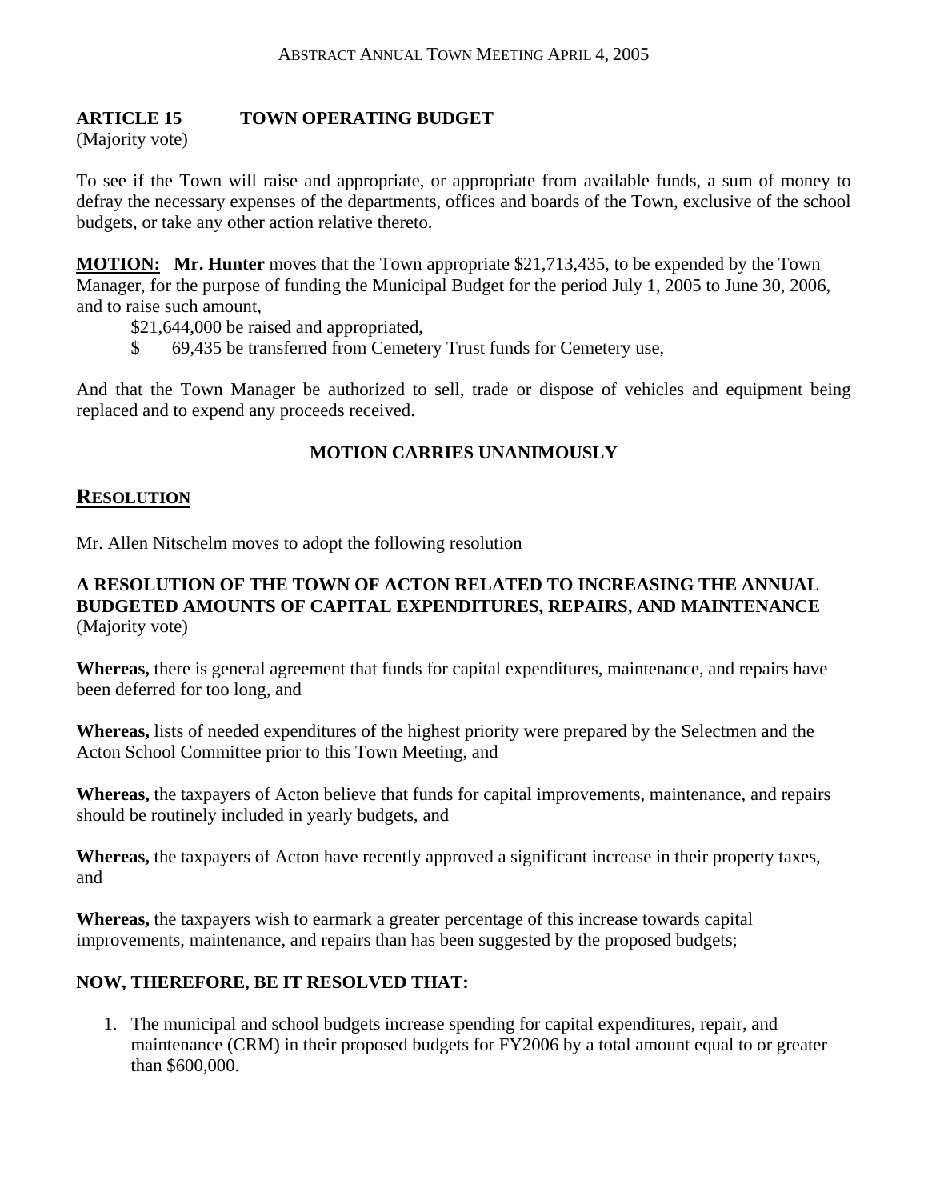**ARTICLE 15 TOWN OPERATING BUDGET**
(Majority vote)

To see if the Town will raise and appropriate, or appropriate from available funds, a sum of money to defray the necessary expenses of the departments, offices and boards of the Town, exclusive of the school budgets, or take any other action relative thereto.

**MOTION: Mr. Hunter** moves that the Town appropriate $21,713,435, to be expended by the Town Manager, for the purpose of funding the Municipal Budget for the period July 1, 2005 to June 30, 2006, and to raise such amount,

$21,644,000 be raised and appropriated,
$ 69,435 be transferred from Cemetery Trust funds for Cemetery use,

And that the Town Manager be authorized to sell, trade or dispose of vehicles and equipment being replaced and to expend any proceeds received.

**MOTION CARRIES UNANIMOUSLY**

## RESOLUTION

Mr. Allen Nitschelm moves to adopt the following resolution

**A RESOLUTION OF THE TOWN OF ACTON RELATED TO INCREASING THE ANNUAL BUDGETED AMOUNTS OF CAPITAL EXPENDITURES, REPAIRS, AND MAINTENANCE**
(Majority vote)

**Whereas,** there is general agreement that funds for capital expenditures, maintenance, and repairs have been deferred for too long, and

**Whereas,** lists of needed expenditures of the highest priority were prepared by the Selectmen and the Acton School Committee prior to this Town Meeting, and

**Whereas,** the taxpayers of Acton believe that funds for capital improvements, maintenance, and repairs should be routinely included in yearly budgets, and

**Whereas,** the taxpayers of Acton have recently approved a significant increase in their property taxes, and

**Whereas,** the taxpayers wish to earmark a greater percentage of this increase towards capital improvements, maintenance, and repairs than has been suggested by the proposed budgets;

**NOW, THEREFORE, BE IT RESOLVED THAT:**

1. The municipal and school budgets increase spending for capital expenditures, repair, and maintenance (CRM) in their proposed budgets for FY2006 by a total amount equal to or greater than $600,000.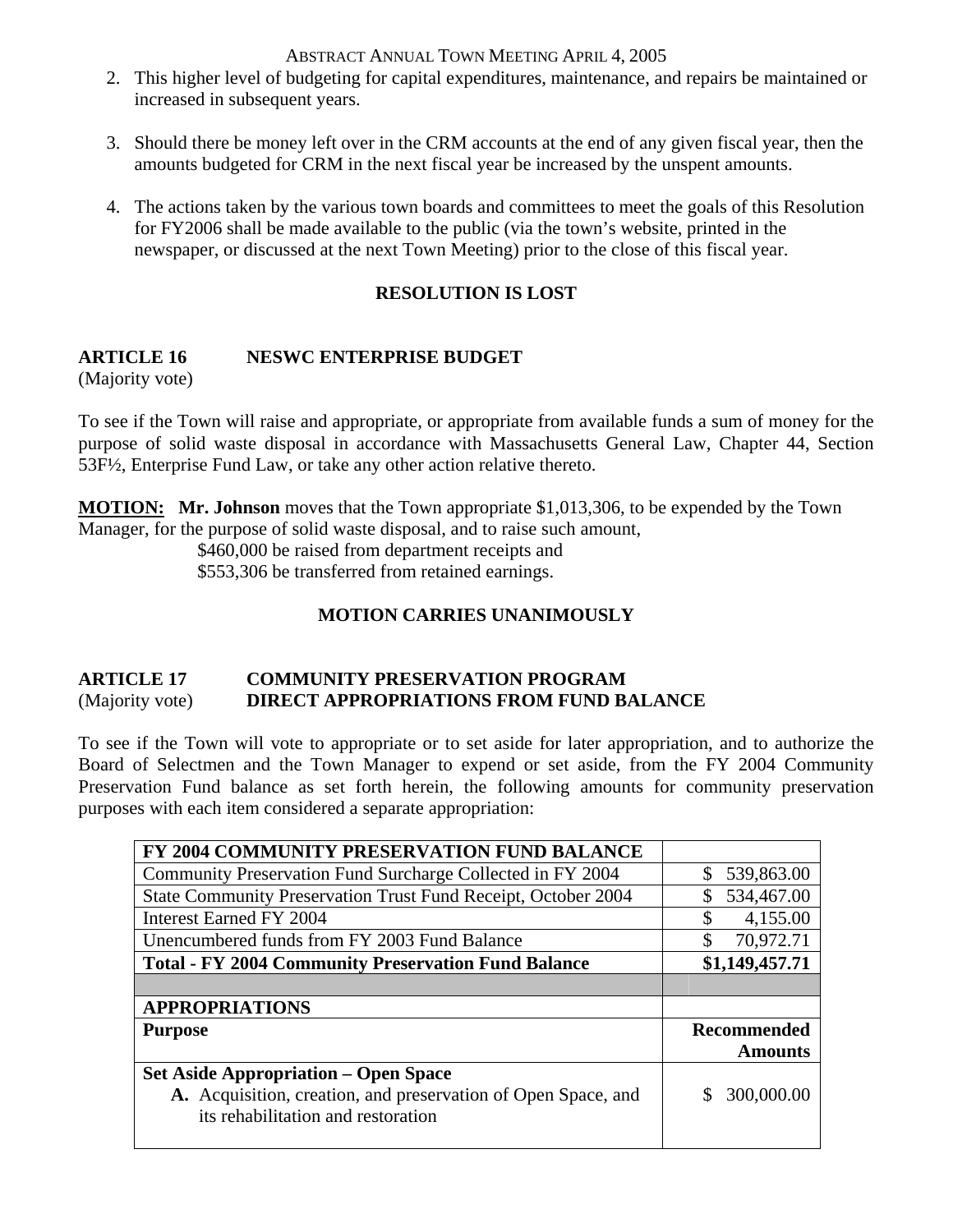2. This higher level of budgeting for capital expenditures, maintenance, and repairs be maintained or increased in subsequent years.

3. Should there be money left over in the CRM accounts at the end of any given fiscal year, then the amounts budgeted for CRM in the next fiscal year be increased by the unspent amounts.

4. The actions taken by the various town boards and committees to meet the goals of this Resolution for FY2006 shall be made available to the public (via the town's website, printed in the newspaper, or discussed at the next Town Meeting) prior to the close of this fiscal year.

**RESOLUTION IS LOST**

## ARTICLE 16 NESWC ENTERPRISE BUDGET

(Majority vote)

To see if the Town will raise and appropriate, or appropriate from available funds a sum of money for the purpose of solid waste disposal in accordance with Massachusetts General Law, Chapter 44, Section 53F½, Enterprise Fund Law, or take any other action relative thereto.

**MOTION:** **Mr. Johnson** moves that the Town appropriate $1,013,306, to be expended by the Town Manager, for the purpose of solid waste disposal, and to raise such amount,

$460,000 be raised from department receipts and
$553,306 be transferred from retained earnings.

**MOTION CARRIES UNANIMOUSLY**

## ARTICLE 17 COMMUNITY PRESERVATION PROGRAM DIRECT APPROPRIATIONS FROM FUND BALANCE

(Majority vote)

To see if the Town will vote to appropriate or to set aside for later appropriation, and to authorize the Board of Selectmen and the Town Manager to expend or set aside, from the FY 2004 Community Preservation Fund balance as set forth herein, the following amounts for community preservation purposes with each item considered a separate appropriation:

| **FY 2004 COMMUNITY PRESERVATION FUND BALANCE** | |
|---|---|
| Community Preservation Fund Surcharge Collected in FY 2004 | $ 539,863.00 |
| State Community Preservation Trust Fund Receipt, October 2004 | $ 534,467.00 |
| Interest Earned FY 2004 | $ 4,155.00 |
| Unencumbered funds from FY 2003 Fund Balance | $ 70,972.71 |
| **Total - FY 2004 Community Preservation Fund Balance** | **$1,149,457.71** |
| | |
| **APPROPRIATIONS** | |
| **Purpose** | **Recommended Amounts** |
| **Set Aside Appropriation – Open Space** **A.** Acquisition, creation, and preservation of Open Space, and its rehabilitation and restoration | $ 300,000.00 |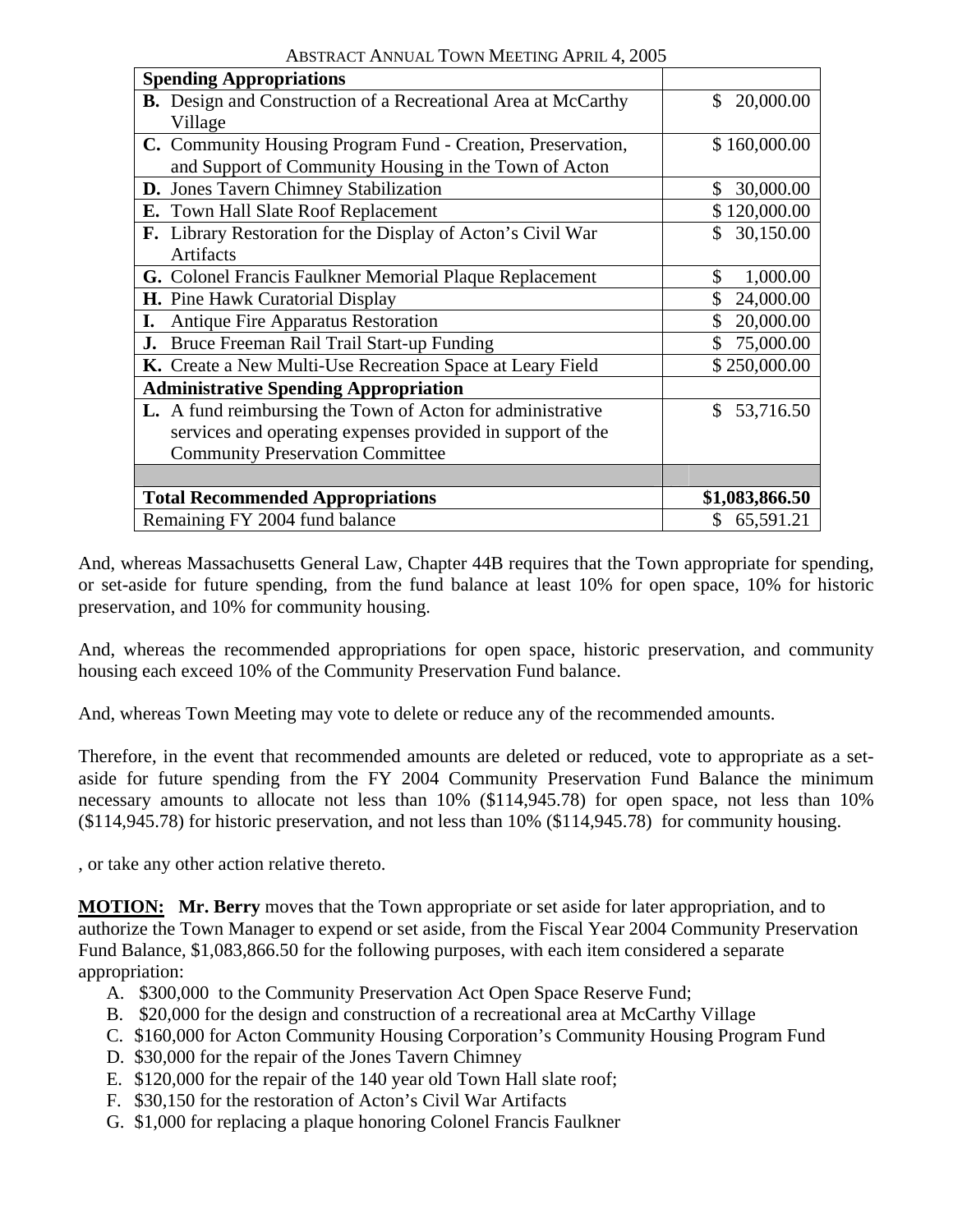ABSTRACT ANNUAL TOWN MEETING APRIL 4, 2005

| **Spending Appropriations** | |
|---|---|
| **B.** Design and Construction of a Recreational Area at McCarthy Village | $ 20,000.00 |
| **C.** Community Housing Program Fund - Creation, Preservation, and Support of Community Housing in the Town of Acton | $ 160,000.00 |
| **D.** Jones Tavern Chimney Stabilization | $ 30,000.00 |
| **E.** Town Hall Slate Roof Replacement | $ 120,000.00 |
| **F.** Library Restoration for the Display of Acton's Civil War Artifacts | $ 30,150.00 |
| **G.** Colonel Francis Faulkner Memorial Plaque Replacement | $ 1,000.00 |
| **H.** Pine Hawk Curatorial Display | $ 24,000.00 |
| **I.** Antique Fire Apparatus Restoration | $ 20,000.00 |
| **J.** Bruce Freeman Rail Trail Start-up Funding | $ 75,000.00 |
| **K.** Create a New Multi-Use Recreation Space at Leary Field | $ 250,000.00 |
| **Administrative Spending Appropriation** | |
| **L.** A fund reimbursing the Town of Acton for administrative services and operating expenses provided in support of the Community Preservation Committee | $ 53,716.50 |
| | |
| **Total Recommended Appropriations** | **$1,083,866.50** |
| Remaining FY 2004 fund balance | $ 65,591.21 |

And, whereas Massachusetts General Law, Chapter 44B requires that the Town appropriate for spending, or set-aside for future spending, from the fund balance at least 10% for open space, 10% for historic preservation, and 10% for community housing.

And, whereas the recommended appropriations for open space, historic preservation, and community housing each exceed 10% of the Community Preservation Fund balance.

And, whereas Town Meeting may vote to delete or reduce any of the recommended amounts.

Therefore, in the event that recommended amounts are deleted or reduced, vote to appropriate as a set-aside for future spending from the FY 2004 Community Preservation Fund Balance the minimum necessary amounts to allocate not less than 10% ($114,945.78) for open space, not less than 10% ($114,945.78) for historic preservation, and not less than 10% ($114,945.78) for community housing.

, or take any other action relative thereto.

**MOTION:** **Mr. Berry** moves that the Town appropriate or set aside for later appropriation, and to authorize the Town Manager to expend or set aside, from the Fiscal Year 2004 Community Preservation Fund Balance, $1,083,866.50 for the following purposes, with each item considered a separate appropriation:

A. $300,000 to the Community Preservation Act Open Space Reserve Fund;
B. $20,000 for the design and construction of a recreational area at McCarthy Village
C. $160,000 for Acton Community Housing Corporation's Community Housing Program Fund
D. $30,000 for the repair of the Jones Tavern Chimney
E. $120,000 for the repair of the 140 year old Town Hall slate roof;
F. $30,150 for the restoration of Acton's Civil War Artifacts
G. $1,000 for replacing a plaque honoring Colonel Francis Faulkner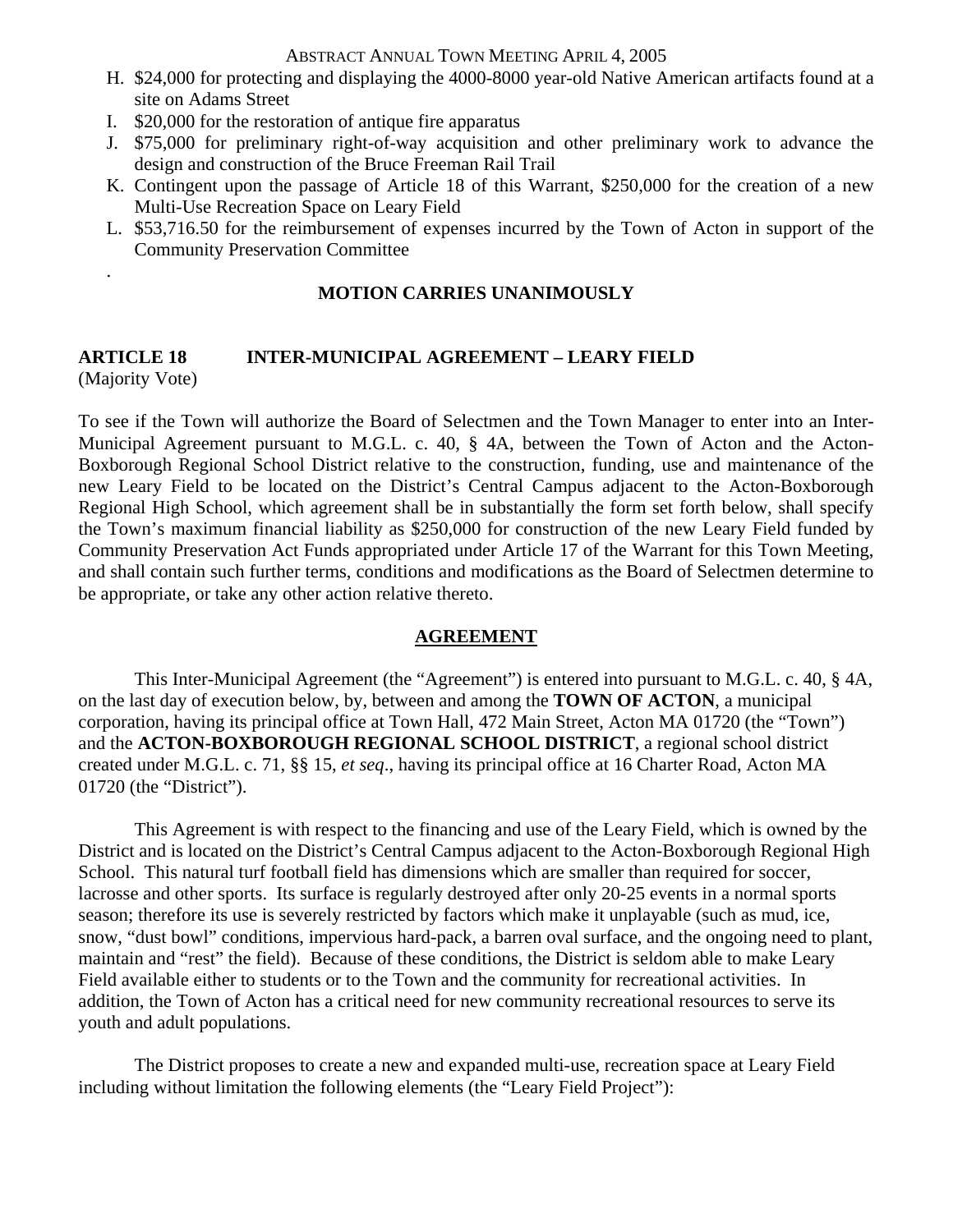H. $24,000 for protecting and displaying the 4000-8000 year-old Native American artifacts found at a site on Adams Street
I. $20,000 for the restoration of antique fire apparatus
J. $75,000 for preliminary right-of-way acquisition and other preliminary work to advance the design and construction of the Bruce Freeman Rail Trail
K. Contingent upon the passage of Article 18 of this Warrant, $250,000 for the creation of a new Multi-Use Recreation Space on Leary Field
L. $53,716.50 for the reimbursement of expenses incurred by the Town of Acton in support of the Community Preservation Committee

.

**MOTION CARRIES UNANIMOUSLY**

**ARTICLE 18 INTER-MUNICIPAL AGREEMENT – LEARY FIELD**
(Majority Vote)

To see if the Town will authorize the Board of Selectmen and the Town Manager to enter into an Inter-Municipal Agreement pursuant to M.G.L. c. 40, § 4A, between the Town of Acton and the Acton-Boxborough Regional School District relative to the construction, funding, use and maintenance of the new Leary Field to be located on the District's Central Campus adjacent to the Acton-Boxborough Regional High School, which agreement shall be in substantially the form set forth below, shall specify the Town's maximum financial liability as $250,000 for construction of the new Leary Field funded by Community Preservation Act Funds appropriated under Article 17 of the Warrant for this Town Meeting, and shall contain such further terms, conditions and modifications as the Board of Selectmen determine to be appropriate, or take any other action relative thereto.

**AGREEMENT**

This Inter-Municipal Agreement (the "Agreement") is entered into pursuant to M.G.L. c. 40, § 4A, on the last day of execution below, by, between and among the **TOWN OF ACTON**, a municipal corporation, having its principal office at Town Hall, 472 Main Street, Acton MA 01720 (the "Town") and the **ACTON-BOXBOROUGH REGIONAL SCHOOL DISTRICT**, a regional school district created under M.G.L. c. 71, §§ 15, *et seq*., having its principal office at 16 Charter Road, Acton MA 01720 (the "District").

This Agreement is with respect to the financing and use of the Leary Field, which is owned by the District and is located on the District's Central Campus adjacent to the Acton-Boxborough Regional High School. This natural turf football field has dimensions which are smaller than required for soccer, lacrosse and other sports. Its surface is regularly destroyed after only 20-25 events in a normal sports season; therefore its use is severely restricted by factors which make it unplayable (such as mud, ice, snow, "dust bowl" conditions, impervious hard-pack, a barren oval surface, and the ongoing need to plant, maintain and "rest" the field). Because of these conditions, the District is seldom able to make Leary Field available either to students or to the Town and the community for recreational activities. In addition, the Town of Acton has a critical need for new community recreational resources to serve its youth and adult populations.

The District proposes to create a new and expanded multi-use, recreation space at Leary Field including without limitation the following elements (the "Leary Field Project"):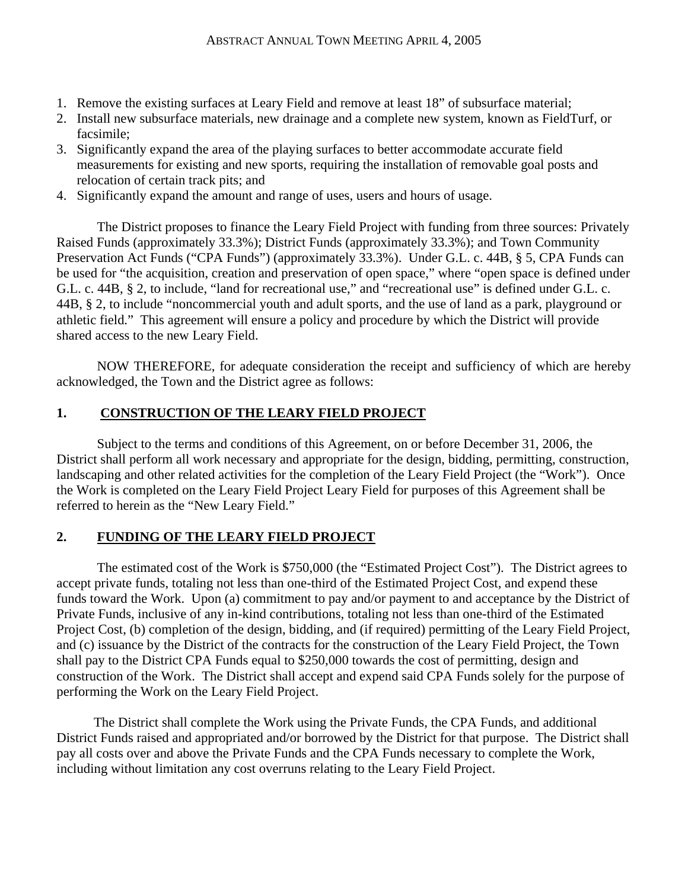1. Remove the existing surfaces at Leary Field and remove at least 18" of subsurface material;
2. Install new subsurface materials, new drainage and a complete new system, known as FieldTurf, or facsimile;
3. Significantly expand the area of the playing surfaces to better accommodate accurate field measurements for existing and new sports, requiring the installation of removable goal posts and relocation of certain track pits; and
4. Significantly expand the amount and range of uses, users and hours of usage.

The District proposes to finance the Leary Field Project with funding from three sources: Privately Raised Funds (approximately 33.3%); District Funds (approximately 33.3%); and Town Community Preservation Act Funds ("CPA Funds") (approximately 33.3%). Under G.L. c. 44B, § 5, CPA Funds can be used for "the acquisition, creation and preservation of open space," where "open space is defined under G.L. c. 44B, § 2, to include, "land for recreational use," and "recreational use" is defined under G.L. c. 44B, § 2, to include "noncommercial youth and adult sports, and the use of land as a park, playground or athletic field." This agreement will ensure a policy and procedure by which the District will provide shared access to the new Leary Field.

NOW THEREFORE, for adequate consideration the receipt and sufficiency of which are hereby acknowledged, the Town and the District agree as follows:

## 1. CONSTRUCTION OF THE LEARY FIELD PROJECT

Subject to the terms and conditions of this Agreement, on or before December 31, 2006, the District shall perform all work necessary and appropriate for the design, bidding, permitting, construction, landscaping and other related activities for the completion of the Leary Field Project (the "Work"). Once the Work is completed on the Leary Field Project Leary Field for purposes of this Agreement shall be referred to herein as the "New Leary Field."

## 2. FUNDING OF THE LEARY FIELD PROJECT

The estimated cost of the Work is $750,000 (the "Estimated Project Cost"). The District agrees to accept private funds, totaling not less than one-third of the Estimated Project Cost, and expend these funds toward the Work. Upon (a) commitment to pay and/or payment to and acceptance by the District of Private Funds, inclusive of any in-kind contributions, totaling not less than one-third of the Estimated Project Cost, (b) completion of the design, bidding, and (if required) permitting of the Leary Field Project, and (c) issuance by the District of the contracts for the construction of the Leary Field Project, the Town shall pay to the District CPA Funds equal to $250,000 towards the cost of permitting, design and construction of the Work. The District shall accept and expend said CPA Funds solely for the purpose of performing the Work on the Leary Field Project.

The District shall complete the Work using the Private Funds, the CPA Funds, and additional District Funds raised and appropriated and/or borrowed by the District for that purpose. The District shall pay all costs over and above the Private Funds and the CPA Funds necessary to complete the Work, including without limitation any cost overruns relating to the Leary Field Project.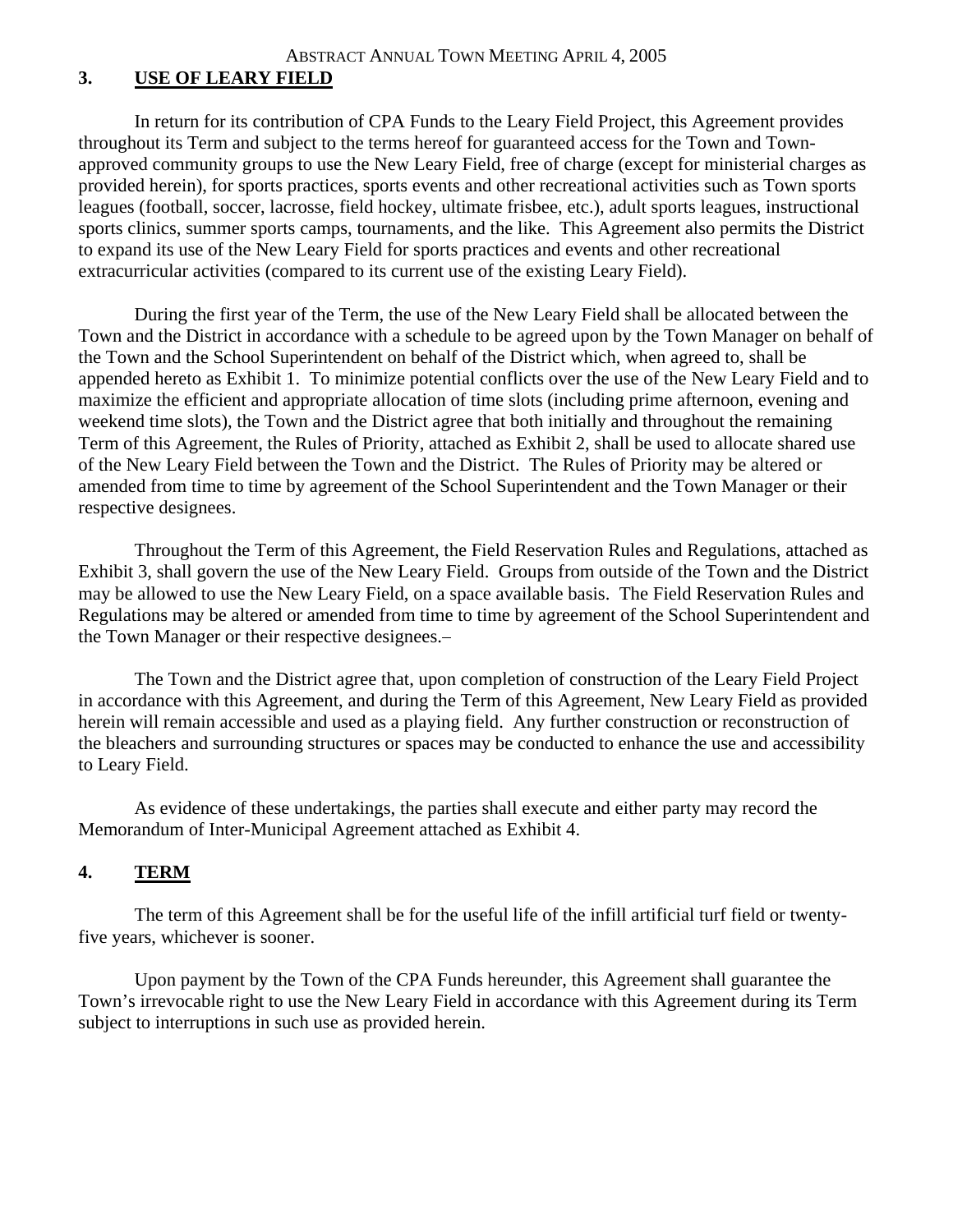## 3. USE OF LEARY FIELD

In return for its contribution of CPA Funds to the Leary Field Project, this Agreement provides throughout its Term and subject to the terms hereof for guaranteed access for the Town and Town-approved community groups to use the New Leary Field, free of charge (except for ministerial charges as provided herein), for sports practices, sports events and other recreational activities such as Town sports leagues (football, soccer, lacrosse, field hockey, ultimate frisbee, etc.), adult sports leagues, instructional sports clinics, summer sports camps, tournaments, and the like. This Agreement also permits the District to expand its use of the New Leary Field for sports practices and events and other recreational extracurricular activities (compared to its current use of the existing Leary Field).

During the first year of the Term, the use of the New Leary Field shall be allocated between the Town and the District in accordance with a schedule to be agreed upon by the Town Manager on behalf of the Town and the School Superintendent on behalf of the District which, when agreed to, shall be appended hereto as Exhibit 1. To minimize potential conflicts over the use of the New Leary Field and to maximize the efficient and appropriate allocation of time slots (including prime afternoon, evening and weekend time slots), the Town and the District agree that both initially and throughout the remaining Term of this Agreement, the Rules of Priority, attached as Exhibit 2, shall be used to allocate shared use of the New Leary Field between the Town and the District. The Rules of Priority may be altered or amended from time to time by agreement of the School Superintendent and the Town Manager or their respective designees.

Throughout the Term of this Agreement, the Field Reservation Rules and Regulations, attached as Exhibit 3, shall govern the use of the New Leary Field. Groups from outside of the Town and the District may be allowed to use the New Leary Field, on a space available basis. The Field Reservation Rules and Regulations may be altered or amended from time to time by agreement of the School Superintendent and the Town Manager or their respective designees.–

The Town and the District agree that, upon completion of construction of the Leary Field Project in accordance with this Agreement, and during the Term of this Agreement, New Leary Field as provided herein will remain accessible and used as a playing field. Any further construction or reconstruction of the bleachers and surrounding structures or spaces may be conducted to enhance the use and accessibility to Leary Field.

As evidence of these undertakings, the parties shall execute and either party may record the Memorandum of Inter-Municipal Agreement attached as Exhibit 4.

## 4. TERM

The term of this Agreement shall be for the useful life of the infill artificial turf field or twenty-five years, whichever is sooner.

Upon payment by the Town of the CPA Funds hereunder, this Agreement shall guarantee the Town's irrevocable right to use the New Leary Field in accordance with this Agreement during its Term subject to interruptions in such use as provided herein.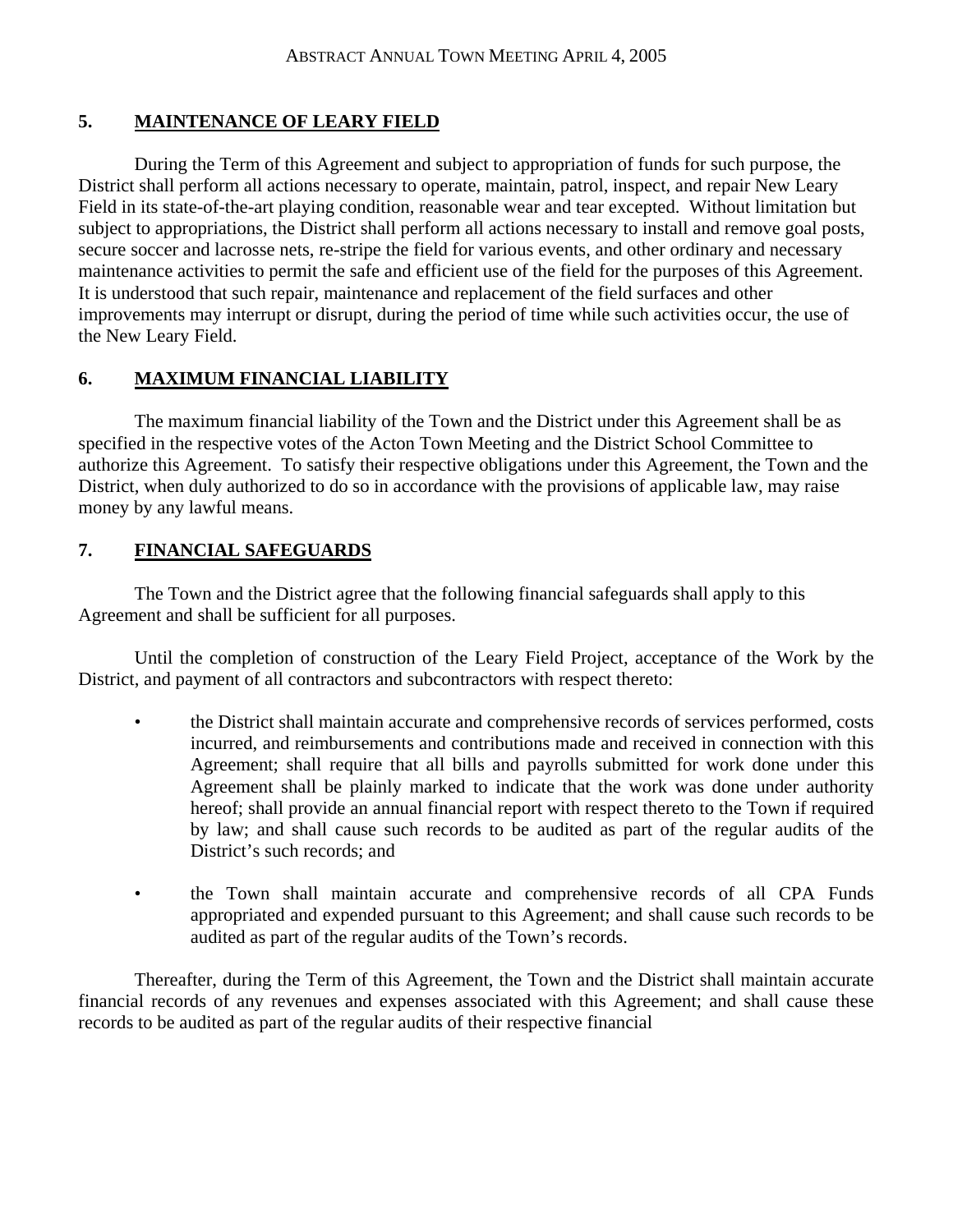## 5. MAINTENANCE OF LEARY FIELD

During the Term of this Agreement and subject to appropriation of funds for such purpose, the District shall perform all actions necessary to operate, maintain, patrol, inspect, and repair New Leary Field in its state-of-the-art playing condition, reasonable wear and tear excepted. Without limitation but subject to appropriations, the District shall perform all actions necessary to install and remove goal posts, secure soccer and lacrosse nets, re-stripe the field for various events, and other ordinary and necessary maintenance activities to permit the safe and efficient use of the field for the purposes of this Agreement. It is understood that such repair, maintenance and replacement of the field surfaces and other improvements may interrupt or disrupt, during the period of time while such activities occur, the use of the New Leary Field.

## 6. MAXIMUM FINANCIAL LIABILITY

The maximum financial liability of the Town and the District under this Agreement shall be as specified in the respective votes of the Acton Town Meeting and the District School Committee to authorize this Agreement. To satisfy their respective obligations under this Agreement, the Town and the District, when duly authorized to do so in accordance with the provisions of applicable law, may raise money by any lawful means.

## 7. FINANCIAL SAFEGUARDS

The Town and the District agree that the following financial safeguards shall apply to this Agreement and shall be sufficient for all purposes.

Until the completion of construction of the Leary Field Project, acceptance of the Work by the District, and payment of all contractors and subcontractors with respect thereto:

- the District shall maintain accurate and comprehensive records of services performed, costs incurred, and reimbursements and contributions made and received in connection with this Agreement; shall require that all bills and payrolls submitted for work done under this Agreement shall be plainly marked to indicate that the work was done under authority hereof; shall provide an annual financial report with respect thereto to the Town if required by law; and shall cause such records to be audited as part of the regular audits of the District's such records; and

- the Town shall maintain accurate and comprehensive records of all CPA Funds appropriated and expended pursuant to this Agreement; and shall cause such records to be audited as part of the regular audits of the Town's records.

Thereafter, during the Term of this Agreement, the Town and the District shall maintain accurate financial records of any revenues and expenses associated with this Agreement; and shall cause these records to be audited as part of the regular audits of their respective financial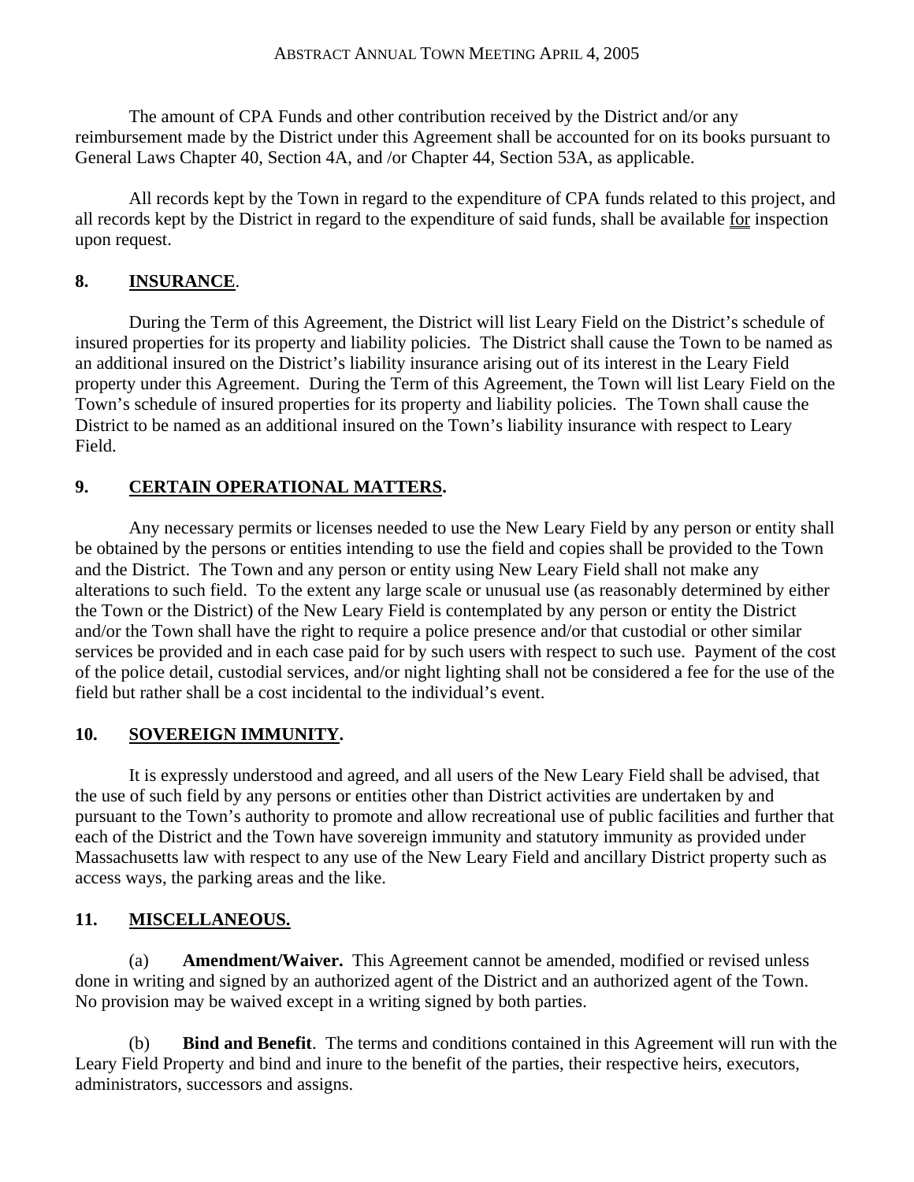The amount of CPA Funds and other contribution received by the District and/or any reimbursement made by the District under this Agreement shall be accounted for on its books pursuant to General Laws Chapter 40, Section 4A, and /or Chapter 44, Section 53A, as applicable.

All records kept by the Town in regard to the expenditure of CPA funds related to this project, and all records kept by the District in regard to the expenditure of said funds, shall be available for inspection upon request.

## 8. INSURANCE.

During the Term of this Agreement, the District will list Leary Field on the District's schedule of insured properties for its property and liability policies. The District shall cause the Town to be named as an additional insured on the District's liability insurance arising out of its interest in the Leary Field property under this Agreement. During the Term of this Agreement, the Town will list Leary Field on the Town's schedule of insured properties for its property and liability policies. The Town shall cause the District to be named as an additional insured on the Town's liability insurance with respect to Leary Field.

## 9. CERTAIN OPERATIONAL MATTERS.

Any necessary permits or licenses needed to use the New Leary Field by any person or entity shall be obtained by the persons or entities intending to use the field and copies shall be provided to the Town and the District. The Town and any person or entity using New Leary Field shall not make any alterations to such field. To the extent any large scale or unusual use (as reasonably determined by either the Town or the District) of the New Leary Field is contemplated by any person or entity the District and/or the Town shall have the right to require a police presence and/or that custodial or other similar services be provided and in each case paid for by such users with respect to such use. Payment of the cost of the police detail, custodial services, and/or night lighting shall not be considered a fee for the use of the field but rather shall be a cost incidental to the individual's event.

## 10. SOVEREIGN IMMUNITY.

It is expressly understood and agreed, and all users of the New Leary Field shall be advised, that the use of such field by any persons or entities other than District activities are undertaken by and pursuant to the Town's authority to promote and allow recreational use of public facilities and further that each of the District and the Town have sovereign immunity and statutory immunity as provided under Massachusetts law with respect to any use of the New Leary Field and ancillary District property such as access ways, the parking areas and the like.

## 11. MISCELLANEOUS.

(a) **Amendment/Waiver.** This Agreement cannot be amended, modified or revised unless done in writing and signed by an authorized agent of the District and an authorized agent of the Town. No provision may be waived except in a writing signed by both parties.

(b) **Bind and Benefit**. The terms and conditions contained in this Agreement will run with the Leary Field Property and bind and inure to the benefit of the parties, their respective heirs, executors, administrators, successors and assigns.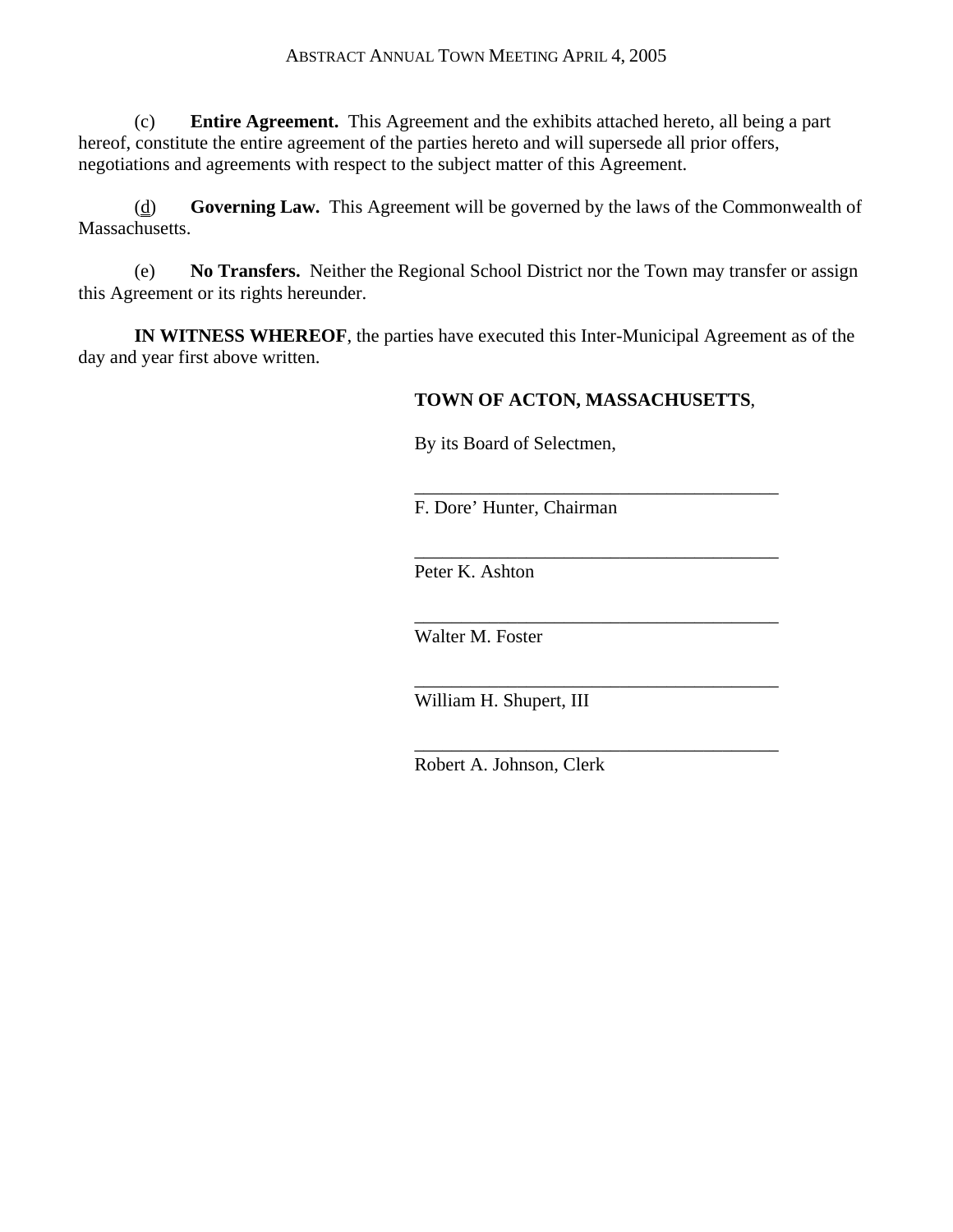(c) **Entire Agreement.** This Agreement and the exhibits attached hereto, all being a part hereof, constitute the entire agreement of the parties hereto and will supersede all prior offers, negotiations and agreements with respect to the subject matter of this Agreement.

(d) **Governing Law.** This Agreement will be governed by the laws of the Commonwealth of Massachusetts.

(e) **No Transfers.** Neither the Regional School District nor the Town may transfer or assign this Agreement or its rights hereunder.

**IN WITNESS WHEREOF**, the parties have executed this Inter-Municipal Agreement as of the day and year first above written.

**TOWN OF ACTON, MASSACHUSETTS**,

By its Board of Selectmen,

\_\_\_\_\_\_\_\_\_\_\_\_\_\_\_\_\_\_\_\_\_\_\_\_\_\_\_\_\_\_\_\_\_\_\_\_\_\_\_\_

F. Dore' Hunter, Chairman

\_\_\_\_\_\_\_\_\_\_\_\_\_\_\_\_\_\_\_\_\_\_\_\_\_\_\_\_\_\_\_\_\_\_\_\_\_\_\_\_

Peter K. Ashton

\_\_\_\_\_\_\_\_\_\_\_\_\_\_\_\_\_\_\_\_\_\_\_\_\_\_\_\_\_\_\_\_\_\_\_\_\_\_\_\_

Walter M. Foster

\_\_\_\_\_\_\_\_\_\_\_\_\_\_\_\_\_\_\_\_\_\_\_\_\_\_\_\_\_\_\_\_\_\_\_\_\_\_\_\_

William H. Shupert, III

\_\_\_\_\_\_\_\_\_\_\_\_\_\_\_\_\_\_\_\_\_\_\_\_\_\_\_\_\_\_\_\_\_\_\_\_\_\_\_\_

Robert A. Johnson, Clerk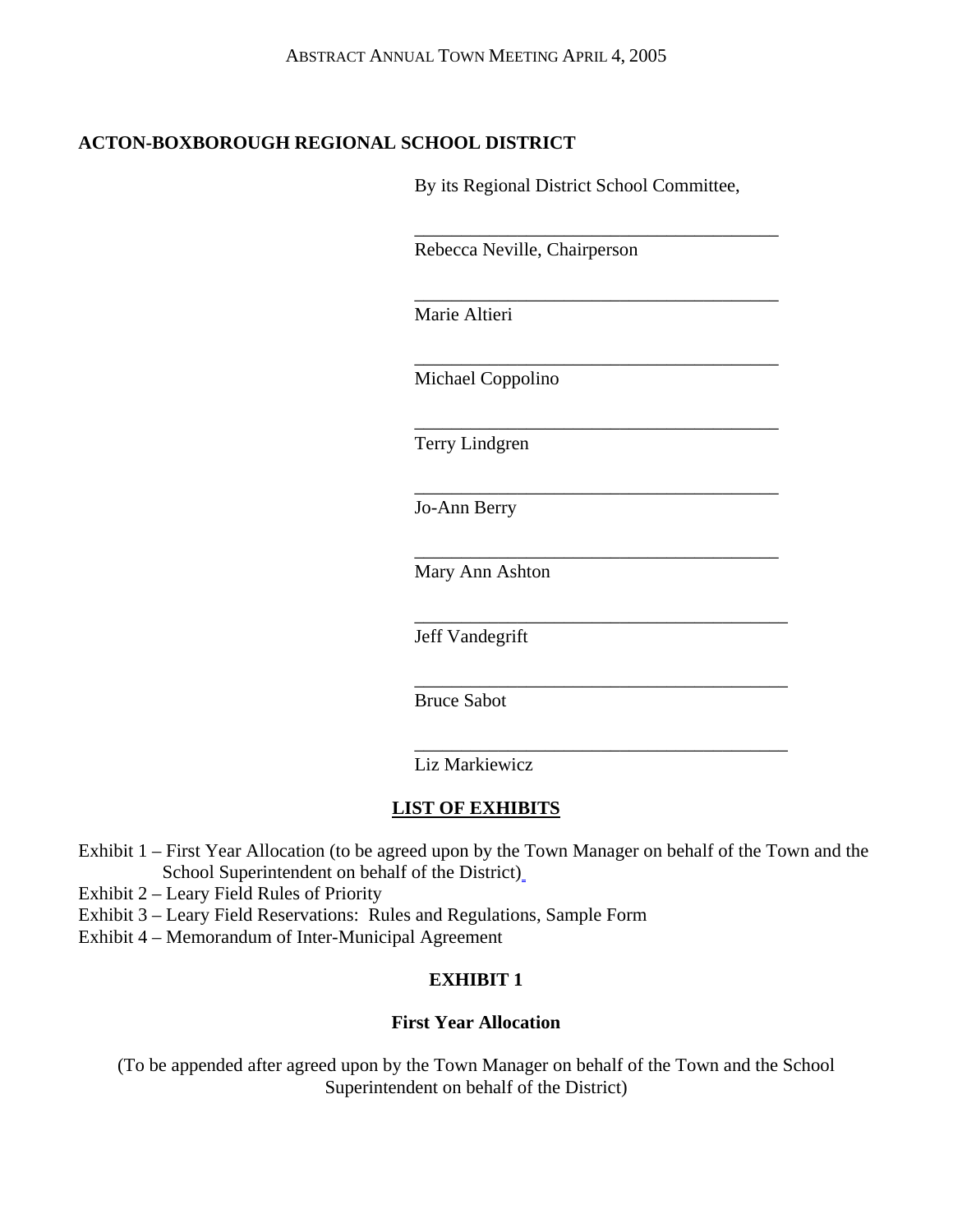**ACTON-BOXBOROUGH REGIONAL SCHOOL DISTRICT**

By its Regional District School Committee,

\_\_\_\_\_\_\_\_\_\_\_\_\_\_\_\_\_\_\_\_\_\_\_\_\_\_\_\_\_\_\_\_\_\_\_\_\_\_\_\_
Rebecca Neville, Chairperson

\_\_\_\_\_\_\_\_\_\_\_\_\_\_\_\_\_\_\_\_\_\_\_\_\_\_\_\_\_\_\_\_\_\_\_\_\_\_\_\_
Marie Altieri

\_\_\_\_\_\_\_\_\_\_\_\_\_\_\_\_\_\_\_\_\_\_\_\_\_\_\_\_\_\_\_\_\_\_\_\_\_\_\_\_
Michael Coppolino

\_\_\_\_\_\_\_\_\_\_\_\_\_\_\_\_\_\_\_\_\_\_\_\_\_\_\_\_\_\_\_\_\_\_\_\_\_\_\_\_
Terry Lindgren

\_\_\_\_\_\_\_\_\_\_\_\_\_\_\_\_\_\_\_\_\_\_\_\_\_\_\_\_\_\_\_\_\_\_\_\_\_\_\_\_
Jo-Ann Berry

\_\_\_\_\_\_\_\_\_\_\_\_\_\_\_\_\_\_\_\_\_\_\_\_\_\_\_\_\_\_\_\_\_\_\_\_\_\_\_\_
Mary Ann Ashton

\_\_\_\_\_\_\_\_\_\_\_\_\_\_\_\_\_\_\_\_\_\_\_\_\_\_\_\_\_\_\_\_\_\_\_\_\_\_\_\_
Jeff Vandegrift

\_\_\_\_\_\_\_\_\_\_\_\_\_\_\_\_\_\_\_\_\_\_\_\_\_\_\_\_\_\_\_\_\_\_\_\_\_\_\_\_
Bruce Sabot

\_\_\_\_\_\_\_\_\_\_\_\_\_\_\_\_\_\_\_\_\_\_\_\_\_\_\_\_\_\_\_\_\_\_\_\_\_\_\_\_
Liz Markiewicz

## LIST OF EXHIBITS

Exhibit 1 – First Year Allocation (to be agreed upon by the Town Manager on behalf of the Town and the School Superintendent on behalf of the District)
Exhibit 2 – Leary Field Rules of Priority
Exhibit 3 – Leary Field Reservations: Rules and Regulations, Sample Form
Exhibit 4 – Memorandum of Inter-Municipal Agreement

## EXHIBIT 1

### First Year Allocation

(To be appended after agreed upon by the Town Manager on behalf of the Town and the School Superintendent on behalf of the District)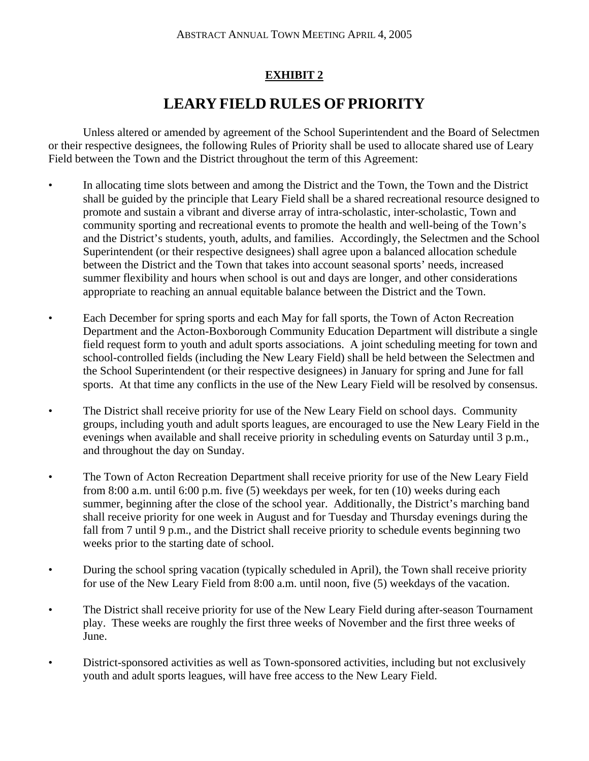## EXHIBIT 2

# LEARY FIELD RULES OF PRIORITY

Unless altered or amended by agreement of the School Superintendent and the Board of Selectmen or their respective designees, the following Rules of Priority shall be used to allocate shared use of Leary Field between the Town and the District throughout the term of this Agreement:

- In allocating time slots between and among the District and the Town, the Town and the District shall be guided by the principle that Leary Field shall be a shared recreational resource designed to promote and sustain a vibrant and diverse array of intra-scholastic, inter-scholastic, Town and community sporting and recreational events to promote the health and well-being of the Town's and the District's students, youth, adults, and families. Accordingly, the Selectmen and the School Superintendent (or their respective designees) shall agree upon a balanced allocation schedule between the District and the Town that takes into account seasonal sports' needs, increased summer flexibility and hours when school is out and days are longer, and other considerations appropriate to reaching an annual equitable balance between the District and the Town.

- Each December for spring sports and each May for fall sports, the Town of Acton Recreation Department and the Acton-Boxborough Community Education Department will distribute a single field request form to youth and adult sports associations. A joint scheduling meeting for town and school-controlled fields (including the New Leary Field) shall be held between the Selectmen and the School Superintendent (or their respective designees) in January for spring and June for fall sports. At that time any conflicts in the use of the New Leary Field will be resolved by consensus.

- The District shall receive priority for use of the New Leary Field on school days. Community groups, including youth and adult sports leagues, are encouraged to use the New Leary Field in the evenings when available and shall receive priority in scheduling events on Saturday until 3 p.m., and throughout the day on Sunday.

- The Town of Acton Recreation Department shall receive priority for use of the New Leary Field from 8:00 a.m. until 6:00 p.m. five (5) weekdays per week, for ten (10) weeks during each summer, beginning after the close of the school year. Additionally, the District's marching band shall receive priority for one week in August and for Tuesday and Thursday evenings during the fall from 7 until 9 p.m., and the District shall receive priority to schedule events beginning two weeks prior to the starting date of school.

- During the school spring vacation (typically scheduled in April), the Town shall receive priority for use of the New Leary Field from 8:00 a.m. until noon, five (5) weekdays of the vacation.

- The District shall receive priority for use of the New Leary Field during after-season Tournament play. These weeks are roughly the first three weeks of November and the first three weeks of June.

- District-sponsored activities as well as Town-sponsored activities, including but not exclusively youth and adult sports leagues, will have free access to the New Leary Field.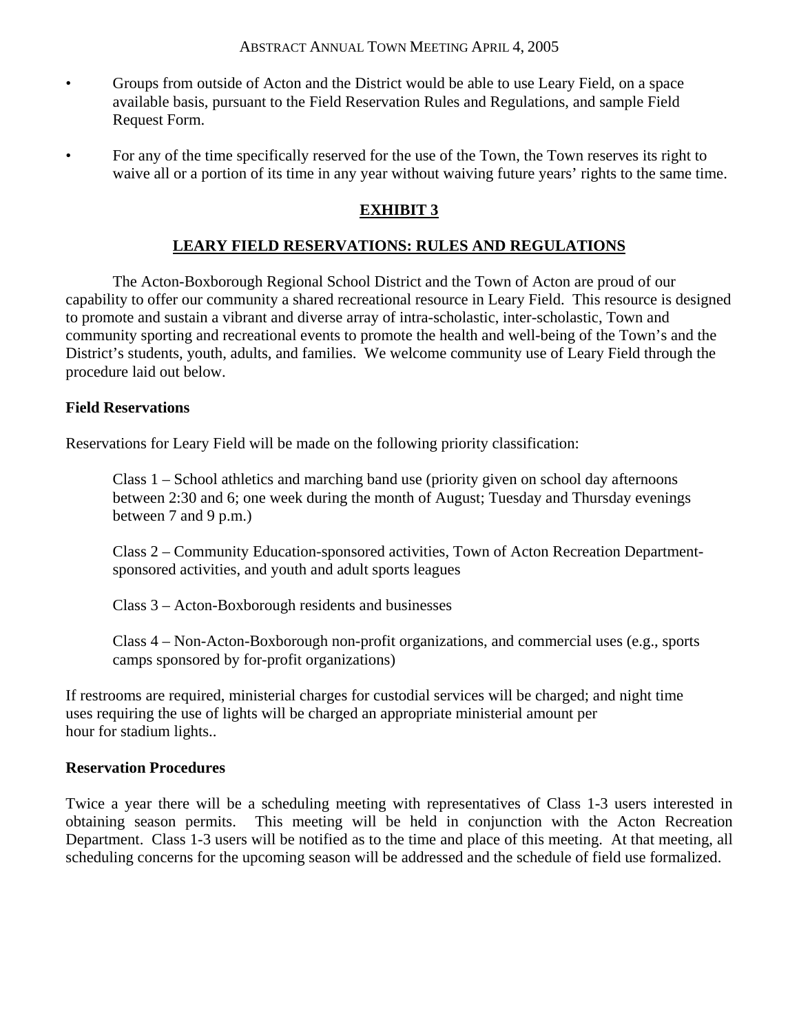- Groups from outside of Acton and the District would be able to use Leary Field, on a space available basis, pursuant to the Field Reservation Rules and Regulations, and sample Field Request Form.
- For any of the time specifically reserved for the use of the Town, the Town reserves its right to waive all or a portion of its time in any year without waiving future years' rights to the same time.

## EXHIBIT 3

## LEARY FIELD RESERVATIONS: RULES AND REGULATIONS

The Acton-Boxborough Regional School District and the Town of Acton are proud of our capability to offer our community a shared recreational resource in Leary Field. This resource is designed to promote and sustain a vibrant and diverse array of intra-scholastic, inter-scholastic, Town and community sporting and recreational events to promote the health and well-being of the Town's and the District's students, youth, adults, and families. We welcome community use of Leary Field through the procedure laid out below.

### Field Reservations

Reservations for Leary Field will be made on the following priority classification:

Class 1 – School athletics and marching band use (priority given on school day afternoons between 2:30 and 6; one week during the month of August; Tuesday and Thursday evenings between 7 and 9 p.m.)

Class 2 – Community Education-sponsored activities, Town of Acton Recreation Department-sponsored activities, and youth and adult sports leagues

Class 3 – Acton-Boxborough residents and businesses

Class 4 – Non-Acton-Boxborough non-profit organizations, and commercial uses (e.g., sports camps sponsored by for-profit organizations)

If restrooms are required, ministerial charges for custodial services will be charged; and night time uses requiring the use of lights will be charged an appropriate ministerial amount per hour for stadium lights..

### Reservation Procedures

Twice a year there will be a scheduling meeting with representatives of Class 1-3 users interested in obtaining season permits. This meeting will be held in conjunction with the Acton Recreation Department. Class 1-3 users will be notified as to the time and place of this meeting. At that meeting, all scheduling concerns for the upcoming season will be addressed and the schedule of field use formalized.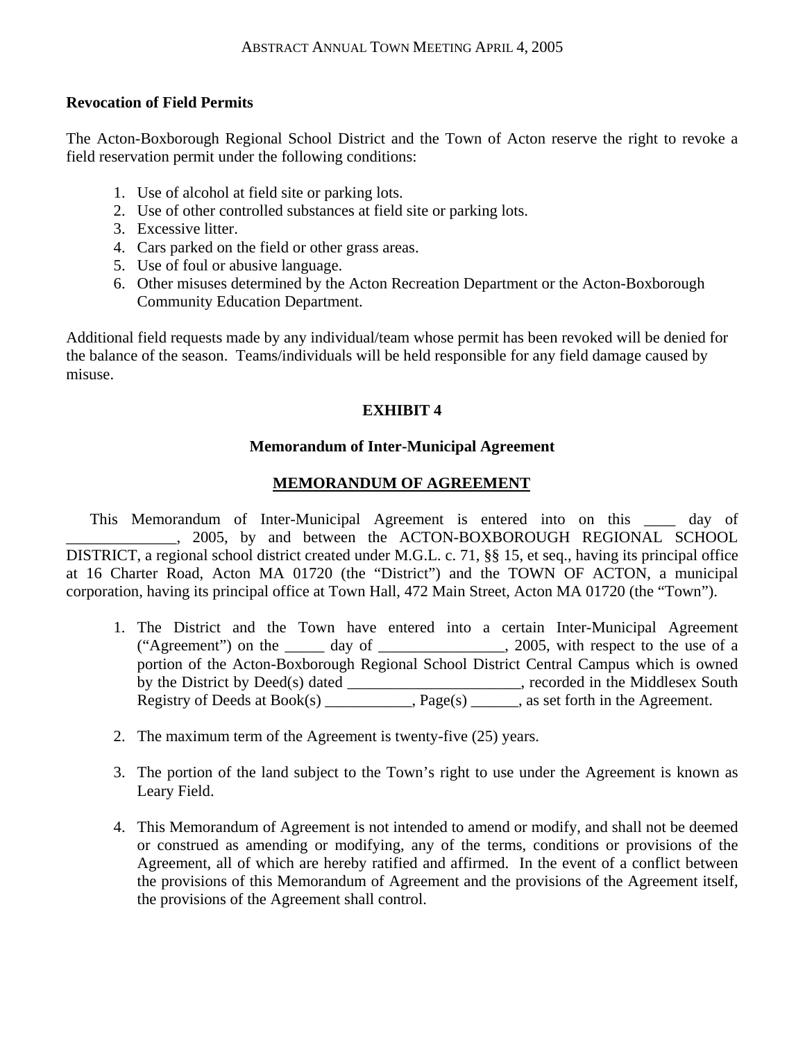**Revocation of Field Permits**

The Acton-Boxborough Regional School District and the Town of Acton reserve the right to revoke a field reservation permit under the following conditions:

1. Use of alcohol at field site or parking lots.
2. Use of other controlled substances at field site or parking lots.
3. Excessive litter.
4. Cars parked on the field or other grass areas.
5. Use of foul or abusive language.
6. Other misuses determined by the Acton Recreation Department or the Acton-Boxborough Community Education Department.

Additional field requests made by any individual/team whose permit has been revoked will be denied for the balance of the season. Teams/individuals will be held responsible for any field damage caused by misuse.

## EXHIBIT 4

### Memorandum of Inter-Municipal Agreement

### MEMORANDUM OF AGREEMENT

This Memorandum of Inter-Municipal Agreement is entered into on this ____ day of ______________, 2005, by and between the ACTON-BOXBOROUGH REGIONAL SCHOOL DISTRICT, a regional school district created under M.G.L. c. 71, §§ 15, et seq., having its principal office at 16 Charter Road, Acton MA 01720 (the "District") and the TOWN OF ACTON, a municipal corporation, having its principal office at Town Hall, 472 Main Street, Acton MA 01720 (the "Town").

1. The District and the Town have entered into a certain Inter-Municipal Agreement ("Agreement") on the _____ day of ________________, 2005, with respect to the use of a portion of the Acton-Boxborough Regional School District Central Campus which is owned by the District by Deed(s) dated ______________________, recorded in the Middlesex South Registry of Deeds at Book(s) ___________, Page(s) ______, as set forth in the Agreement.

2. The maximum term of the Agreement is twenty-five (25) years.

3. The portion of the land subject to the Town's right to use under the Agreement is known as Leary Field.

4. This Memorandum of Agreement is not intended to amend or modify, and shall not be deemed or construed as amending or modifying, any of the terms, conditions or provisions of the Agreement, all of which are hereby ratified and affirmed. In the event of a conflict between the provisions of this Memorandum of Agreement and the provisions of the Agreement itself, the provisions of the Agreement shall control.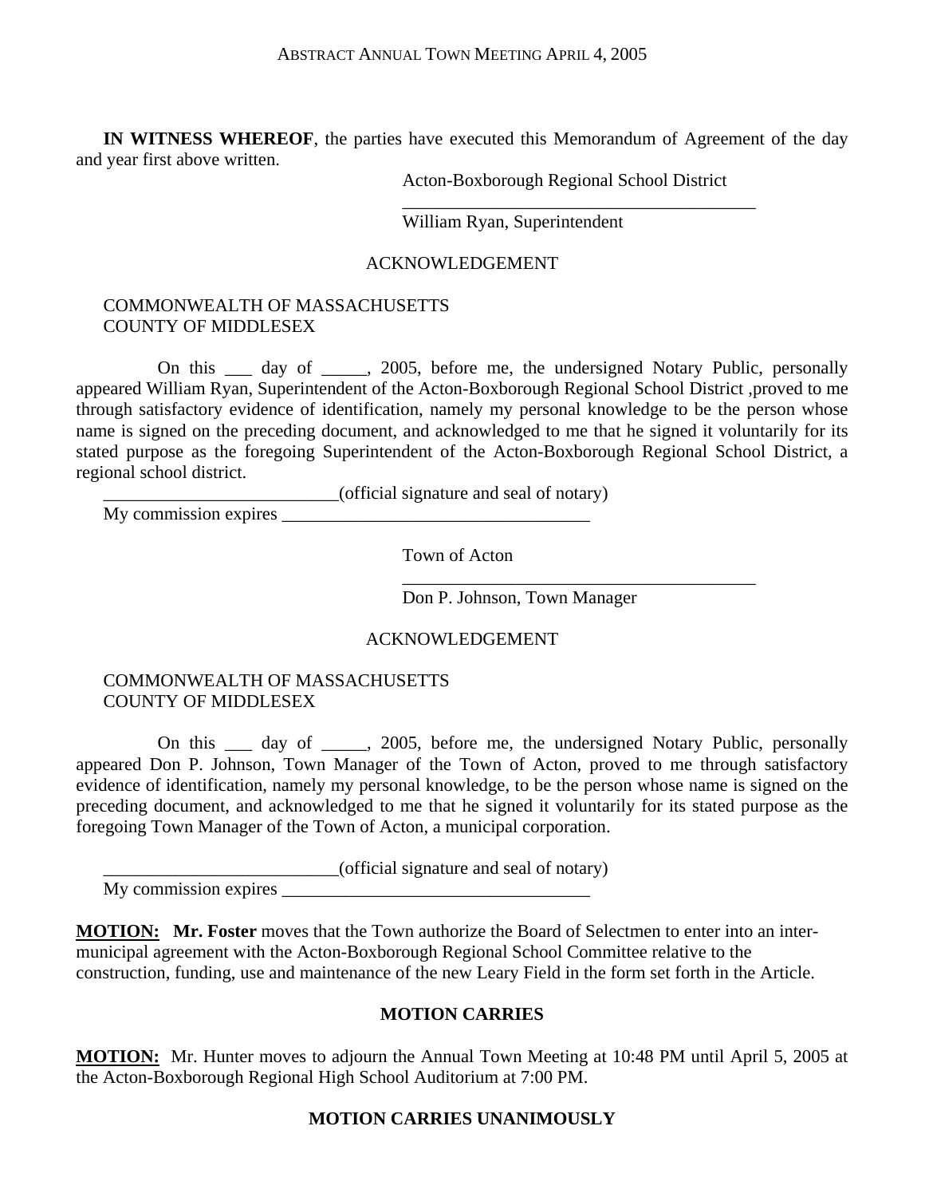**IN WITNESS WHEREOF**, the parties have executed this Memorandum of Agreement of the day and year first above written.

Acton-Boxborough Regional School District

_______________________________________

William Ryan, Superintendent

ACKNOWLEDGEMENT

COMMONWEALTH OF MASSACHUSETTS
COUNTY OF MIDDLESEX

On this ___ day of _____, 2005, before me, the undersigned Notary Public, personally appeared William Ryan, Superintendent of the Acton-Boxborough Regional School District ,proved to me through satisfactory evidence of identification, namely my personal knowledge to be the person whose name is signed on the preceding document, and acknowledged to me that he signed it voluntarily for its stated purpose as the foregoing Superintendent of the Acton-Boxborough Regional School District, a regional school district.

__________________________(official signature and seal of notary)
My commission expires __________________________________

Town of Acton

_______________________________________

Don P. Johnson, Town Manager

ACKNOWLEDGEMENT

COMMONWEALTH OF MASSACHUSETTS
COUNTY OF MIDDLESEX

On this ___ day of _____, 2005, before me, the undersigned Notary Public, personally appeared Don P. Johnson, Town Manager of the Town of Acton, proved to me through satisfactory evidence of identification, namely my personal knowledge, to be the person whose name is signed on the preceding document, and acknowledged to me that he signed it voluntarily for its stated purpose as the foregoing Town Manager of the Town of Acton, a municipal corporation.

__________________________(official signature and seal of notary)
My commission expires __________________________________

**MOTION:** **Mr. Foster** moves that the Town authorize the Board of Selectmen to enter into an inter-municipal agreement with the Acton-Boxborough Regional School Committee relative to the construction, funding, use and maintenance of the new Leary Field in the form set forth in the Article.

**MOTION CARRIES**

**MOTION:** Mr. Hunter moves to adjourn the Annual Town Meeting at 10:48 PM until April 5, 2005 at the Acton-Boxborough Regional High School Auditorium at 7:00 PM.

**MOTION CARRIES UNANIMOUSLY**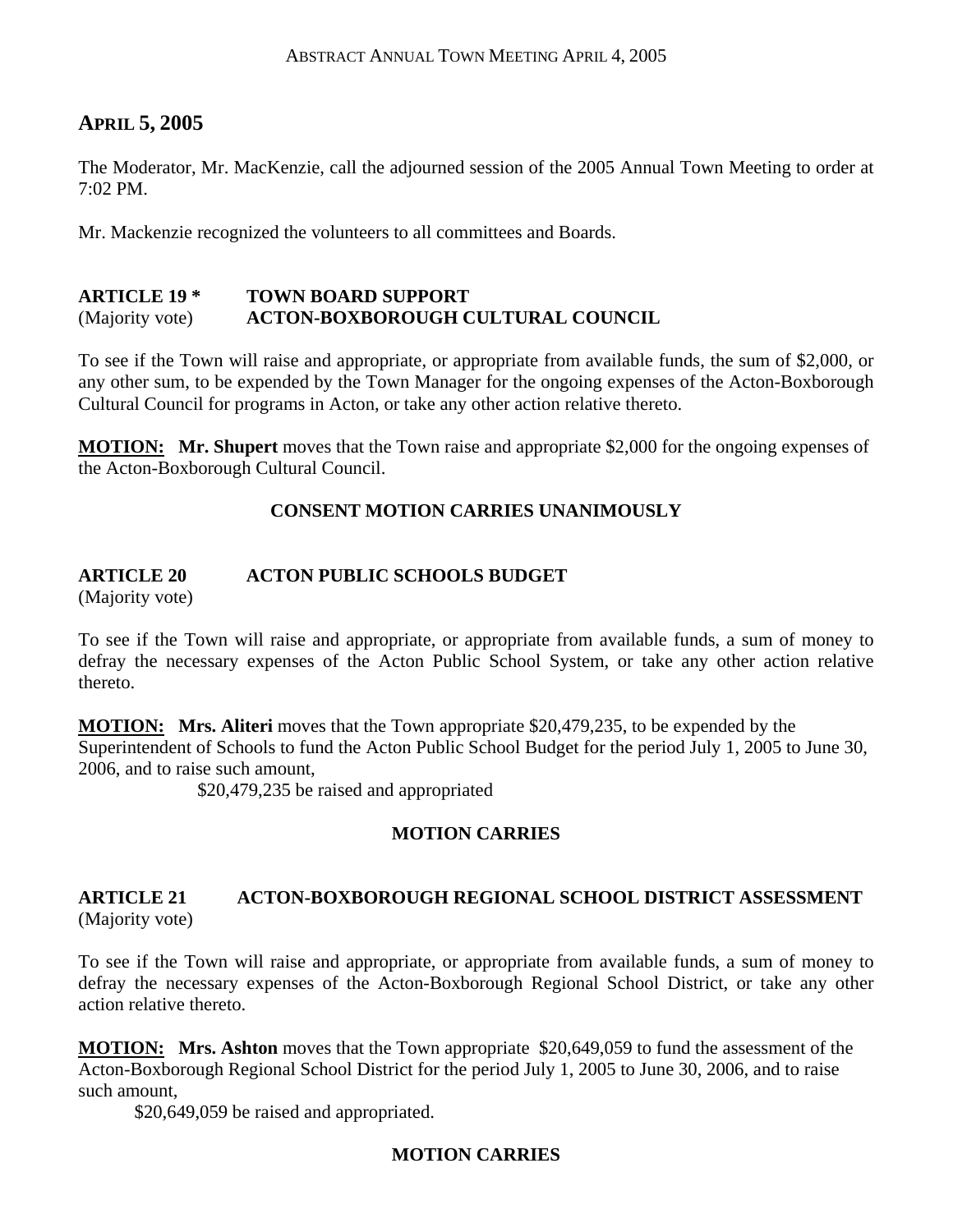## APRIL 5, 2005

The Moderator, Mr. MacKenzie, call the adjourned session of the 2005 Annual Town Meeting to order at 7:02 PM.

Mr. Mackenzie recognized the volunteers to all committees and Boards.

**ARTICLE 19 \*** **TOWN BOARD SUPPORT**
(Majority vote) **ACTON-BOXBOROUGH CULTURAL COUNCIL**

To see if the Town will raise and appropriate, or appropriate from available funds, the sum of $2,000, or any other sum, to be expended by the Town Manager for the ongoing expenses of the Acton-Boxborough Cultural Council for programs in Acton, or take any other action relative thereto.

**MOTION: Mr. Shupert** moves that the Town raise and appropriate $2,000 for the ongoing expenses of the Acton-Boxborough Cultural Council.

**CONSENT MOTION CARRIES UNANIMOUSLY**

**ARTICLE 20** **ACTON PUBLIC SCHOOLS BUDGET**
(Majority vote)

To see if the Town will raise and appropriate, or appropriate from available funds, a sum of money to defray the necessary expenses of the Acton Public School System, or take any other action relative thereto.

**MOTION: Mrs. Aliteri** moves that the Town appropriate $20,479,235, to be expended by the Superintendent of Schools to fund the Acton Public School Budget for the period July 1, 2005 to June 30, 2006, and to raise such amount,

$20,479,235 be raised and appropriated

**MOTION CARRIES**

**ARTICLE 21** **ACTON-BOXBOROUGH REGIONAL SCHOOL DISTRICT ASSESSMENT**
(Majority vote)

To see if the Town will raise and appropriate, or appropriate from available funds, a sum of money to defray the necessary expenses of the Acton-Boxborough Regional School District, or take any other action relative thereto.

**MOTION: Mrs. Ashton** moves that the Town appropriate $20,649,059 to fund the assessment of the Acton-Boxborough Regional School District for the period July 1, 2005 to June 30, 2006, and to raise such amount,

$20,649,059 be raised and appropriated.

**MOTION CARRIES**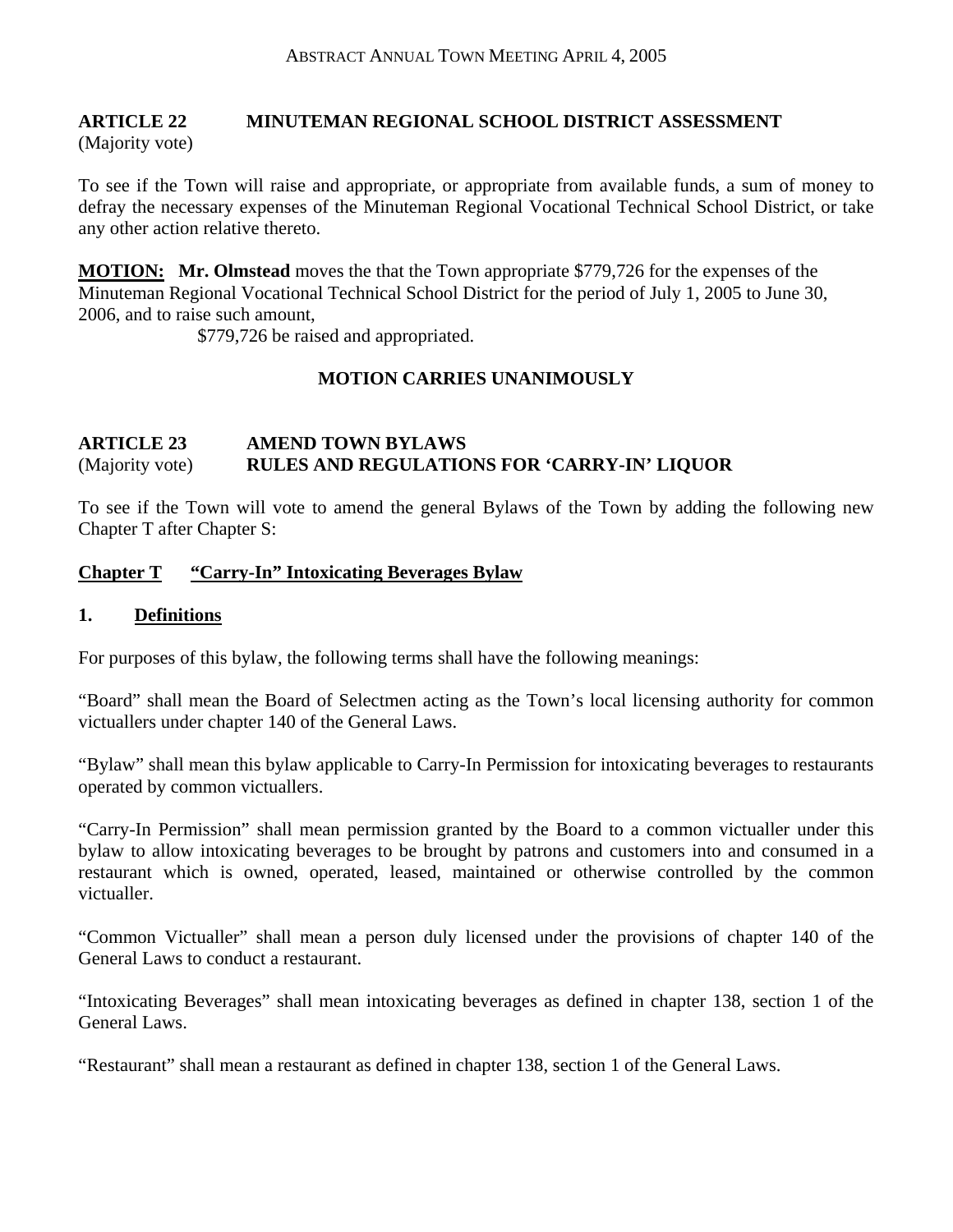**ARTICLE 22 MINUTEMAN REGIONAL SCHOOL DISTRICT ASSESSMENT**
(Majority vote)

To see if the Town will raise and appropriate, or appropriate from available funds, a sum of money to defray the necessary expenses of the Minuteman Regional Vocational Technical School District, or take any other action relative thereto.

**MOTION: Mr. Olmstead** moves the that the Town appropriate $779,726 for the expenses of the Minuteman Regional Vocational Technical School District for the period of July 1, 2005 to June 30, 2006, and to raise such amount,

$779,726 be raised and appropriated.

**MOTION CARRIES UNANIMOUSLY**

**ARTICLE 23 AMEND TOWN BYLAWS**
(Majority vote) **RULES AND REGULATIONS FOR 'CARRY-IN' LIQUOR**

To see if the Town will vote to amend the general Bylaws of the Town by adding the following new Chapter T after Chapter S:

**Chapter T "Carry-In" Intoxicating Beverages Bylaw**

**1. Definitions**

For purposes of this bylaw, the following terms shall have the following meanings:

"Board" shall mean the Board of Selectmen acting as the Town's local licensing authority for common victuallers under chapter 140 of the General Laws.

"Bylaw" shall mean this bylaw applicable to Carry-In Permission for intoxicating beverages to restaurants operated by common victuallers.

"Carry-In Permission" shall mean permission granted by the Board to a common victualler under this bylaw to allow intoxicating beverages to be brought by patrons and customers into and consumed in a restaurant which is owned, operated, leased, maintained or otherwise controlled by the common victualler.

"Common Victualler" shall mean a person duly licensed under the provisions of chapter 140 of the General Laws to conduct a restaurant.

"Intoxicating Beverages" shall mean intoxicating beverages as defined in chapter 138, section 1 of the General Laws.

"Restaurant" shall mean a restaurant as defined in chapter 138, section 1 of the General Laws.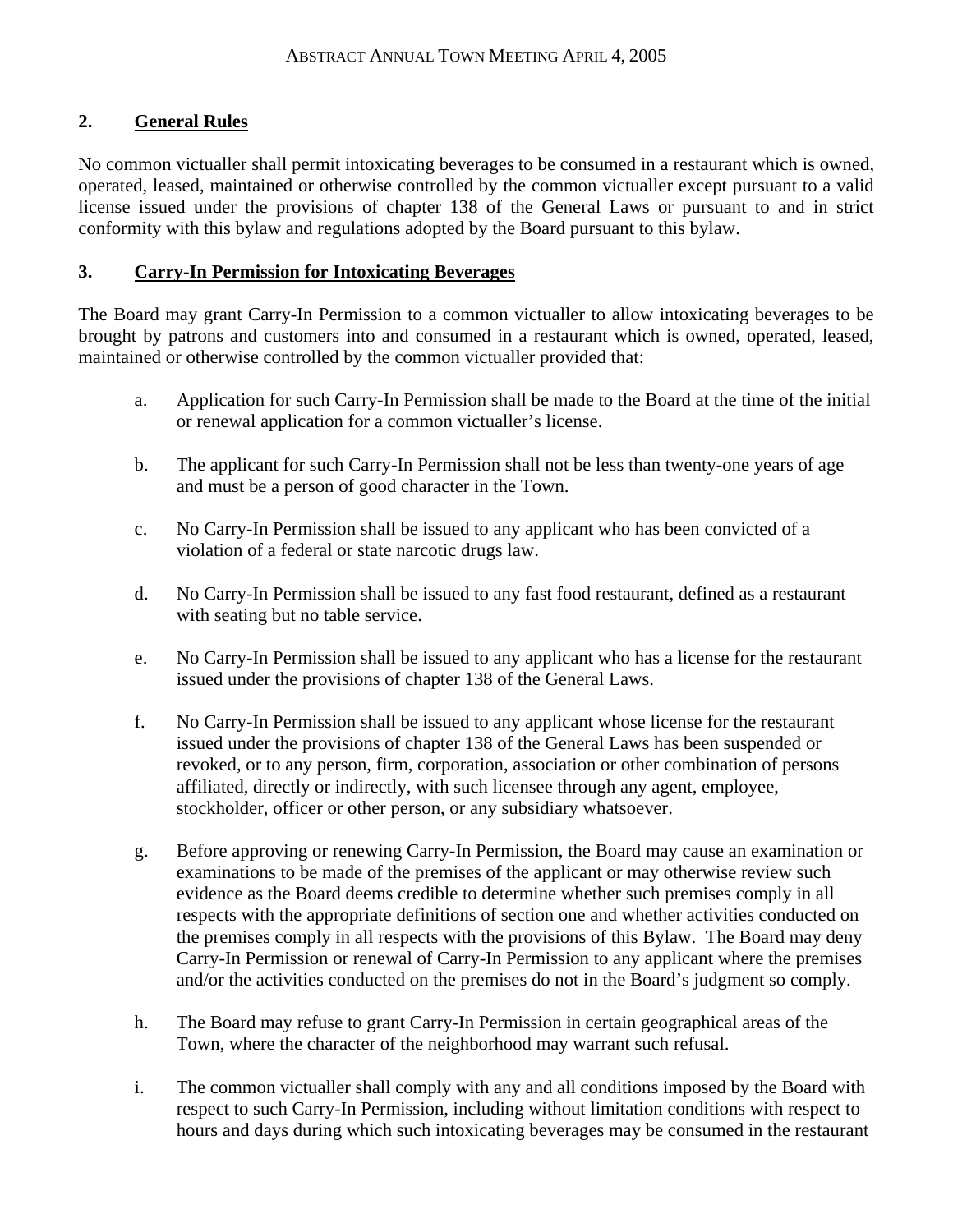## 2. General Rules

No common victualler shall permit intoxicating beverages to be consumed in a restaurant which is owned, operated, leased, maintained or otherwise controlled by the common victualler except pursuant to a valid license issued under the provisions of chapter 138 of the General Laws or pursuant to and in strict conformity with this bylaw and regulations adopted by the Board pursuant to this bylaw.

## 3. Carry-In Permission for Intoxicating Beverages

The Board may grant Carry-In Permission to a common victualler to allow intoxicating beverages to be brought by patrons and customers into and consumed in a restaurant which is owned, operated, leased, maintained or otherwise controlled by the common victualler provided that:

a. Application for such Carry-In Permission shall be made to the Board at the time of the initial or renewal application for a common victualler's license.

b. The applicant for such Carry-In Permission shall not be less than twenty-one years of age and must be a person of good character in the Town.

c. No Carry-In Permission shall be issued to any applicant who has been convicted of a violation of a federal or state narcotic drugs law.

d. No Carry-In Permission shall be issued to any fast food restaurant, defined as a restaurant with seating but no table service.

e. No Carry-In Permission shall be issued to any applicant who has a license for the restaurant issued under the provisions of chapter 138 of the General Laws.

f. No Carry-In Permission shall be issued to any applicant whose license for the restaurant issued under the provisions of chapter 138 of the General Laws has been suspended or revoked, or to any person, firm, corporation, association or other combination of persons affiliated, directly or indirectly, with such licensee through any agent, employee, stockholder, officer or other person, or any subsidiary whatsoever.

g. Before approving or renewing Carry-In Permission, the Board may cause an examination or examinations to be made of the premises of the applicant or may otherwise review such evidence as the Board deems credible to determine whether such premises comply in all respects with the appropriate definitions of section one and whether activities conducted on the premises comply in all respects with the provisions of this Bylaw. The Board may deny Carry-In Permission or renewal of Carry-In Permission to any applicant where the premises and/or the activities conducted on the premises do not in the Board's judgment so comply.

h. The Board may refuse to grant Carry-In Permission in certain geographical areas of the Town, where the character of the neighborhood may warrant such refusal.

i. The common victualler shall comply with any and all conditions imposed by the Board with respect to such Carry-In Permission, including without limitation conditions with respect to hours and days during which such intoxicating beverages may be consumed in the restaurant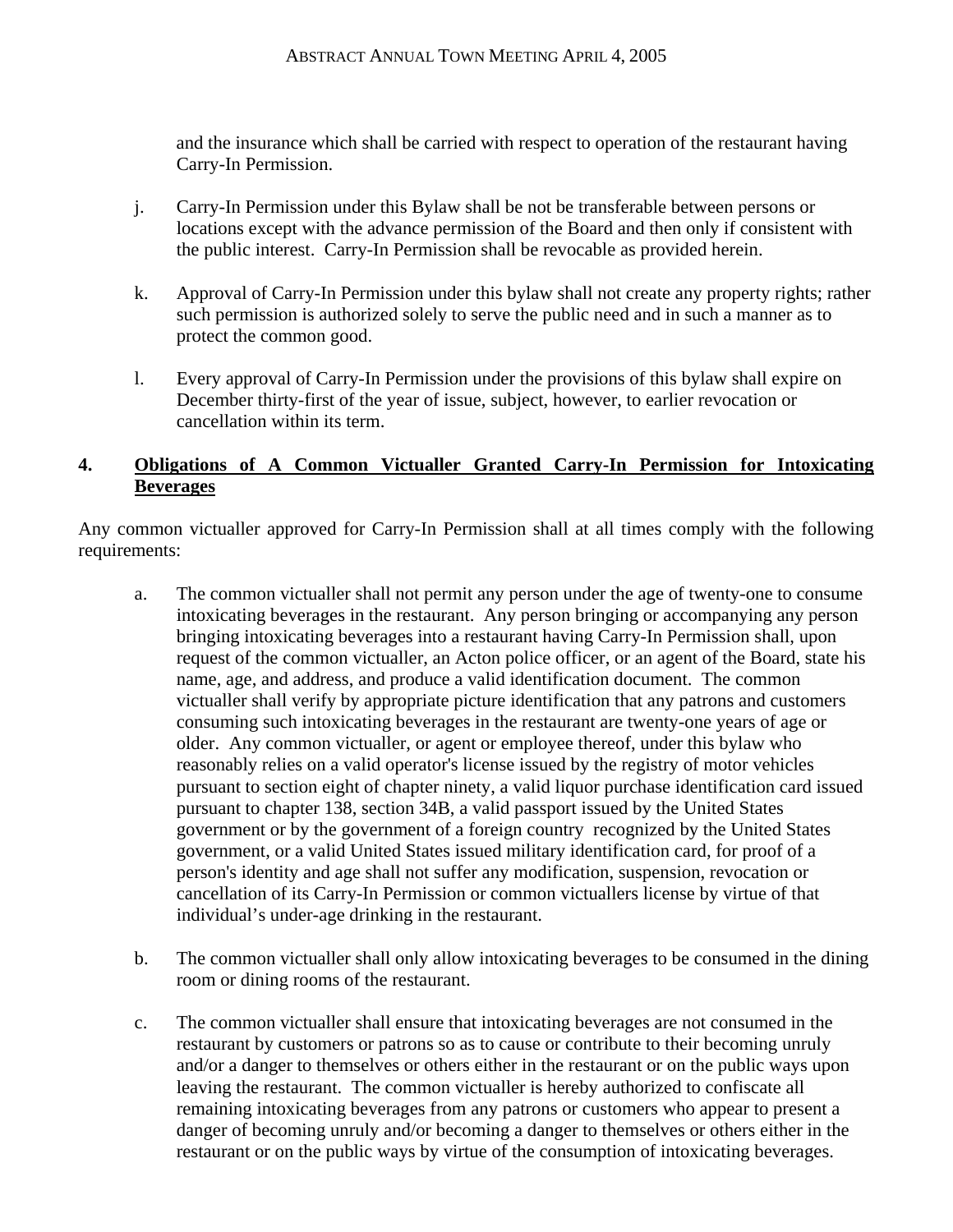and the insurance which shall be carried with respect to operation of the restaurant having Carry-In Permission.

j. Carry-In Permission under this Bylaw shall be not be transferable between persons or locations except with the advance permission of the Board and then only if consistent with the public interest. Carry-In Permission shall be revocable as provided herein.

k. Approval of Carry-In Permission under this bylaw shall not create any property rights; rather such permission is authorized solely to serve the public need and in such a manner as to protect the common good.

l. Every approval of Carry-In Permission under the provisions of this bylaw shall expire on December thirty-first of the year of issue, subject, however, to earlier revocation or cancellation within its term.

**4. <u>Obligations of A Common Victualler Granted Carry-In Permission for Intoxicating Beverages</u>**

Any common victualler approved for Carry-In Permission shall at all times comply with the following requirements:

a. The common victualler shall not permit any person under the age of twenty-one to consume intoxicating beverages in the restaurant. Any person bringing or accompanying any person bringing intoxicating beverages into a restaurant having Carry-In Permission shall, upon request of the common victualler, an Acton police officer, or an agent of the Board, state his name, age, and address, and produce a valid identification document. The common victualler shall verify by appropriate picture identification that any patrons and customers consuming such intoxicating beverages in the restaurant are twenty-one years of age or older. Any common victualler, or agent or employee thereof, under this bylaw who reasonably relies on a valid operator's license issued by the registry of motor vehicles pursuant to section eight of chapter ninety, a valid liquor purchase identification card issued pursuant to chapter 138, section 34B, a valid passport issued by the United States government or by the government of a foreign country recognized by the United States government, or a valid United States issued military identification card, for proof of a person's identity and age shall not suffer any modification, suspension, revocation or cancellation of its Carry-In Permission or common victuallers license by virtue of that individual's under-age drinking in the restaurant.

b. The common victualler shall only allow intoxicating beverages to be consumed in the dining room or dining rooms of the restaurant.

c. The common victualler shall ensure that intoxicating beverages are not consumed in the restaurant by customers or patrons so as to cause or contribute to their becoming unruly and/or a danger to themselves or others either in the restaurant or on the public ways upon leaving the restaurant. The common victualler is hereby authorized to confiscate all remaining intoxicating beverages from any patrons or customers who appear to present a danger of becoming unruly and/or becoming a danger to themselves or others either in the restaurant or on the public ways by virtue of the consumption of intoxicating beverages.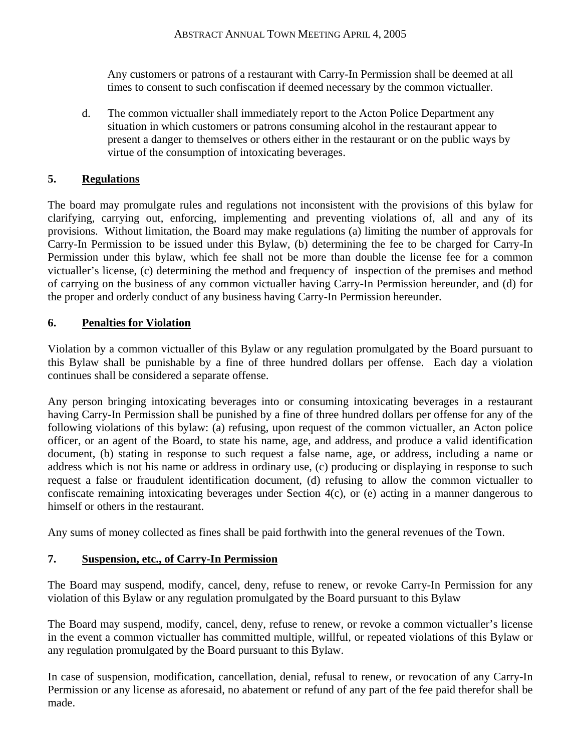Any customers or patrons of a restaurant with Carry-In Permission shall be deemed at all times to consent to such confiscation if deemed necessary by the common victualler.

d. The common victualler shall immediately report to the Acton Police Department any situation in which customers or patrons consuming alcohol in the restaurant appear to present a danger to themselves or others either in the restaurant or on the public ways by virtue of the consumption of intoxicating beverages.

## 5. Regulations

The board may promulgate rules and regulations not inconsistent with the provisions of this bylaw for clarifying, carrying out, enforcing, implementing and preventing violations of, all and any of its provisions. Without limitation, the Board may make regulations (a) limiting the number of approvals for Carry-In Permission to be issued under this Bylaw, (b) determining the fee to be charged for Carry-In Permission under this bylaw, which fee shall not be more than double the license fee for a common victualler's license, (c) determining the method and frequency of inspection of the premises and method of carrying on the business of any common victualler having Carry-In Permission hereunder, and (d) for the proper and orderly conduct of any business having Carry-In Permission hereunder.

## 6. Penalties for Violation

Violation by a common victualler of this Bylaw or any regulation promulgated by the Board pursuant to this Bylaw shall be punishable by a fine of three hundred dollars per offense. Each day a violation continues shall be considered a separate offense.

Any person bringing intoxicating beverages into or consuming intoxicating beverages in a restaurant having Carry-In Permission shall be punished by a fine of three hundred dollars per offense for any of the following violations of this bylaw: (a) refusing, upon request of the common victualler, an Acton police officer, or an agent of the Board, to state his name, age, and address, and produce a valid identification document, (b) stating in response to such request a false name, age, or address, including a name or address which is not his name or address in ordinary use, (c) producing or displaying in response to such request a false or fraudulent identification document, (d) refusing to allow the common victualler to confiscate remaining intoxicating beverages under Section 4(c), or (e) acting in a manner dangerous to himself or others in the restaurant.

Any sums of money collected as fines shall be paid forthwith into the general revenues of the Town.

## 7. Suspension, etc., of Carry-In Permission

The Board may suspend, modify, cancel, deny, refuse to renew, or revoke Carry-In Permission for any violation of this Bylaw or any regulation promulgated by the Board pursuant to this Bylaw

The Board may suspend, modify, cancel, deny, refuse to renew, or revoke a common victualler's license in the event a common victualler has committed multiple, willful, or repeated violations of this Bylaw or any regulation promulgated by the Board pursuant to this Bylaw.

In case of suspension, modification, cancellation, denial, refusal to renew, or revocation of any Carry-In Permission or any license as aforesaid, no abatement or refund of any part of the fee paid therefor shall be made.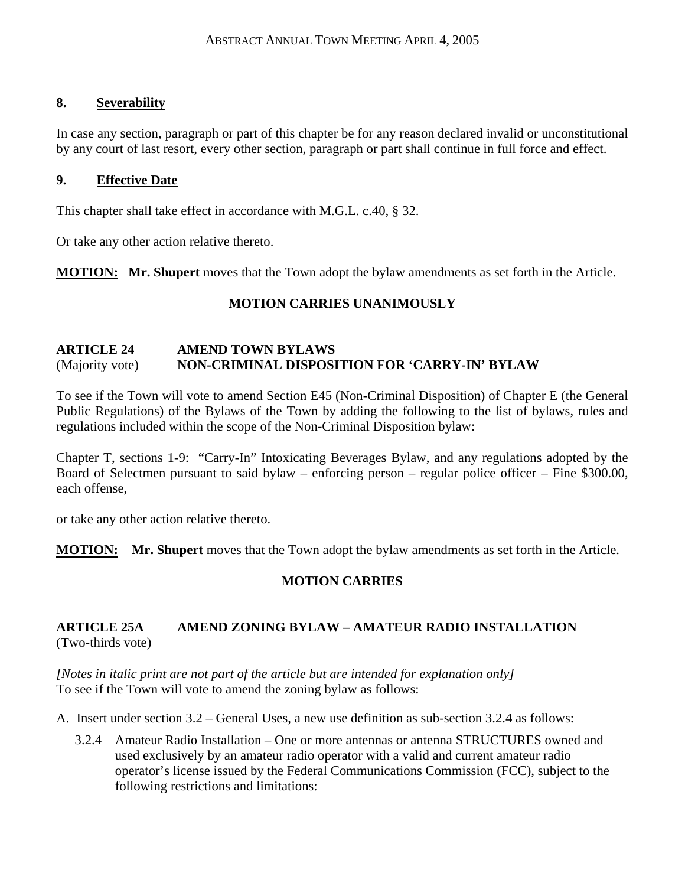### 8. Severability

In case any section, paragraph or part of this chapter be for any reason declared invalid or unconstitutional by any court of last resort, every other section, paragraph or part shall continue in full force and effect.

### 9. Effective Date

This chapter shall take effect in accordance with M.G.L. c.40, § 32.

Or take any other action relative thereto.

**MOTION:** **Mr. Shupert** moves that the Town adopt the bylaw amendments as set forth in the Article.

**MOTION CARRIES UNANIMOUSLY**

## ARTICLE 24 AMEND TOWN BYLAWS
(Majority vote) **NON-CRIMINAL DISPOSITION FOR 'CARRY-IN' BYLAW**

To see if the Town will vote to amend Section E45 (Non-Criminal Disposition) of Chapter E (the General Public Regulations) of the Bylaws of the Town by adding the following to the list of bylaws, rules and regulations included within the scope of the Non-Criminal Disposition bylaw:

Chapter T, sections 1-9: "Carry-In" Intoxicating Beverages Bylaw, and any regulations adopted by the Board of Selectmen pursuant to said bylaw – enforcing person – regular police officer – Fine $300.00, each offense,

or take any other action relative thereto.

**MOTION:** **Mr. Shupert** moves that the Town adopt the bylaw amendments as set forth in the Article.

**MOTION CARRIES**

## ARTICLE 25A AMEND ZONING BYLAW – AMATEUR RADIO INSTALLATION
(Two-thirds vote)

*[Notes in italic print are not part of the article but are intended for explanation only]*
To see if the Town will vote to amend the zoning bylaw as follows:

A. Insert under section 3.2 – General Uses, a new use definition as sub-section 3.2.4 as follows:

3.2.4 Amateur Radio Installation – One or more antennas or antenna STRUCTURES owned and used exclusively by an amateur radio operator with a valid and current amateur radio operator's license issued by the Federal Communications Commission (FCC), subject to the following restrictions and limitations: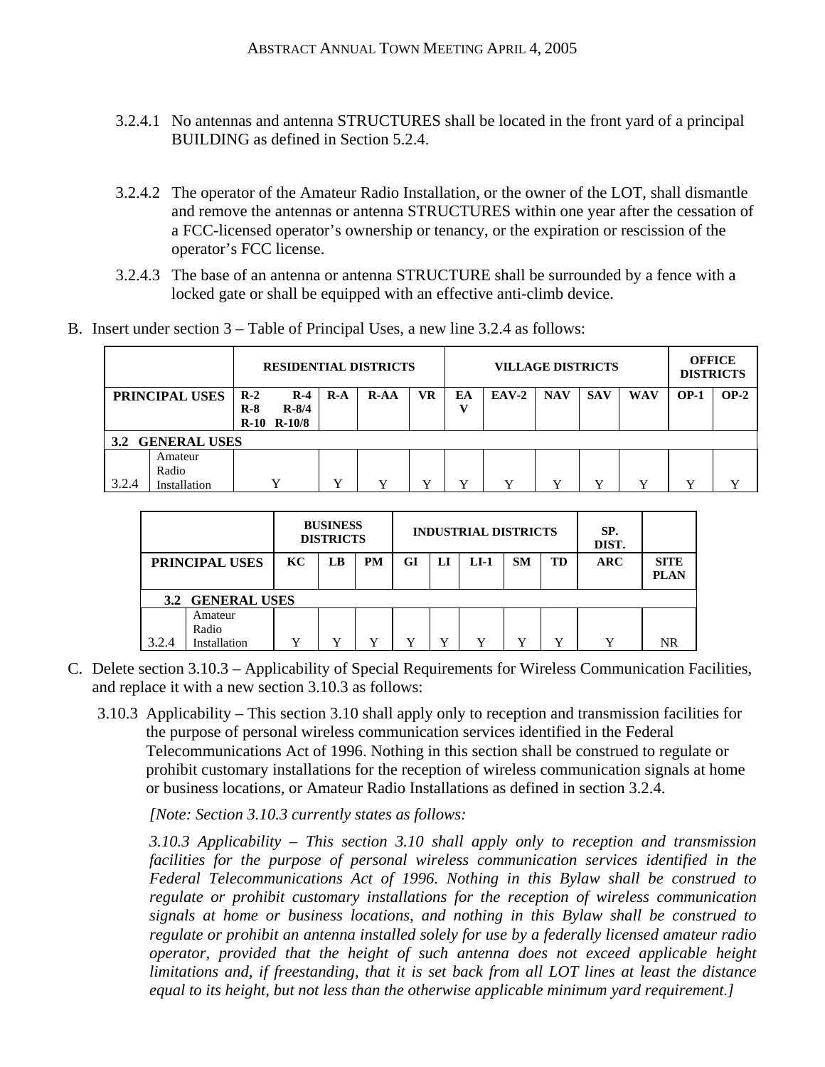3.2.4.1 No antennas and antenna STRUCTURES shall be located in the front yard of a principal BUILDING as defined in Section 5.2.4.

3.2.4.2 The operator of the Amateur Radio Installation, or the owner of the LOT, shall dismantle and remove the antennas or antenna STRUCTURES within one year after the cessation of a FCC-licensed operator's ownership or tenancy, or the expiration or rescission of the operator's FCC license.

3.2.4.3 The base of an antenna or antenna STRUCTURE shall be surrounded by a fence with a locked gate or shall be equipped with an effective anti-climb device.

B. Insert under section 3 – Table of Principal Uses, a new line 3.2.4 as follows:

| | | **RESIDENTIAL DISTRICTS** | | | | **VILLAGE DISTRICTS** | | | | | **OFFICE DISTRICTS** | |
|---|---|---|---|---|---|---|---|---|---|---|---|---|
| **PRINCIPAL USES** | | **R-2 R-4 R-8 R-8/4 R-10 R-10/8** | **R-A** | **R-AA** | **VR** | **EAV** | **EAV-2** | **NAV** | **SAV** | **WAV** | **OP-1** | **OP-2** |
| **3.2 GENERAL USES** | | | | | | | | | | | | |
| 3.2.4 | Amateur Radio Installation | Y | Y | Y | Y | Y | Y | Y | Y | Y | Y | Y |

| | | **BUSINESS DISTRICTS** | | | **INDUSTRIAL DISTRICTS** | | | | | **SP. DIST.** | |
|---|---|---|---|---|---|---|---|---|---|---|---|
| **PRINCIPAL USES** | | **KC** | **LB** | **PM** | **GI** | **LI** | **LI-1** | **SM** | **TD** | **ARC** | **SITE PLAN** |
| **3.2 GENERAL USES** | | | | | | | | | | | |
| 3.2.4 | Amateur Radio Installation | Y | Y | Y | Y | Y | Y | Y | Y | Y | NR |

C. Delete section 3.10.3 – Applicability of Special Requirements for Wireless Communication Facilities, and replace it with a new section 3.10.3 as follows:

3.10.3 Applicability – This section 3.10 shall apply only to reception and transmission facilities for the purpose of personal wireless communication services identified in the Federal Telecommunications Act of 1996. Nothing in this section shall be construed to regulate or prohibit customary installations for the reception of wireless communication signals at home or business locations, or Amateur Radio Installations as defined in section 3.2.4.

*[Note: Section 3.10.3 currently states as follows:*

*3.10.3 Applicability – This section 3.10 shall apply only to reception and transmission facilities for the purpose of personal wireless communication services identified in the Federal Telecommunications Act of 1996. Nothing in this Bylaw shall be construed to regulate or prohibit customary installations for the reception of wireless communication signals at home or business locations, and nothing in this Bylaw shall be construed to regulate or prohibit an antenna installed solely for use by a federally licensed amateur radio operator, provided that the height of such antenna does not exceed applicable height limitations and, if freestanding, that it is set back from all LOT lines at least the distance equal to its height, but not less than the otherwise applicable minimum yard requirement.]*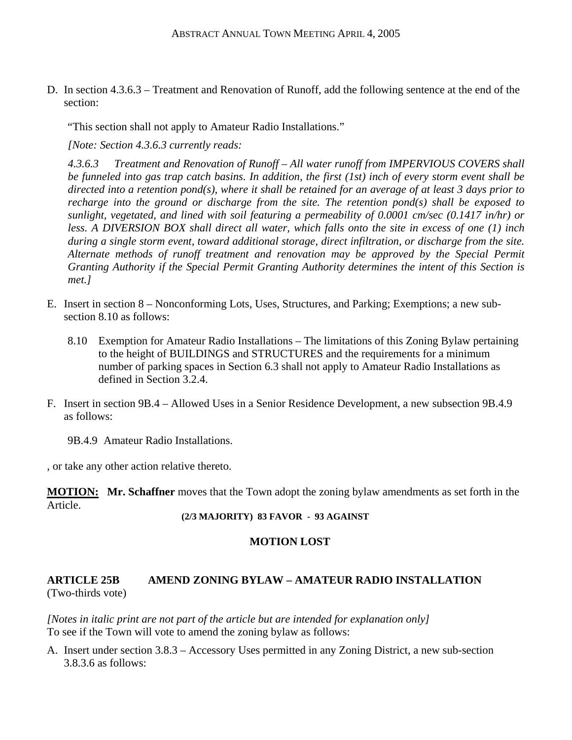D. In section 4.3.6.3 – Treatment and Renovation of Runoff, add the following sentence at the end of the section:

   "This section shall not apply to Amateur Radio Installations."

   *[Note: Section 4.3.6.3 currently reads:*

   *4.3.6.3 Treatment and Renovation of Runoff – All water runoff from IMPERVIOUS COVERS shall be funneled into gas trap catch basins. In addition, the first (1st) inch of every storm event shall be directed into a retention pond(s), where it shall be retained for an average of at least 3 days prior to recharge into the ground or discharge from the site. The retention pond(s) shall be exposed to sunlight, vegetated, and lined with soil featuring a permeability of 0.0001 cm/sec (0.1417 in/hr) or less. A DIVERSION BOX shall direct all water, which falls onto the site in excess of one (1) inch during a single storm event, toward additional storage, direct infiltration, or discharge from the site. Alternate methods of runoff treatment and renovation may be approved by the Special Permit Granting Authority if the Special Permit Granting Authority determines the intent of this Section is met.]*

E. Insert in section 8 – Nonconforming Lots, Uses, Structures, and Parking; Exemptions; a new sub-section 8.10 as follows:

   8.10 Exemption for Amateur Radio Installations – The limitations of this Zoning Bylaw pertaining to the height of BUILDINGS and STRUCTURES and the requirements for a minimum number of parking spaces in Section 6.3 shall not apply to Amateur Radio Installations as defined in Section 3.2.4.

F. Insert in section 9B.4 – Allowed Uses in a Senior Residence Development, a new subsection 9B.4.9 as follows:

   9B.4.9 Amateur Radio Installations.

, or take any other action relative thereto.

**MOTION:** **Mr. Schaffner** moves that the Town adopt the zoning bylaw amendments as set forth in the Article.

**(2/3 MAJORITY) 83 FAVOR - 93 AGAINST**

**MOTION LOST**

**ARTICLE 25B AMEND ZONING BYLAW – AMATEUR RADIO INSTALLATION**
(Two-thirds vote)

*[Notes in italic print are not part of the article but are intended for explanation only]*
To see if the Town will vote to amend the zoning bylaw as follows:

A. Insert under section 3.8.3 – Accessory Uses permitted in any Zoning District, a new sub-section 3.8.3.6 as follows: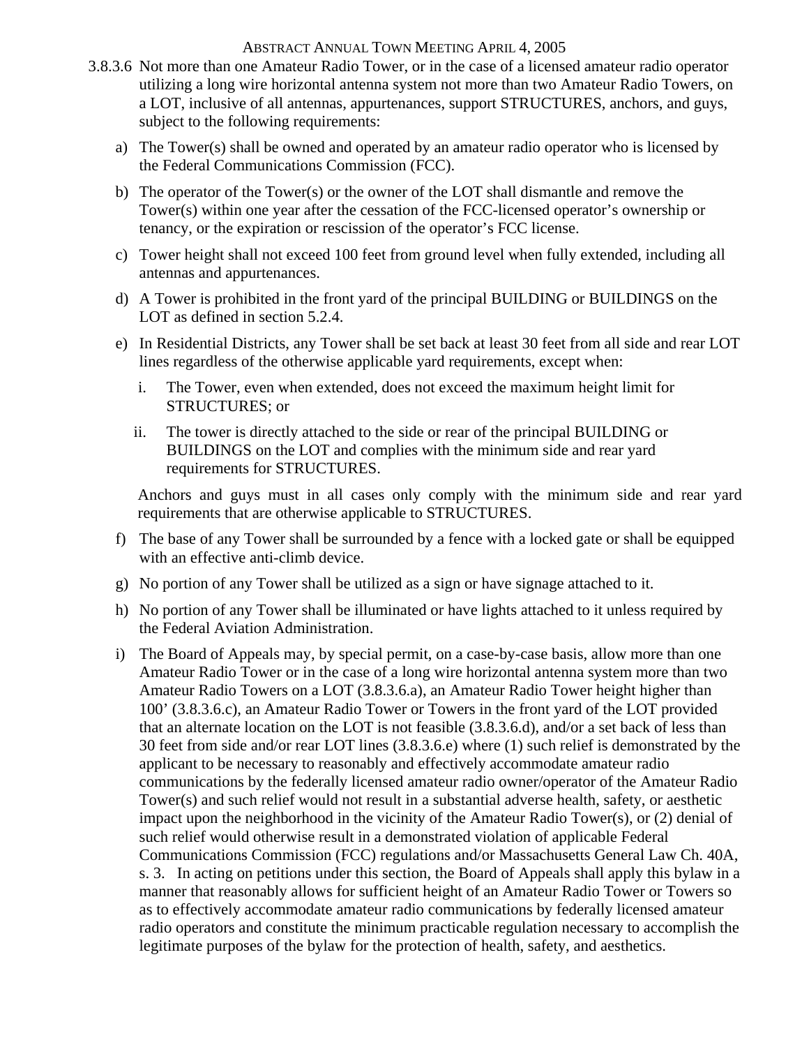3.8.3.6 Not more than one Amateur Radio Tower, or in the case of a licensed amateur radio operator utilizing a long wire horizontal antenna system not more than two Amateur Radio Towers, on a LOT, inclusive of all antennas, appurtenances, support STRUCTURES, anchors, and guys, subject to the following requirements:

a) The Tower(s) shall be owned and operated by an amateur radio operator who is licensed by the Federal Communications Commission (FCC).

b) The operator of the Tower(s) or the owner of the LOT shall dismantle and remove the Tower(s) within one year after the cessation of the FCC-licensed operator's ownership or tenancy, or the expiration or rescission of the operator's FCC license.

c) Tower height shall not exceed 100 feet from ground level when fully extended, including all antennas and appurtenances.

d) A Tower is prohibited in the front yard of the principal BUILDING or BUILDINGS on the LOT as defined in section 5.2.4.

e) In Residential Districts, any Tower shall be set back at least 30 feet from all side and rear LOT lines regardless of the otherwise applicable yard requirements, except when:

   i. The Tower, even when extended, does not exceed the maximum height limit for STRUCTURES; or

   ii. The tower is directly attached to the side or rear of the principal BUILDING or BUILDINGS on the LOT and complies with the minimum side and rear yard requirements for STRUCTURES.

   Anchors and guys must in all cases only comply with the minimum side and rear yard requirements that are otherwise applicable to STRUCTURES.

f) The base of any Tower shall be surrounded by a fence with a locked gate or shall be equipped with an effective anti-climb device.

g) No portion of any Tower shall be utilized as a sign or have signage attached to it.

h) No portion of any Tower shall be illuminated or have lights attached to it unless required by the Federal Aviation Administration.

i) The Board of Appeals may, by special permit, on a case-by-case basis, allow more than one Amateur Radio Tower or in the case of a long wire horizontal antenna system more than two Amateur Radio Towers on a LOT (3.8.3.6.a), an Amateur Radio Tower height higher than 100' (3.8.3.6.c), an Amateur Radio Tower or Towers in the front yard of the LOT provided that an alternate location on the LOT is not feasible (3.8.3.6.d), and/or a set back of less than 30 feet from side and/or rear LOT lines (3.8.3.6.e) where (1) such relief is demonstrated by the applicant to be necessary to reasonably and effectively accommodate amateur radio communications by the federally licensed amateur radio owner/operator of the Amateur Radio Tower(s) and such relief would not result in a substantial adverse health, safety, or aesthetic impact upon the neighborhood in the vicinity of the Amateur Radio Tower(s), or (2) denial of such relief would otherwise result in a demonstrated violation of applicable Federal Communications Commission (FCC) regulations and/or Massachusetts General Law Ch. 40A, s. 3. In acting on petitions under this section, the Board of Appeals shall apply this bylaw in a manner that reasonably allows for sufficient height of an Amateur Radio Tower or Towers so as to effectively accommodate amateur radio communications by federally licensed amateur radio operators and constitute the minimum practicable regulation necessary to accomplish the legitimate purposes of the bylaw for the protection of health, safety, and aesthetics.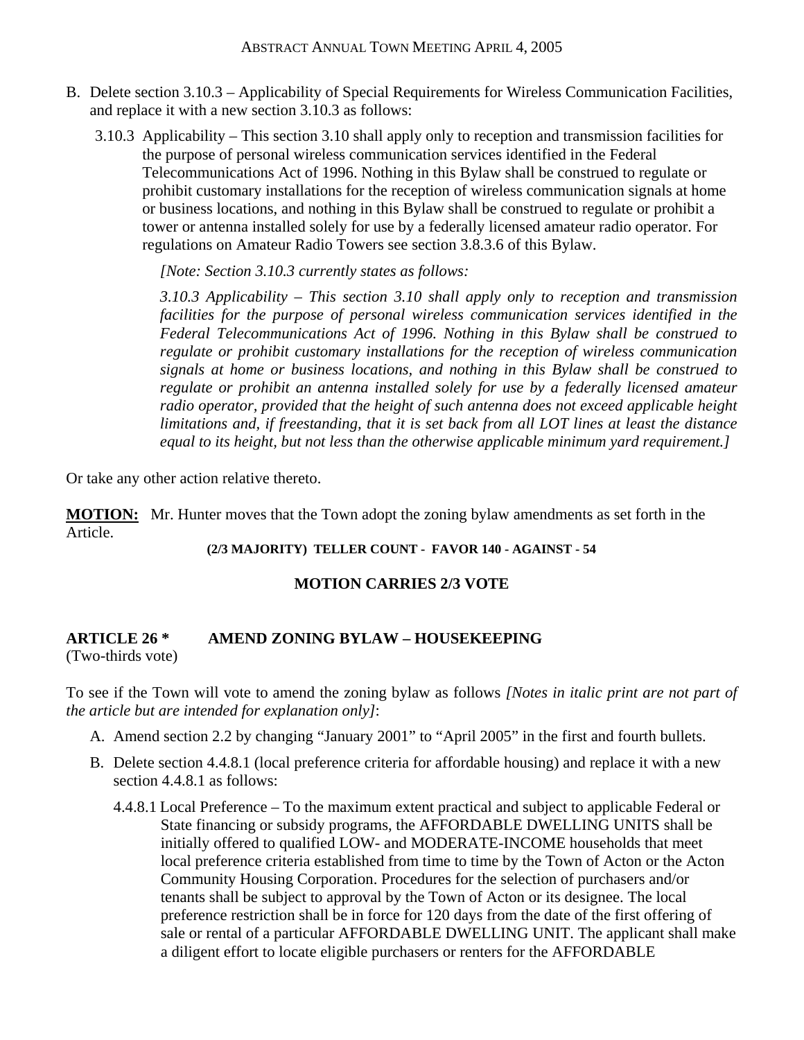B. Delete section 3.10.3 – Applicability of Special Requirements for Wireless Communication Facilities, and replace it with a new section 3.10.3 as follows:

   3.10.3 Applicability – This section 3.10 shall apply only to reception and transmission facilities for the purpose of personal wireless communication services identified in the Federal Telecommunications Act of 1996. Nothing in this Bylaw shall be construed to regulate or prohibit customary installations for the reception of wireless communication signals at home or business locations, and nothing in this Bylaw shall be construed to regulate or prohibit a tower or antenna installed solely for use by a federally licensed amateur radio operator. For regulations on Amateur Radio Towers see section 3.8.3.6 of this Bylaw.

   *[Note: Section 3.10.3 currently states as follows:*

   *3.10.3 Applicability – This section 3.10 shall apply only to reception and transmission facilities for the purpose of personal wireless communication services identified in the Federal Telecommunications Act of 1996. Nothing in this Bylaw shall be construed to regulate or prohibit customary installations for the reception of wireless communication signals at home or business locations, and nothing in this Bylaw shall be construed to regulate or prohibit an antenna installed solely for use by a federally licensed amateur radio operator, provided that the height of such antenna does not exceed applicable height limitations and, if freestanding, that it is set back from all LOT lines at least the distance equal to its height, but not less than the otherwise applicable minimum yard requirement.]*

Or take any other action relative thereto.

**MOTION:** Mr. Hunter moves that the Town adopt the zoning bylaw amendments as set forth in the Article.

**(2/3 MAJORITY) TELLER COUNT - FAVOR 140 - AGAINST - 54**

**MOTION CARRIES 2/3 VOTE**

## ARTICLE 26 * AMEND ZONING BYLAW – HOUSEKEEPING

(Two-thirds vote)

To see if the Town will vote to amend the zoning bylaw as follows *[Notes in italic print are not part of the article but are intended for explanation only]*:

A. Amend section 2.2 by changing "January 2001" to "April 2005" in the first and fourth bullets.

B. Delete section 4.4.8.1 (local preference criteria for affordable housing) and replace it with a new section 4.4.8.1 as follows:

   4.4.8.1 Local Preference – To the maximum extent practical and subject to applicable Federal or State financing or subsidy programs, the AFFORDABLE DWELLING UNITS shall be initially offered to qualified LOW- and MODERATE-INCOME households that meet local preference criteria established from time to time by the Town of Acton or the Acton Community Housing Corporation. Procedures for the selection of purchasers and/or tenants shall be subject to approval by the Town of Acton or its designee. The local preference restriction shall be in force for 120 days from the date of the first offering of sale or rental of a particular AFFORDABLE DWELLING UNIT. The applicant shall make a diligent effort to locate eligible purchasers or renters for the AFFORDABLE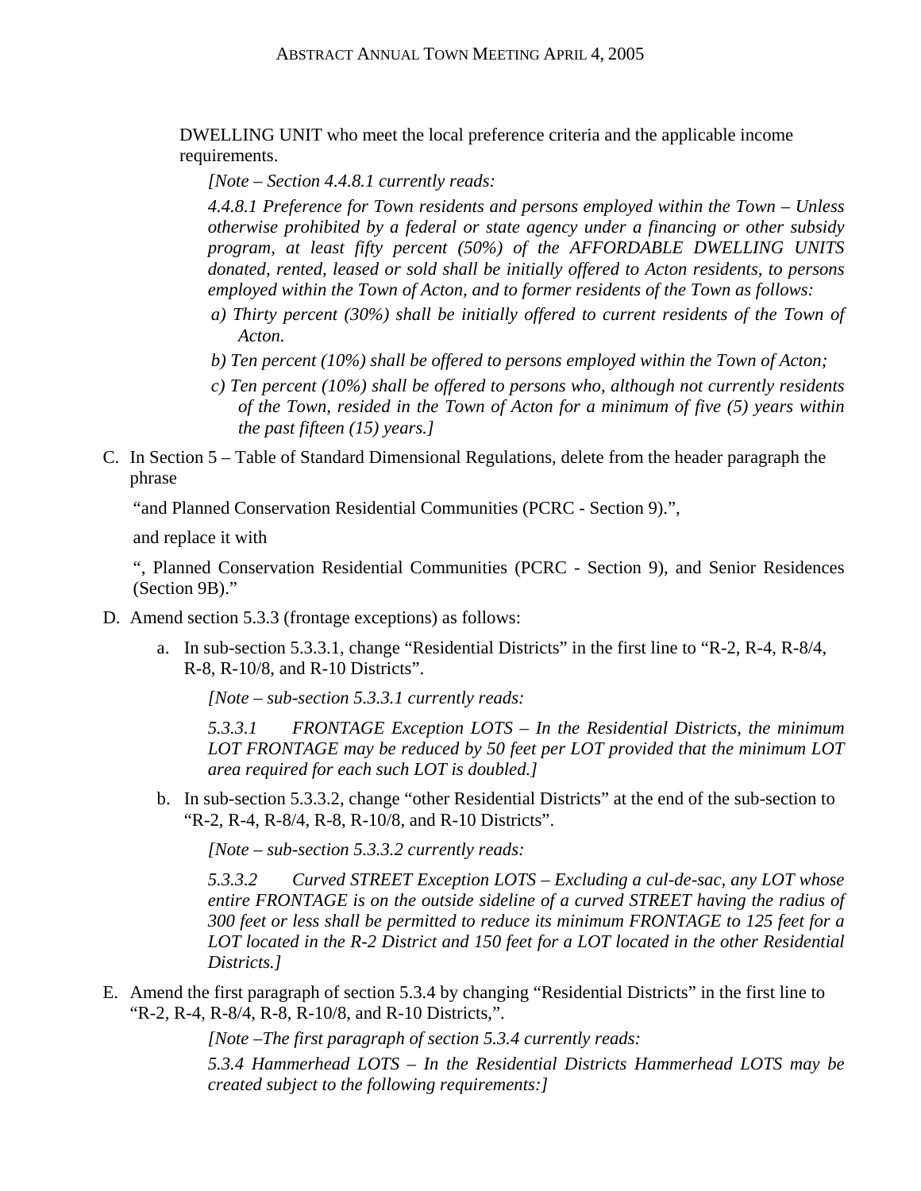DWELLING UNIT who meet the local preference criteria and the applicable income requirements.

*[Note – Section 4.4.8.1 currently reads:*

*4.4.8.1 Preference for Town residents and persons employed within the Town – Unless otherwise prohibited by a federal or state agency under a financing or other subsidy program, at least fifty percent (50%) of the AFFORDABLE DWELLING UNITS donated, rented, leased or sold shall be initially offered to Acton residents, to persons employed within the Town of Acton, and to former residents of the Town as follows:*

*a) Thirty percent (30%) shall be initially offered to current residents of the Town of Acton.*

*b) Ten percent (10%) shall be offered to persons employed within the Town of Acton;*

*c) Ten percent (10%) shall be offered to persons who, although not currently residents of the Town, resided in the Town of Acton for a minimum of five (5) years within the past fifteen (15) years.]*

C. In Section 5 – Table of Standard Dimensional Regulations, delete from the header paragraph the phrase

"and Planned Conservation Residential Communities (PCRC - Section 9).",

and replace it with

", Planned Conservation Residential Communities (PCRC - Section 9), and Senior Residences (Section 9B)."

D. Amend section 5.3.3 (frontage exceptions) as follows:

   a. In sub-section 5.3.3.1, change "Residential Districts" in the first line to "R-2, R-4, R-8/4, R-8, R-10/8, and R-10 Districts".

      *[Note – sub-section 5.3.3.1 currently reads:*

      *5.3.3.1 FRONTAGE Exception LOTS – In the Residential Districts, the minimum LOT FRONTAGE may be reduced by 50 feet per LOT provided that the minimum LOT area required for each such LOT is doubled.]*

   b. In sub-section 5.3.3.2, change "other Residential Districts" at the end of the sub-section to "R-2, R-4, R-8/4, R-8, R-10/8, and R-10 Districts".

      *[Note – sub-section 5.3.3.2 currently reads:*

      *5.3.3.2 Curved STREET Exception LOTS – Excluding a cul-de-sac, any LOT whose entire FRONTAGE is on the outside sideline of a curved STREET having the radius of 300 feet or less shall be permitted to reduce its minimum FRONTAGE to 125 feet for a LOT located in the R-2 District and 150 feet for a LOT located in the other Residential Districts.]*

E. Amend the first paragraph of section 5.3.4 by changing "Residential Districts" in the first line to "R-2, R-4, R-8/4, R-8, R-10/8, and R-10 Districts,".

   *[Note –The first paragraph of section 5.3.4 currently reads:*

   *5.3.4 Hammerhead LOTS – In the Residential Districts Hammerhead LOTS may be created subject to the following requirements:]*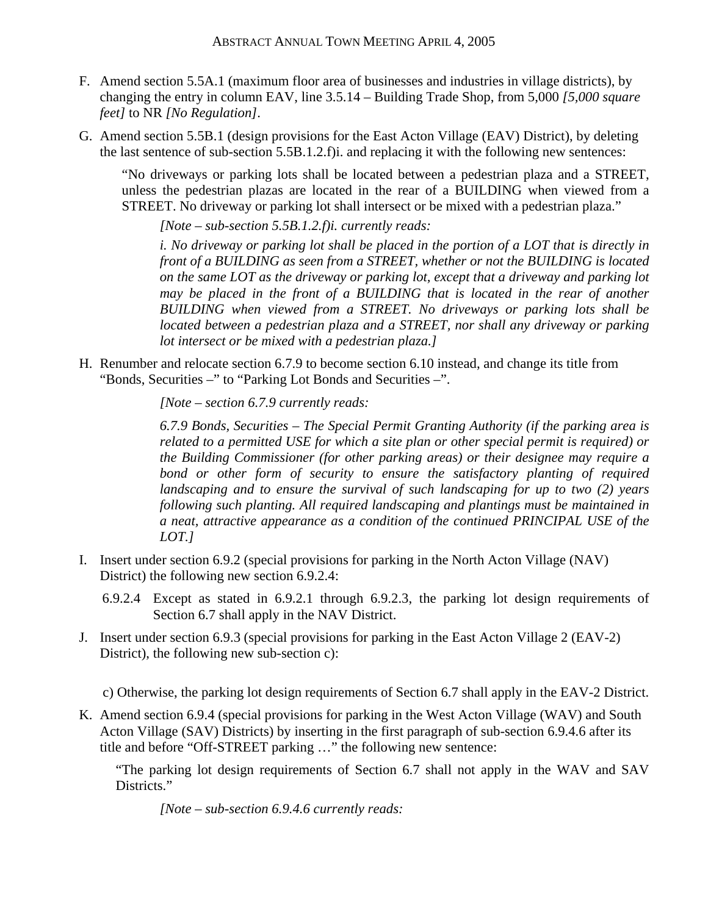F. Amend section 5.5A.1 (maximum floor area of businesses and industries in village districts), by changing the entry in column EAV, line 3.5.14 – Building Trade Shop, from 5,000 *[5,000 square feet]* to NR *[No Regulation]*.

G. Amend section 5.5B.1 (design provisions for the East Acton Village (EAV) District), by deleting the last sentence of sub-section 5.5B.1.2.f)i. and replacing it with the following new sentences:

> "No driveways or parking lots shall be located between a pedestrian plaza and a STREET, unless the pedestrian plazas are located in the rear of a BUILDING when viewed from a STREET. No driveway or parking lot shall intersect or be mixed with a pedestrian plaza."
>
> *[Note – sub-section 5.5B.1.2.f)i. currently reads:*
>
> *i. No driveway or parking lot shall be placed in the portion of a LOT that is directly in front of a BUILDING as seen from a STREET, whether or not the BUILDING is located on the same LOT as the driveway or parking lot, except that a driveway and parking lot may be placed in the front of a BUILDING that is located in the rear of another BUILDING when viewed from a STREET. No driveways or parking lots shall be located between a pedestrian plaza and a STREET, nor shall any driveway or parking lot intersect or be mixed with a pedestrian plaza.]*

H. Renumber and relocate section 6.7.9 to become section 6.10 instead, and change its title from "Bonds, Securities –" to "Parking Lot Bonds and Securities –".

> *[Note – section 6.7.9 currently reads:*
>
> *6.7.9 Bonds, Securities – The Special Permit Granting Authority (if the parking area is related to a permitted USE for which a site plan or other special permit is required) or the Building Commissioner (for other parking areas) or their designee may require a bond or other form of security to ensure the satisfactory planting of required landscaping and to ensure the survival of such landscaping for up to two (2) years following such planting. All required landscaping and plantings must be maintained in a neat, attractive appearance as a condition of the continued PRINCIPAL USE of the LOT.]*

I. Insert under section 6.9.2 (special provisions for parking in the North Acton Village (NAV) District) the following new section 6.9.2.4:

> 6.9.2.4 Except as stated in 6.9.2.1 through 6.9.2.3, the parking lot design requirements of Section 6.7 shall apply in the NAV District.

J. Insert under section 6.9.3 (special provisions for parking in the East Acton Village 2 (EAV-2) District), the following new sub-section c):

> c) Otherwise, the parking lot design requirements of Section 6.7 shall apply in the EAV-2 District.

K. Amend section 6.9.4 (special provisions for parking in the West Acton Village (WAV) and South Acton Village (SAV) Districts) by inserting in the first paragraph of sub-section 6.9.4.6 after its title and before "Off-STREET parking …" the following new sentence:

> "The parking lot design requirements of Section 6.7 shall not apply in the WAV and SAV Districts."
>
> *[Note – sub-section 6.9.4.6 currently reads:*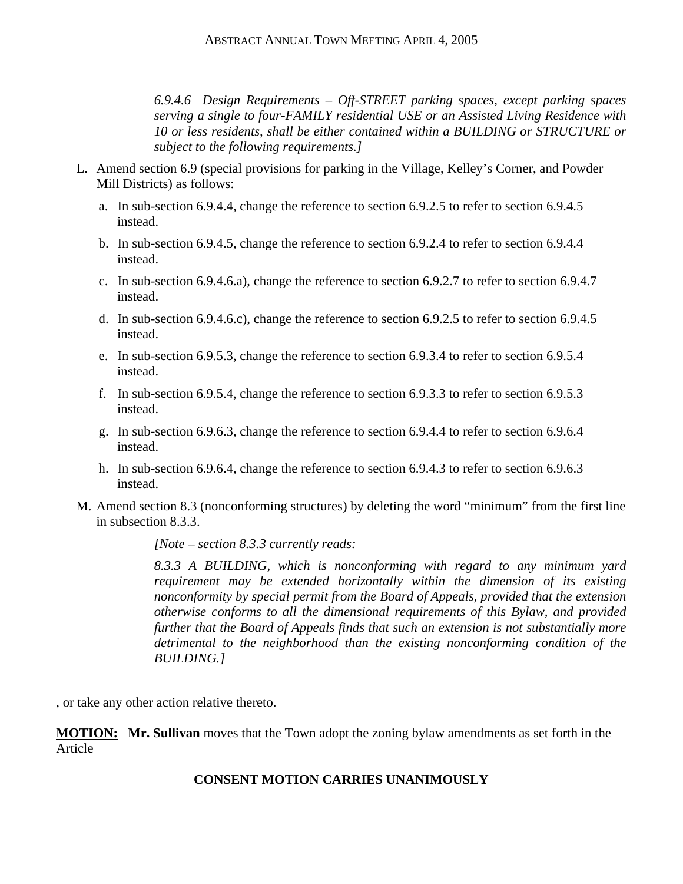*6.9.4.6 Design Requirements – Off-STREET parking spaces, except parking spaces serving a single to four-FAMILY residential USE or an Assisted Living Residence with 10 or less residents, shall be either contained within a BUILDING or STRUCTURE or subject to the following requirements.]*

L. Amend section 6.9 (special provisions for parking in the Village, Kelley's Corner, and Powder Mill Districts) as follows:

   a. In sub-section 6.9.4.4, change the reference to section 6.9.2.5 to refer to section 6.9.4.5 instead.

   b. In sub-section 6.9.4.5, change the reference to section 6.9.2.4 to refer to section 6.9.4.4 instead.

   c. In sub-section 6.9.4.6.a), change the reference to section 6.9.2.7 to refer to section 6.9.4.7 instead.

   d. In sub-section 6.9.4.6.c), change the reference to section 6.9.2.5 to refer to section 6.9.4.5 instead.

   e. In sub-section 6.9.5.3, change the reference to section 6.9.3.4 to refer to section 6.9.5.4 instead.

   f. In sub-section 6.9.5.4, change the reference to section 6.9.3.3 to refer to section 6.9.5.3 instead.

   g. In sub-section 6.9.6.3, change the reference to section 6.9.4.4 to refer to section 6.9.6.4 instead.

   h. In sub-section 6.9.6.4, change the reference to section 6.9.4.3 to refer to section 6.9.6.3 instead.

M. Amend section 8.3 (nonconforming structures) by deleting the word "minimum" from the first line in subsection 8.3.3.

*[Note – section 8.3.3 currently reads:*

*8.3.3 A BUILDING, which is nonconforming with regard to any minimum yard requirement may be extended horizontally within the dimension of its existing nonconformity by special permit from the Board of Appeals, provided that the extension otherwise conforms to all the dimensional requirements of this Bylaw, and provided further that the Board of Appeals finds that such an extension is not substantially more detrimental to the neighborhood than the existing nonconforming condition of the BUILDING.]*

, or take any other action relative thereto.

**MOTION:** **Mr. Sullivan** moves that the Town adopt the zoning bylaw amendments as set forth in the Article

**CONSENT MOTION CARRIES UNANIMOUSLY**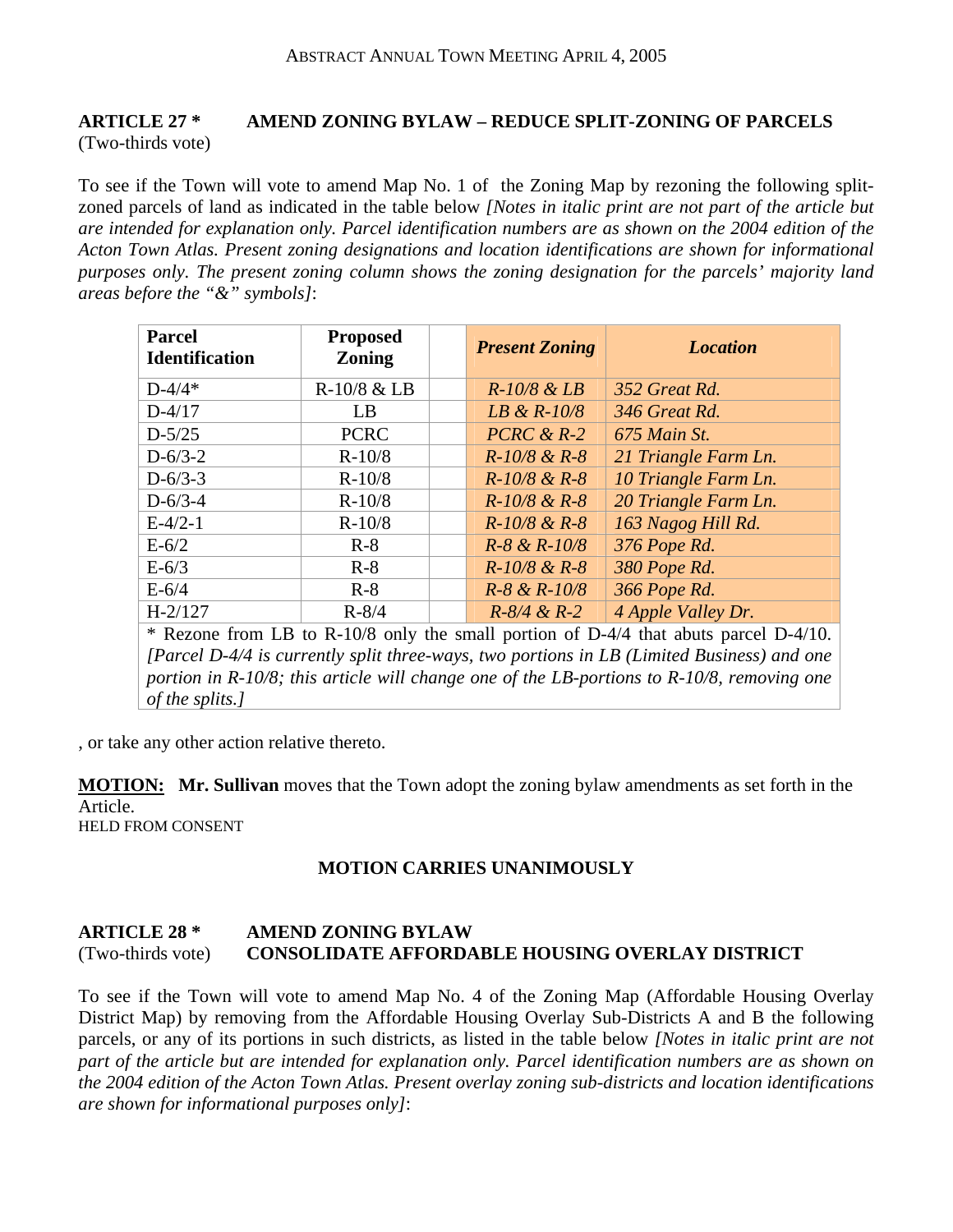## ARTICLE 27 * AMEND ZONING BYLAW – REDUCE SPLIT-ZONING OF PARCELS

(Two-thirds vote)

To see if the Town will vote to amend Map No. 1 of the Zoning Map by rezoning the following split-zoned parcels of land as indicated in the table below *[Notes in italic print are not part of the article but are intended for explanation only. Parcel identification numbers are as shown on the 2004 edition of the Acton Town Atlas. Present zoning designations and location identifications are shown for informational purposes only. The present zoning column shows the zoning designation for the parcels' majority land areas before the "&" symbols]*:

| Parcel Identification | Proposed Zoning | | *Present Zoning* | *Location* |
|---|---|---|---|---|
| D-4/4* | R-10/8 & LB | | *R-10/8 & LB* | *352 Great Rd.* |
| D-4/17 | LB | | *LB & R-10/8* | *346 Great Rd.* |
| D-5/25 | PCRC | | *PCRC & R-2* | *675 Main St.* |
| D-6/3-2 | R-10/8 | | *R-10/8 & R-8* | *21 Triangle Farm Ln.* |
| D-6/3-3 | R-10/8 | | *R-10/8 & R-8* | *10 Triangle Farm Ln.* |
| D-6/3-4 | R-10/8 | | *R-10/8 & R-8* | *20 Triangle Farm Ln.* |
| E-4/2-1 | R-10/8 | | *R-10/8 & R-8* | *163 Nagog Hill Rd.* |
| E-6/2 | R-8 | | *R-8 & R-10/8* | *376 Pope Rd.* |
| E-6/3 | R-8 | | *R-10/8 & R-8* | *380 Pope Rd.* |
| E-6/4 | R-8 | | *R-8 & R-10/8* | *366 Pope Rd.* |
| H-2/127 | R-8/4 | | *R-8/4 & R-2* | *4 Apple Valley Dr.* |

\* Rezone from LB to R-10/8 only the small portion of D-4/4 that abuts parcel D-4/10. *[Parcel D-4/4 is currently split three-ways, two portions in LB (Limited Business) and one portion in R-10/8; this article will change one of the LB-portions to R-10/8, removing one of the splits.]*

, or take any other action relative thereto.

**MOTION:** **Mr. Sullivan** moves that the Town adopt the zoning bylaw amendments as set forth in the Article.
HELD FROM CONSENT

**MOTION CARRIES UNANIMOUSLY**

## ARTICLE 28 * AMEND ZONING BYLAW CONSOLIDATE AFFORDABLE HOUSING OVERLAY DISTRICT

(Two-thirds vote)

To see if the Town will vote to amend Map No. 4 of the Zoning Map (Affordable Housing Overlay District Map) by removing from the Affordable Housing Overlay Sub-Districts A and B the following parcels, or any of its portions in such districts, as listed in the table below *[Notes in italic print are not part of the article but are intended for explanation only. Parcel identification numbers are as shown on the 2004 edition of the Acton Town Atlas. Present overlay zoning sub-districts and location identifications are shown for informational purposes only]*: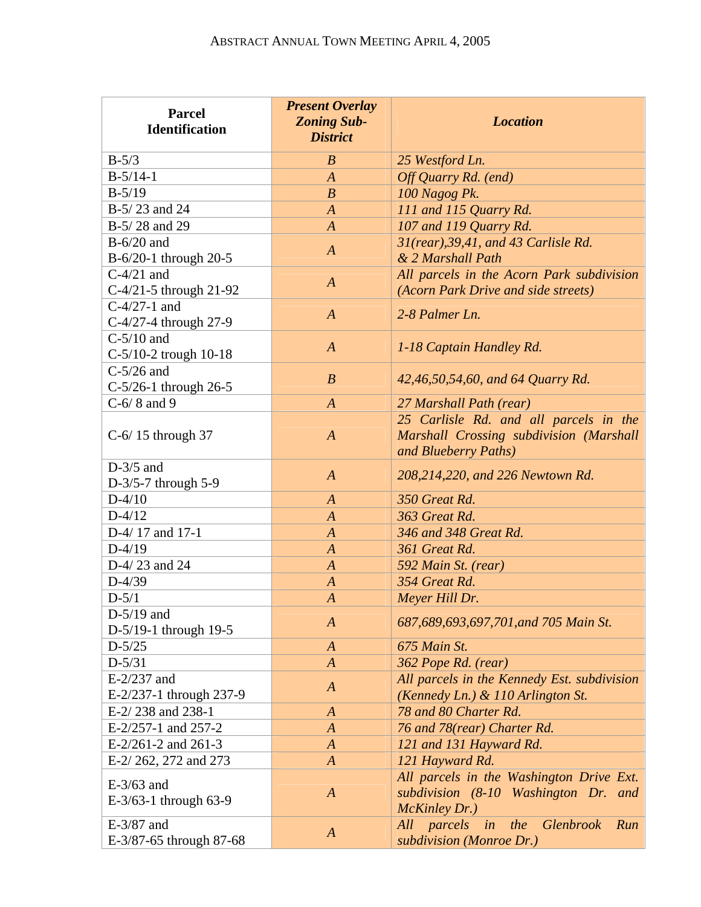| Parcel Identification | *Present Overlay Zoning Sub-District* | *Location* |
|---|---|---|
| B-5/3 | *B* | *25 Westford Ln.* |
| B-5/14-1 | *A* | *Off Quarry Rd. (end)* |
| B-5/19 | *B* | *100 Nagog Pk.* |
| B-5/ 23 and 24 | *A* | *111 and 115 Quarry Rd.* |
| B-5/ 28 and 29 | *A* | *107 and 119 Quarry Rd.* |
| B-6/20 and B-6/20-1 through 20-5 | *A* | *31(rear),39,41, and 43 Carlisle Rd. & 2 Marshall Path* |
| C-4/21 and C-4/21-5 through 21-92 | *A* | *All parcels in the Acorn Park subdivision (Acorn Park Drive and side streets)* |
| C-4/27-1 and C-4/27-4 through 27-9 | *A* | *2-8 Palmer Ln.* |
| C-5/10 and C-5/10-2 trough 10-18 | *A* | *1-18 Captain Handley Rd.* |
| C-5/26 and C-5/26-1 through 26-5 | *B* | *42,46,50,54,60, and 64 Quarry Rd.* |
| C-6/ 8 and 9 | *A* | *27 Marshall Path (rear)* |
| C-6/ 15 through 37 | *A* | *25 Carlisle Rd. and all parcels in the Marshall Crossing subdivision (Marshall and Blueberry Paths)* |
| D-3/5 and D-3/5-7 through 5-9 | *A* | *208,214,220, and 226 Newtown Rd.* |
| D-4/10 | *A* | *350 Great Rd.* |
| D-4/12 | *A* | *363 Great Rd.* |
| D-4/ 17 and 17-1 | *A* | *346 and 348 Great Rd.* |
| D-4/19 | *A* | *361 Great Rd.* |
| D-4/ 23 and 24 | *A* | *592 Main St. (rear)* |
| D-4/39 | *A* | *354 Great Rd.* |
| D-5/1 | *A* | *Meyer Hill Dr.* |
| D-5/19 and D-5/19-1 through 19-5 | *A* | *687,689,693,697,701,and 705 Main St.* |
| D-5/25 | *A* | *675 Main St.* |
| D-5/31 | *A* | *362 Pope Rd. (rear)* |
| E-2/237 and E-2/237-1 through 237-9 | *A* | *All parcels in the Kennedy Est. subdivision (Kennedy Ln.) & 110 Arlington St.* |
| E-2/ 238 and 238-1 | *A* | *78 and 80 Charter Rd.* |
| E-2/257-1 and 257-2 | *A* | *76 and 78(rear) Charter Rd.* |
| E-2/261-2 and 261-3 | *A* | *121 and 131 Hayward Rd.* |
| E-2/ 262, 272 and 273 | *A* | *121 Hayward Rd.* |
| E-3/63 and E-3/63-1 through 63-9 | *A* | *All parcels in the Washington Drive Ext. subdivision (8-10 Washington Dr. and McKinley Dr.)* |
| E-3/87 and E-3/87-65 through 87-68 | *A* | *All parcels in the Glenbrook Run subdivision (Monroe Dr.)* |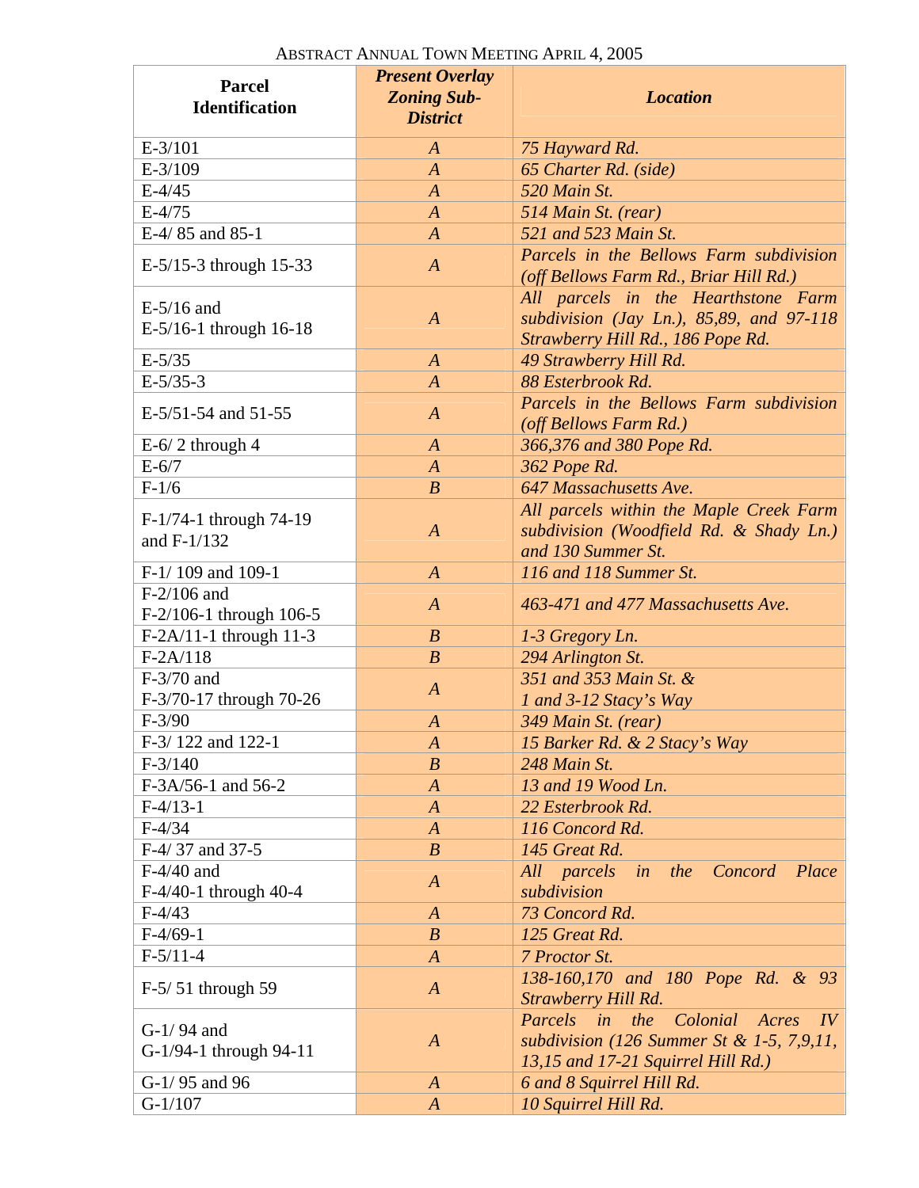ABSTRACT ANNUAL TOWN MEETING APRIL 4, 2005

| Parcel Identification | *Present Overlay Zoning Sub-District* | *Location* |
|---|---|---|
| E-3/101 | *A* | *75 Hayward Rd.* |
| E-3/109 | *A* | *65 Charter Rd. (side)* |
| E-4/45 | *A* | *520 Main St.* |
| E-4/75 | *A* | *514 Main St. (rear)* |
| E-4/ 85 and 85-1 | *A* | *521 and 523 Main St.* |
| E-5/15-3 through 15-33 | *A* | *Parcels in the Bellows Farm subdivision (off Bellows Farm Rd., Briar Hill Rd.)* |
| E-5/16 and E-5/16-1 through 16-18 | *A* | *All parcels in the Hearthstone Farm subdivision (Jay Ln.), 85,89, and 97-118 Strawberry Hill Rd., 186 Pope Rd.* |
| E-5/35 | *A* | *49 Strawberry Hill Rd.* |
| E-5/35-3 | *A* | *88 Esterbrook Rd.* |
| E-5/51-54 and 51-55 | *A* | *Parcels in the Bellows Farm subdivision (off Bellows Farm Rd.)* |
| E-6/ 2 through 4 | *A* | *366,376 and 380 Pope Rd.* |
| E-6/7 | *A* | *362 Pope Rd.* |
| F-1/6 | *B* | *647 Massachusetts Ave.* |
| F-1/74-1 through 74-19 and F-1/132 | *A* | *All parcels within the Maple Creek Farm subdivision (Woodfield Rd. & Shady Ln.) and 130 Summer St.* |
| F-1/ 109 and 109-1 | *A* | *116 and 118 Summer St.* |
| F-2/106 and F-2/106-1 through 106-5 | *A* | *463-471 and 477 Massachusetts Ave.* |
| F-2A/11-1 through 11-3 | *B* | *1-3 Gregory Ln.* |
| F-2A/118 | *B* | *294 Arlington St.* |
| F-3/70 and F-3/70-17 through 70-26 | *A* | *351 and 353 Main St. & 1 and 3-12 Stacy's Way* |
| F-3/90 | *A* | *349 Main St. (rear)* |
| F-3/ 122 and 122-1 | *A* | *15 Barker Rd. & 2 Stacy's Way* |
| F-3/140 | *B* | *248 Main St.* |
| F-3A/56-1 and 56-2 | *A* | *13 and 19 Wood Ln.* |
| F-4/13-1 | *A* | *22 Esterbrook Rd.* |
| F-4/34 | *A* | *116 Concord Rd.* |
| F-4/ 37 and 37-5 | *B* | *145 Great Rd.* |
| F-4/40 and F-4/40-1 through 40-4 | *A* | *All parcels in the Concord Place subdivision* |
| F-4/43 | *A* | *73 Concord Rd.* |
| F-4/69-1 | *B* | *125 Great Rd.* |
| F-5/11-4 | *A* | *7 Proctor St.* |
| F-5/ 51 through 59 | *A* | *138-160,170 and 180 Pope Rd. & 93 Strawberry Hill Rd.* |
| G-1/ 94 and G-1/94-1 through 94-11 | *A* | *Parcels in the Colonial Acres IV subdivision (126 Summer St & 1-5, 7,9,11, 13,15 and 17-21 Squirrel Hill Rd.)* |
| G-1/ 95 and 96 | *A* | *6 and 8 Squirrel Hill Rd.* |
| G-1/107 | *A* | *10 Squirrel Hill Rd.* |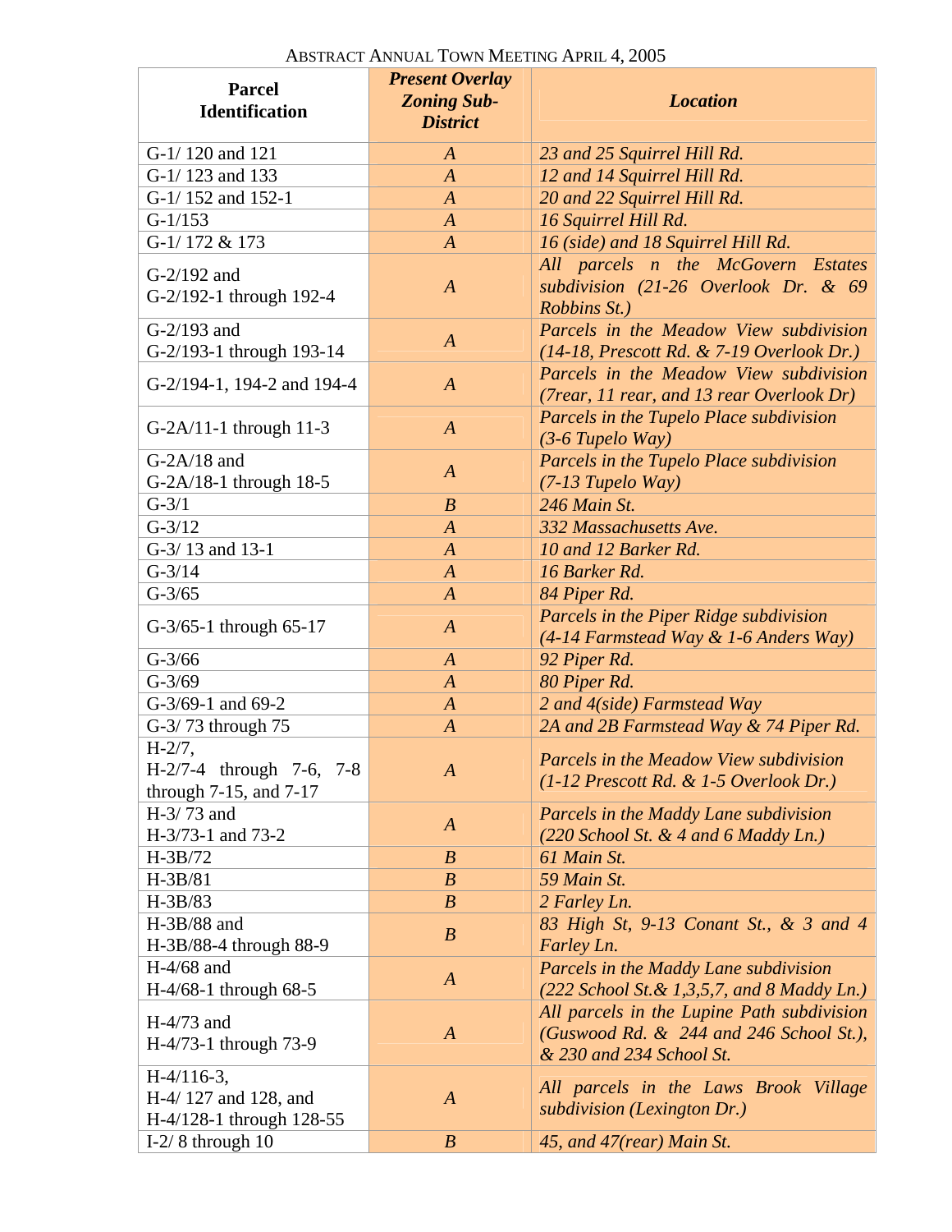ABSTRACT ANNUAL TOWN MEETING APRIL 4, 2005

| Parcel Identification | *Present Overlay Zoning Sub-District* | *Location* |
|---|---|---|
| G-1/ 120 and 121 | *A* | *23 and 25 Squirrel Hill Rd.* |
| G-1/ 123 and 133 | *A* | *12 and 14 Squirrel Hill Rd.* |
| G-1/ 152 and 152-1 | *A* | *20 and 22 Squirrel Hill Rd.* |
| G-1/153 | *A* | *16 Squirrel Hill Rd.* |
| G-1/ 172 & 173 | *A* | *16 (side) and 18 Squirrel Hill Rd.* |
| G-2/192 and G-2/192-1 through 192-4 | *A* | *All parcels n the McGovern Estates subdivision (21-26 Overlook Dr. & 69 Robbins St.)* |
| G-2/193 and G-2/193-1 through 193-14 | *A* | *Parcels in the Meadow View subdivision (14-18, Prescott Rd. & 7-19 Overlook Dr.)* |
| G-2/194-1, 194-2 and 194-4 | *A* | *Parcels in the Meadow View subdivision (7rear, 11 rear, and 13 rear Overlook Dr)* |
| G-2A/11-1 through 11-3 | *A* | *Parcels in the Tupelo Place subdivision (3-6 Tupelo Way)* |
| G-2A/18 and G-2A/18-1 through 18-5 | *A* | *Parcels in the Tupelo Place subdivision (7-13 Tupelo Way)* |
| G-3/1 | *B* | *246 Main St.* |
| G-3/12 | *A* | *332 Massachusetts Ave.* |
| G-3/ 13 and 13-1 | *A* | *10 and 12 Barker Rd.* |
| G-3/14 | *A* | *16 Barker Rd.* |
| G-3/65 | *A* | *84 Piper Rd.* |
| G-3/65-1 through 65-17 | *A* | *Parcels in the Piper Ridge subdivision (4-14 Farmstead Way & 1-6 Anders Way)* |
| G-3/66 | *A* | *92 Piper Rd.* |
| G-3/69 | *A* | *80 Piper Rd.* |
| G-3/69-1 and 69-2 | *A* | *2 and 4(side) Farmstead Way* |
| G-3/ 73 through 75 | *A* | *2A and 2B Farmstead Way & 74 Piper Rd.* |
| H-2/7, H-2/7-4 through 7-6, 7-8 through 7-15, and 7-17 | *A* | *Parcels in the Meadow View subdivision (1-12 Prescott Rd. & 1-5 Overlook Dr.)* |
| H-3/ 73 and H-3/73-1 and 73-2 | *A* | *Parcels in the Maddy Lane subdivision (220 School St. & 4 and 6 Maddy Ln.)* |
| H-3B/72 | *B* | *61 Main St.* |
| H-3B/81 | *B* | *59 Main St.* |
| H-3B/83 | *B* | *2 Farley Ln.* |
| H-3B/88 and H-3B/88-4 through 88-9 | *B* | *83 High St, 9-13 Conant St., & 3 and 4 Farley Ln.* |
| H-4/68 and H-4/68-1 through 68-5 | *A* | *Parcels in the Maddy Lane subdivision (222 School St.& 1,3,5,7, and 8 Maddy Ln.)* |
| H-4/73 and H-4/73-1 through 73-9 | *A* | *All parcels in the Lupine Path subdivision (Guswood Rd. & 244 and 246 School St.), & 230 and 234 School St.* |
| H-4/116-3, H-4/ 127 and 128, and H-4/128-1 through 128-55 | *A* | *All parcels in the Laws Brook Village subdivision (Lexington Dr.)* |
| I-2/ 8 through 10 | *B* | *45, and 47(rear) Main St.* |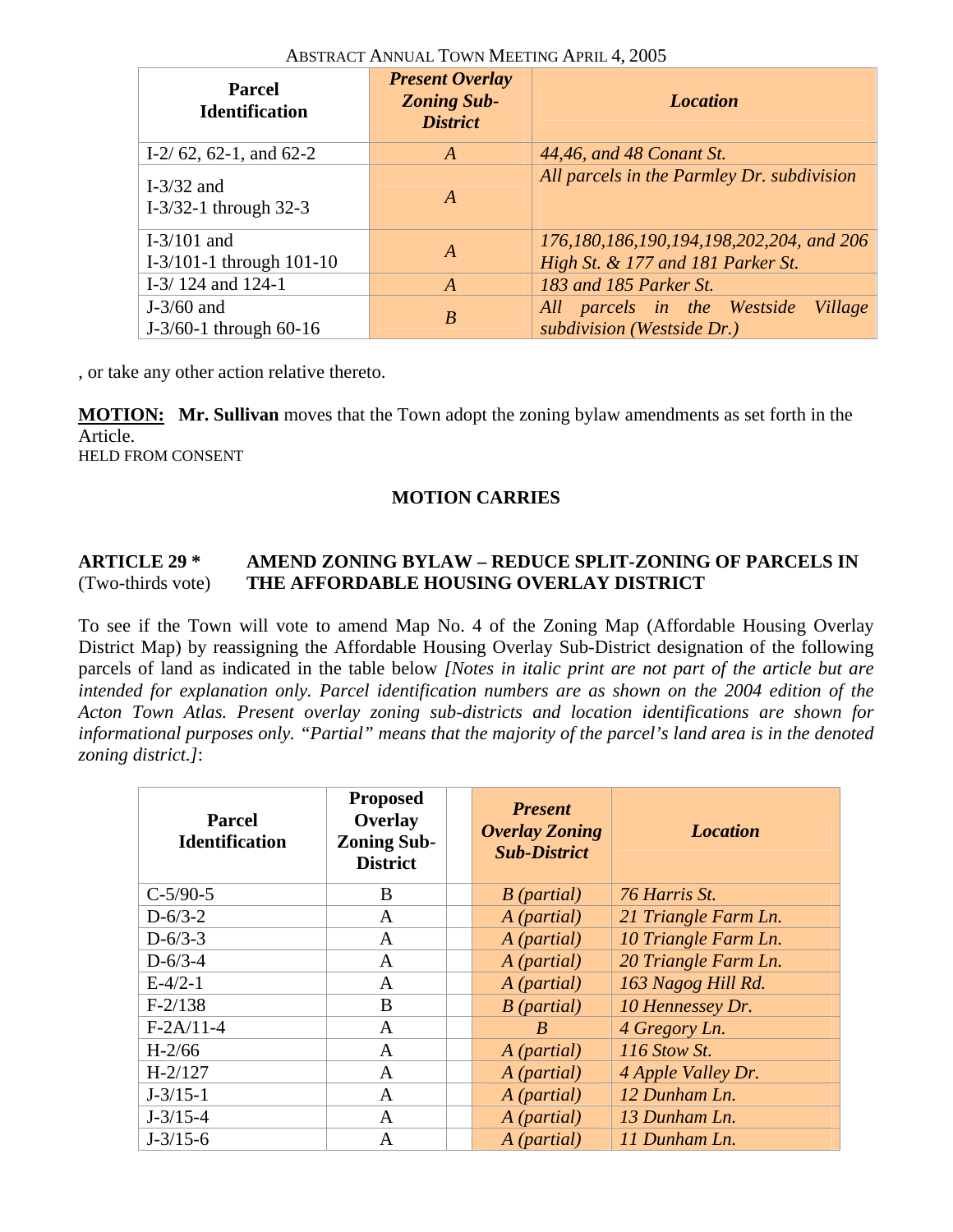| Parcel Identification | *Present Overlay Zoning Sub-District* | *Location* |
|---|---|---|
| I-2/ 62, 62-1, and 62-2 | *A* | *44,46, and 48 Conant St.* |
| I-3/32 and I-3/32-1 through 32-3 | *A* | *All parcels in the Parmley Dr. subdivision* |
| I-3/101 and I-3/101-1 through 101-10 | *A* | *176,180,186,190,194,198,202,204, and 206 High St. & 177 and 181 Parker St.* |
| I-3/ 124 and 124-1 | *A* | *183 and 185 Parker St.* |
| J-3/60 and J-3/60-1 through 60-16 | *B* | *All parcels in the Westside Village subdivision (Westside Dr.)* |

, or take any other action relative thereto.

**MOTION:** **Mr. Sullivan** moves that the Town adopt the zoning bylaw amendments as set forth in the Article.
HELD FROM CONSENT

**MOTION CARRIES**

**ARTICLE 29 \*** **AMEND ZONING BYLAW – REDUCE SPLIT-ZONING OF PARCELS IN**
(Two-thirds vote) **THE AFFORDABLE HOUSING OVERLAY DISTRICT**

To see if the Town will vote to amend Map No. 4 of the Zoning Map (Affordable Housing Overlay District Map) by reassigning the Affordable Housing Overlay Sub-District designation of the following parcels of land as indicated in the table below *[Notes in italic print are not part of the article but are intended for explanation only. Parcel identification numbers are as shown on the 2004 edition of the Acton Town Atlas. Present overlay zoning sub-districts and location identifications are shown for informational purposes only. "Partial" means that the majority of the parcel's land area is in the denoted zoning district.]*:

| Parcel Identification | Proposed Overlay Zoning Sub-District | | *Present Overlay Zoning Sub-District* | *Location* |
|---|---|---|---|---|
| C-5/90-5 | B | | *B (partial)* | *76 Harris St.* |
| D-6/3-2 | A | | *A (partial)* | *21 Triangle Farm Ln.* |
| D-6/3-3 | A | | *A (partial)* | *10 Triangle Farm Ln.* |
| D-6/3-4 | A | | *A (partial)* | *20 Triangle Farm Ln.* |
| E-4/2-1 | A | | *A (partial)* | *163 Nagog Hill Rd.* |
| F-2/138 | B | | *B (partial)* | *10 Hennessey Dr.* |
| F-2A/11-4 | A | | *B* | *4 Gregory Ln.* |
| H-2/66 | A | | *A (partial)* | *116 Stow St.* |
| H-2/127 | A | | *A (partial)* | *4 Apple Valley Dr.* |
| J-3/15-1 | A | | *A (partial)* | *12 Dunham Ln.* |
| J-3/15-4 | A | | *A (partial)* | *13 Dunham Ln.* |
| J-3/15-6 | A | | *A (partial)* | *11 Dunham Ln.* |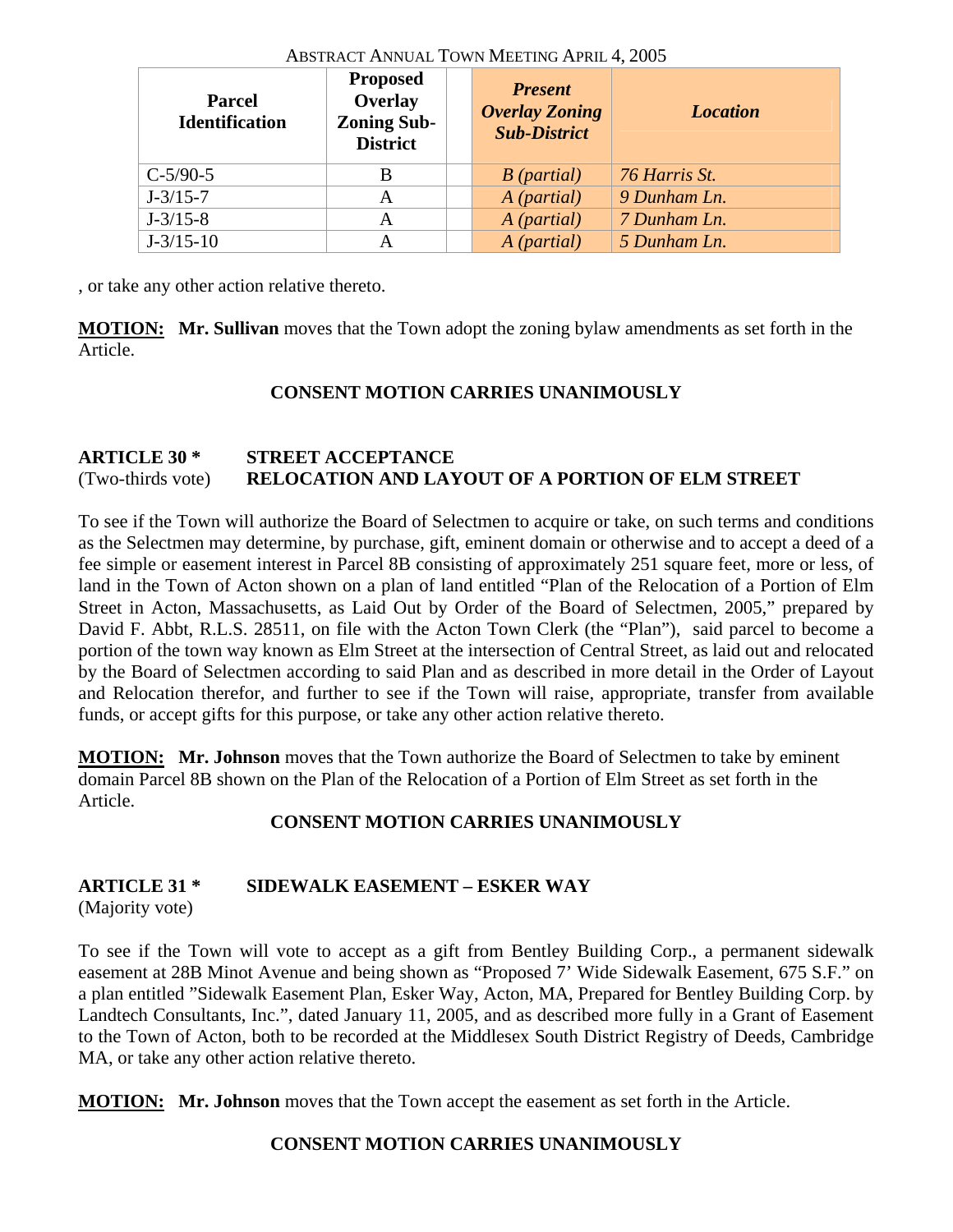| Parcel Identification | Proposed Overlay Zoning Sub-District | | *Present Overlay Zoning Sub-District* | *Location* |
|---|---|---|---|---|
| C-5/90-5 | B | | *B (partial)* | *76 Harris St.* |
| J-3/15-7 | A | | *A (partial)* | *9 Dunham Ln.* |
| J-3/15-8 | A | | *A (partial)* | *7 Dunham Ln.* |
| J-3/15-10 | A | | *A (partial)* | *5 Dunham Ln.* |

, or take any other action relative thereto.

**MOTION:** **Mr. Sullivan** moves that the Town adopt the zoning bylaw amendments as set forth in the Article.

**CONSENT MOTION CARRIES UNANIMOUSLY**

## ARTICLE 30 * STREET ACCEPTANCE
(Two-thirds vote) **RELOCATION AND LAYOUT OF A PORTION OF ELM STREET**

To see if the Town will authorize the Board of Selectmen to acquire or take, on such terms and conditions as the Selectmen may determine, by purchase, gift, eminent domain or otherwise and to accept a deed of a fee simple or easement interest in Parcel 8B consisting of approximately 251 square feet, more or less, of land in the Town of Acton shown on a plan of land entitled "Plan of the Relocation of a Portion of Elm Street in Acton, Massachusetts, as Laid Out by Order of the Board of Selectmen, 2005," prepared by David F. Abbt, R.L.S. 28511, on file with the Acton Town Clerk (the "Plan"), said parcel to become a portion of the town way known as Elm Street at the intersection of Central Street, as laid out and relocated by the Board of Selectmen according to said Plan and as described in more detail in the Order of Layout and Relocation therefor, and further to see if the Town will raise, appropriate, transfer from available funds, or accept gifts for this purpose, or take any other action relative thereto.

**MOTION:** **Mr. Johnson** moves that the Town authorize the Board of Selectmen to take by eminent domain Parcel 8B shown on the Plan of the Relocation of a Portion of Elm Street as set forth in the Article.

**CONSENT MOTION CARRIES UNANIMOUSLY**

## ARTICLE 31 * SIDEWALK EASEMENT – ESKER WAY
(Majority vote)

To see if the Town will vote to accept as a gift from Bentley Building Corp., a permanent sidewalk easement at 28B Minot Avenue and being shown as "Proposed 7' Wide Sidewalk Easement, 675 S.F." on a plan entitled "Sidewalk Easement Plan, Esker Way, Acton, MA, Prepared for Bentley Building Corp. by Landtech Consultants, Inc.", dated January 11, 2005, and as described more fully in a Grant of Easement to the Town of Acton, both to be recorded at the Middlesex South District Registry of Deeds, Cambridge MA, or take any other action relative thereto.

**MOTION:** **Mr. Johnson** moves that the Town accept the easement as set forth in the Article.

**CONSENT MOTION CARRIES UNANIMOUSLY**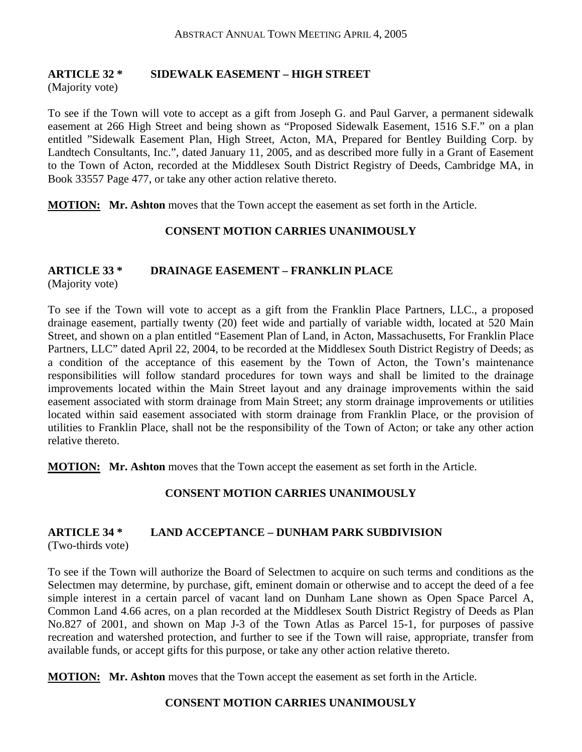## ARTICLE 32 * SIDEWALK EASEMENT – HIGH STREET

(Majority vote)

To see if the Town will vote to accept as a gift from Joseph G. and Paul Garver, a permanent sidewalk easement at 266 High Street and being shown as "Proposed Sidewalk Easement, 1516 S.F." on a plan entitled "Sidewalk Easement Plan, High Street, Acton, MA, Prepared for Bentley Building Corp. by Landtech Consultants, Inc.", dated January 11, 2005, and as described more fully in a Grant of Easement to the Town of Acton, recorded at the Middlesex South District Registry of Deeds, Cambridge MA, in Book 33557 Page 477, or take any other action relative thereto.

**MOTION: Mr. Ashton** moves that the Town accept the easement as set forth in the Article.

**CONSENT MOTION CARRIES UNANIMOUSLY**

## ARTICLE 33 * DRAINAGE EASEMENT – FRANKLIN PLACE

(Majority vote)

To see if the Town will vote to accept as a gift from the Franklin Place Partners, LLC., a proposed drainage easement, partially twenty (20) feet wide and partially of variable width, located at 520 Main Street, and shown on a plan entitled "Easement Plan of Land, in Acton, Massachusetts, For Franklin Place Partners, LLC" dated April 22, 2004, to be recorded at the Middlesex South District Registry of Deeds; as a condition of the acceptance of this easement by the Town of Acton, the Town's maintenance responsibilities will follow standard procedures for town ways and shall be limited to the drainage improvements located within the Main Street layout and any drainage improvements within the said easement associated with storm drainage from Main Street; any storm drainage improvements or utilities located within said easement associated with storm drainage from Franklin Place, or the provision of utilities to Franklin Place, shall not be the responsibility of the Town of Acton; or take any other action relative thereto.

**MOTION: Mr. Ashton** moves that the Town accept the easement as set forth in the Article.

**CONSENT MOTION CARRIES UNANIMOUSLY**

## ARTICLE 34 * LAND ACCEPTANCE – DUNHAM PARK SUBDIVISION

(Two-thirds vote)

To see if the Town will authorize the Board of Selectmen to acquire on such terms and conditions as the Selectmen may determine, by purchase, gift, eminent domain or otherwise and to accept the deed of a fee simple interest in a certain parcel of vacant land on Dunham Lane shown as Open Space Parcel A, Common Land 4.66 acres, on a plan recorded at the Middlesex South District Registry of Deeds as Plan No.827 of 2001, and shown on Map J-3 of the Town Atlas as Parcel 15-1, for purposes of passive recreation and watershed protection, and further to see if the Town will raise, appropriate, transfer from available funds, or accept gifts for this purpose, or take any other action relative thereto.

**MOTION: Mr. Ashton** moves that the Town accept the easement as set forth in the Article.

**CONSENT MOTION CARRIES UNANIMOUSLY**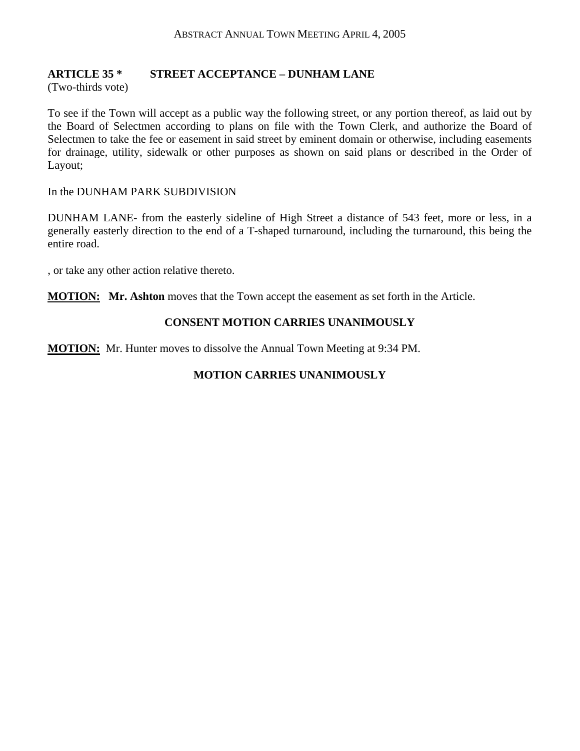**ARTICLE 35 * STREET ACCEPTANCE – DUNHAM LANE**
(Two-thirds vote)

To see if the Town will accept as a public way the following street, or any portion thereof, as laid out by the Board of Selectmen according to plans on file with the Town Clerk, and authorize the Board of Selectmen to take the fee or easement in said street by eminent domain or otherwise, including easements for drainage, utility, sidewalk or other purposes as shown on said plans or described in the Order of Layout;

In the DUNHAM PARK SUBDIVISION

DUNHAM LANE- from the easterly sideline of High Street a distance of 543 feet, more or less, in a generally easterly direction to the end of a T-shaped turnaround, including the turnaround, this being the entire road.

, or take any other action relative thereto.

**MOTION: Mr. Ashton** moves that the Town accept the easement as set forth in the Article.

**CONSENT MOTION CARRIES UNANIMOUSLY**

**MOTION:** Mr. Hunter moves to dissolve the Annual Town Meeting at 9:34 PM.

**MOTION CARRIES UNANIMOUSLY**